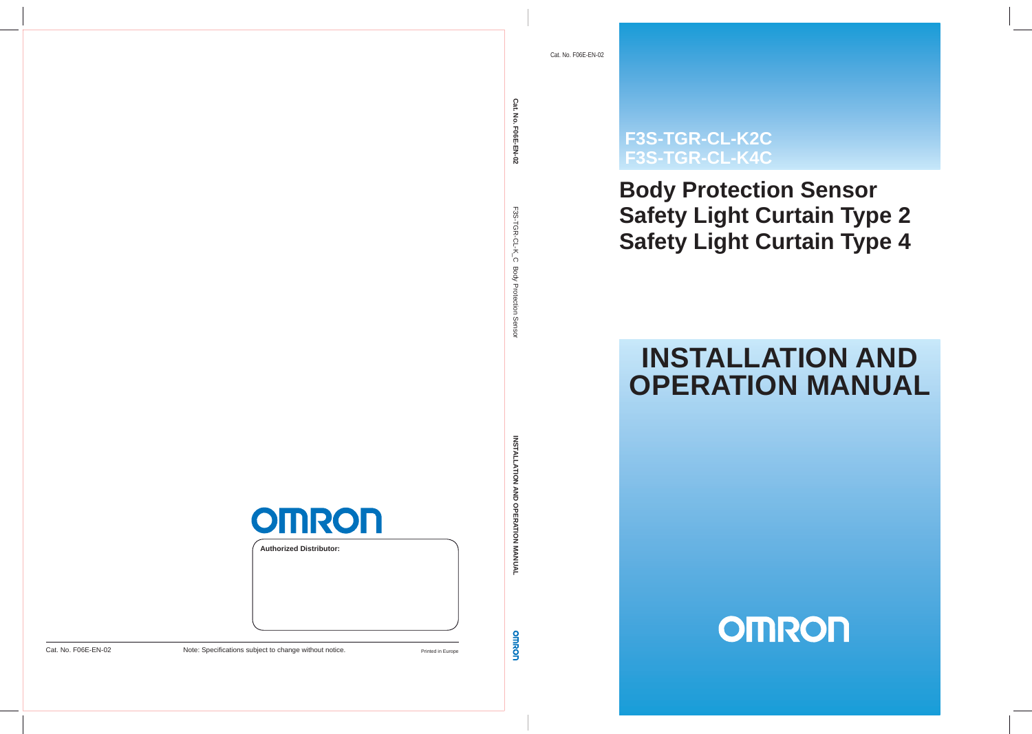Cat. No. F06E-EN-02

# F3S-TGR-CL-K2C
# F3S-TGR-CL-K4C

## Body Protection Sensor
## Safety Light Curtain Type 2
## Safety Light Curtain Type 4

# INSTALLATION AND OPERATION MANUAL

OMRON

Cat. No. F06E-EN-02 F3S-TGR-CL-K_C Body Protection Sensor INSTALLATION AND OPERATION MANUAL OMRON

OMRON

**Authorized Distributor:**

Cat. No. F06E-EN-02 Note: Specifications subject to change without notice. Printed in Europe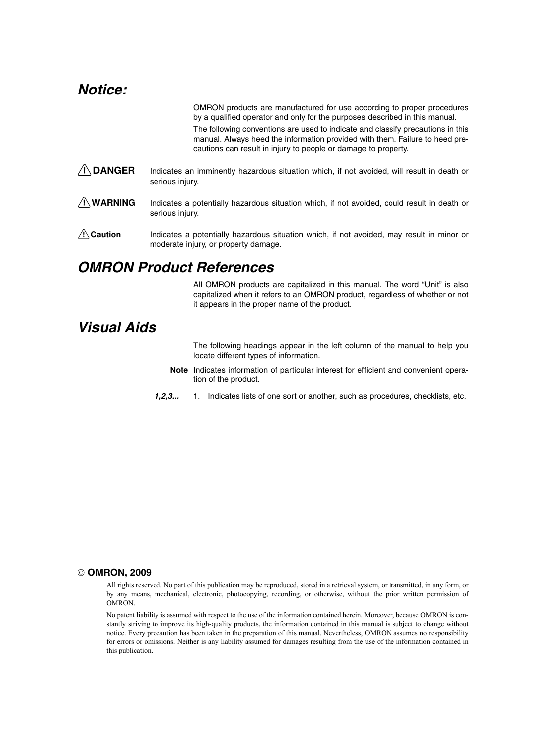## *Notice:*

OMRON products are manufactured for use according to proper procedures by a qualified operator and only for the purposes described in this manual.

The following conventions are used to indicate and classify precautions in this manual. Always heed the information provided with them. Failure to heed precautions can result in injury to people or damage to property.

**⚠ DANGER** Indicates an imminently hazardous situation which, if not avoided, will result in death or serious injury.

**⚠ WARNING** Indicates a potentially hazardous situation which, if not avoided, could result in death or serious injury.

**⚠ Caution** Indicates a potentially hazardous situation which, if not avoided, may result in minor or moderate injury, or property damage.

## *OMRON Product References*

All OMRON products are capitalized in this manual. The word "Unit" is also capitalized when it refers to an OMRON product, regardless of whether or not it appears in the proper name of the product.

## *Visual Aids*

The following headings appear in the left column of the manual to help you locate different types of information.

**Note** Indicates information of particular interest for efficient and convenient operation of the product.

***1,2,3...*** 1. Indicates lists of one sort or another, such as procedures, checklists, etc.

**© OMRON, 2009**

All rights reserved. No part of this publication may be reproduced, stored in a retrieval system, or transmitted, in any form, or by any means, mechanical, electronic, photocopying, recording, or otherwise, without the prior written permission of OMRON.

No patent liability is assumed with respect to the use of the information contained herein. Moreover, because OMRON is constantly striving to improve its high-quality products, the information contained in this manual is subject to change without notice. Every precaution has been taken in the preparation of this manual. Nevertheless, OMRON assumes no responsibility for errors or omissions. Neither is any liability assumed for damages resulting from the use of the information contained in this publication.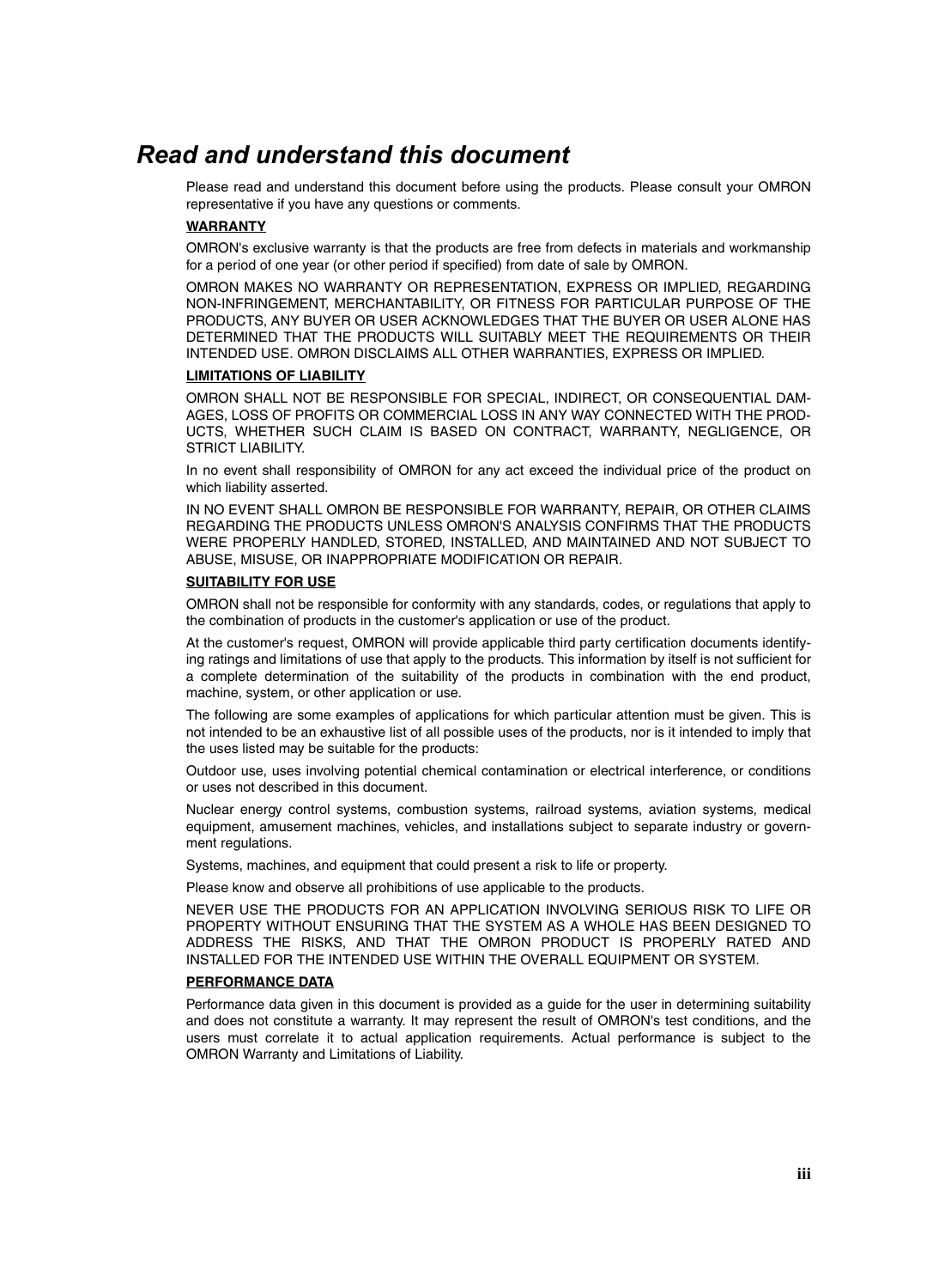# *Read and understand this document*

Please read and understand this document before using the products. Please consult your OMRON representative if you have any questions or comments.

**WARRANTY**

OMRON's exclusive warranty is that the products are free from defects in materials and workmanship for a period of one year (or other period if specified) from date of sale by OMRON.

OMRON MAKES NO WARRANTY OR REPRESENTATION, EXPRESS OR IMPLIED, REGARDING NON-INFRINGEMENT, MERCHANTABILITY, OR FITNESS FOR PARTICULAR PURPOSE OF THE PRODUCTS, ANY BUYER OR USER ACKNOWLEDGES THAT THE BUYER OR USER ALONE HAS DETERMINED THAT THE PRODUCTS WILL SUITABLY MEET THE REQUIREMENTS OR THEIR INTENDED USE. OMRON DISCLAIMS ALL OTHER WARRANTIES, EXPRESS OR IMPLIED.

**LIMITATIONS OF LIABILITY**

OMRON SHALL NOT BE RESPONSIBLE FOR SPECIAL, INDIRECT, OR CONSEQUENTIAL DAMAGES, LOSS OF PROFITS OR COMMERCIAL LOSS IN ANY WAY CONNECTED WITH THE PRODUCTS, WHETHER SUCH CLAIM IS BASED ON CONTRACT, WARRANTY, NEGLIGENCE, OR STRICT LIABILITY.

In no event shall responsibility of OMRON for any act exceed the individual price of the product on which liability asserted.

IN NO EVENT SHALL OMRON BE RESPONSIBLE FOR WARRANTY, REPAIR, OR OTHER CLAIMS REGARDING THE PRODUCTS UNLESS OMRON'S ANALYSIS CONFIRMS THAT THE PRODUCTS WERE PROPERLY HANDLED, STORED, INSTALLED, AND MAINTAINED AND NOT SUBJECT TO ABUSE, MISUSE, OR INAPPROPRIATE MODIFICATION OR REPAIR.

**SUITABILITY FOR USE**

OMRON shall not be responsible for conformity with any standards, codes, or regulations that apply to the combination of products in the customer's application or use of the product.

At the customer's request, OMRON will provide applicable third party certification documents identifying ratings and limitations of use that apply to the products. This information by itself is not sufficient for a complete determination of the suitability of the products in combination with the end product, machine, system, or other application or use.

The following are some examples of applications for which particular attention must be given. This is not intended to be an exhaustive list of all possible uses of the products, nor is it intended to imply that the uses listed may be suitable for the products:

Outdoor use, uses involving potential chemical contamination or electrical interference, or conditions or uses not described in this document.

Nuclear energy control systems, combustion systems, railroad systems, aviation systems, medical equipment, amusement machines, vehicles, and installations subject to separate industry or government regulations.

Systems, machines, and equipment that could present a risk to life or property.

Please know and observe all prohibitions of use applicable to the products.

NEVER USE THE PRODUCTS FOR AN APPLICATION INVOLVING SERIOUS RISK TO LIFE OR PROPERTY WITHOUT ENSURING THAT THE SYSTEM AS A WHOLE HAS BEEN DESIGNED TO ADDRESS THE RISKS, AND THAT THE OMRON PRODUCT IS PROPERLY RATED AND INSTALLED FOR THE INTENDED USE WITHIN THE OVERALL EQUIPMENT OR SYSTEM.

**PERFORMANCE DATA**

Performance data given in this document is provided as a guide for the user in determining suitability and does not constitute a warranty. It may represent the result of OMRON's test conditions, and the users must correlate it to actual application requirements. Actual performance is subject to the OMRON Warranty and Limitations of Liability.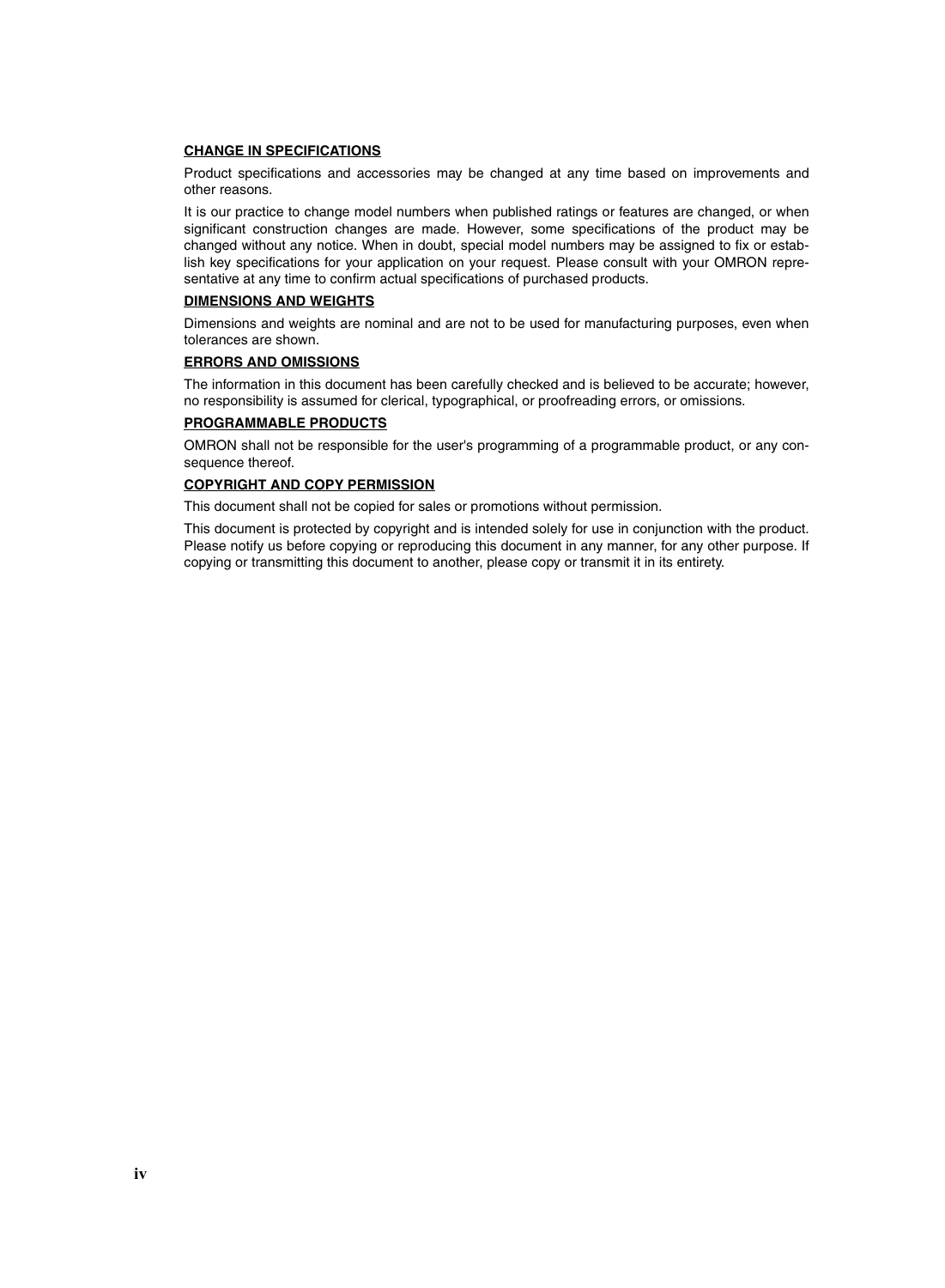**CHANGE IN SPECIFICATIONS**

Product specifications and accessories may be changed at any time based on improvements and other reasons.

It is our practice to change model numbers when published ratings or features are changed, or when significant construction changes are made. However, some specifications of the product may be changed without any notice. When in doubt, special model numbers may be assigned to fix or establish key specifications for your application on your request. Please consult with your OMRON representative at any time to confirm actual specifications of purchased products.

**DIMENSIONS AND WEIGHTS**

Dimensions and weights are nominal and are not to be used for manufacturing purposes, even when tolerances are shown.

**ERRORS AND OMISSIONS**

The information in this document has been carefully checked and is believed to be accurate; however, no responsibility is assumed for clerical, typographical, or proofreading errors, or omissions.

**PROGRAMMABLE PRODUCTS**

OMRON shall not be responsible for the user's programming of a programmable product, or any consequence thereof.

**COPYRIGHT AND COPY PERMISSION**

This document shall not be copied for sales or promotions without permission.

This document is protected by copyright and is intended solely for use in conjunction with the product. Please notify us before copying or reproducing this document in any manner, for any other purpose. If copying or transmitting this document to another, please copy or transmit it in its entirety.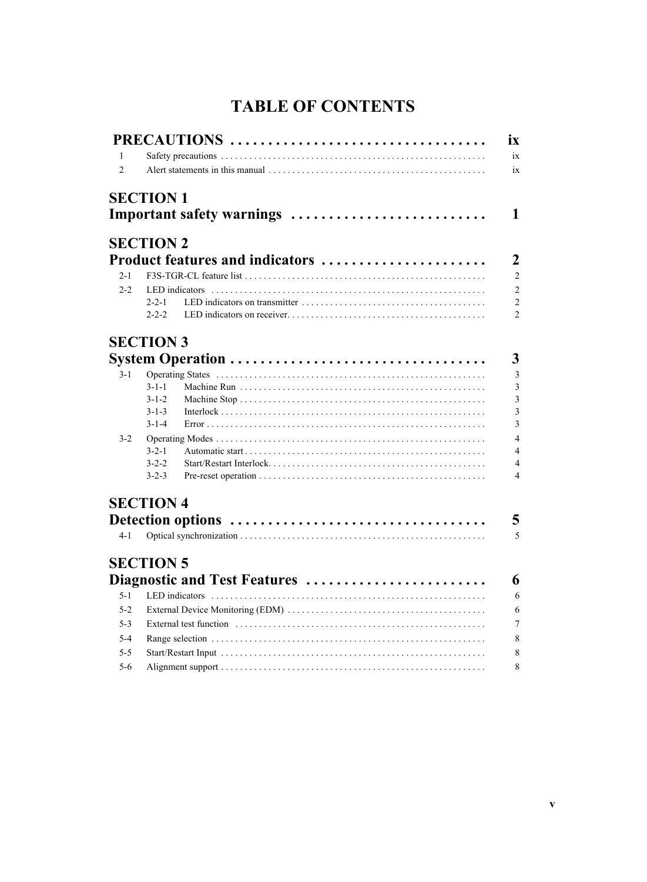# TABLE OF CONTENTS

**PRECAUTIONS** ..... ix

1 Safety precautions ..... ix
2 Alert statements in this manual ..... ix

**SECTION 1**
**Important safety warnings** ..... 1

**SECTION 2**
**Product features and indicators** ..... 2

2-1 F3S-TGR-CL feature list ..... 2
2-2 LED indicators ..... 2
- 2-2-1 LED indicators on transmitter ..... 2
- 2-2-2 LED indicators on receiver ..... 2

**SECTION 3**
**System Operation** ..... 3

3-1 Operating States ..... 3
- 3-1-1 Machine Run ..... 3
- 3-1-2 Machine Stop ..... 3
- 3-1-3 Interlock ..... 3
- 3-1-4 Error ..... 3

3-2 Operating Modes ..... 4
- 3-2-1 Automatic start ..... 4
- 3-2-2 Start/Restart Interlock ..... 4
- 3-2-3 Pre-reset operation ..... 4

**SECTION 4**
**Detection options** ..... 5

4-1 Optical synchronization ..... 5

**SECTION 5**
**Diagnostic and Test Features** ..... 6

5-1 LED indicators ..... 6
5-2 External Device Monitoring (EDM) ..... 6
5-3 External test function ..... 7
5-4 Range selection ..... 8
5-5 Start/Restart Input ..... 8
5-6 Alignment support ..... 8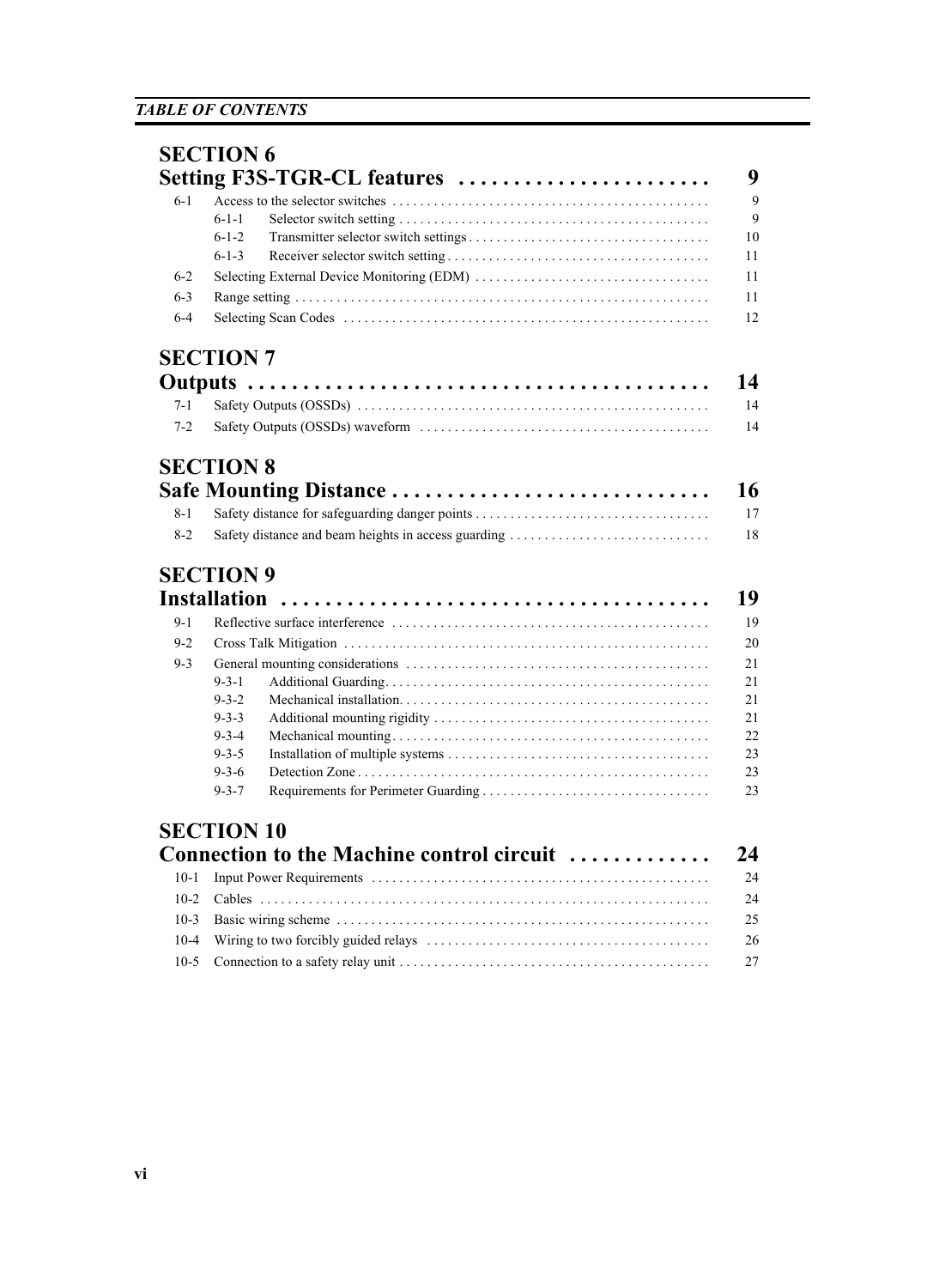## SECTION 6
## Setting F3S-TGR-CL features ........................ 9

| | | |
|---|---|---|
| 6-1 | Access to the selector switches | 9 |
| | 6-1-1 Selector switch setting | 9 |
| | 6-1-2 Transmitter selector switch settings | 10 |
| | 6-1-3 Receiver selector switch setting | 11 |
| 6-2 | Selecting External Device Monitoring (EDM) | 11 |
| 6-3 | Range setting | 11 |
| 6-4 | Selecting Scan Codes | 12 |

## SECTION 7
## Outputs ........................................ 14

| | | |
|---|---|---|
| 7-1 | Safety Outputs (OSSDs) | 14 |
| 7-2 | Safety Outputs (OSSDs) waveform | 14 |

## SECTION 8
## Safe Mounting Distance ............................ 16

| | | |
|---|---|---|
| 8-1 | Safety distance for safeguarding danger points | 17 |
| 8-2 | Safety distance and beam heights in access guarding | 18 |

## SECTION 9
## Installation ..................................... 19

| | | |
|---|---|---|
| 9-1 | Reflective surface interference | 19 |
| 9-2 | Cross Talk Mitigation | 20 |
| 9-3 | General mounting considerations | 21 |
| | 9-3-1 Additional Guarding | 21 |
| | 9-3-2 Mechanical installation | 21 |
| | 9-3-3 Additional mounting rigidity | 21 |
| | 9-3-4 Mechanical mounting | 22 |
| | 9-3-5 Installation of multiple systems | 23 |
| | 9-3-6 Detection Zone | 23 |
| | 9-3-7 Requirements for Perimeter Guarding | 23 |

## SECTION 10
## Connection to the Machine control circuit ............. 24

| | | |
|---|---|---|
| 10-1 | Input Power Requirements | 24 |
| 10-2 | Cables | 24 |
| 10-3 | Basic wiring scheme | 25 |
| 10-4 | Wiring to two forcibly guided relays | 26 |
| 10-5 | Connection to a safety relay unit | 27 |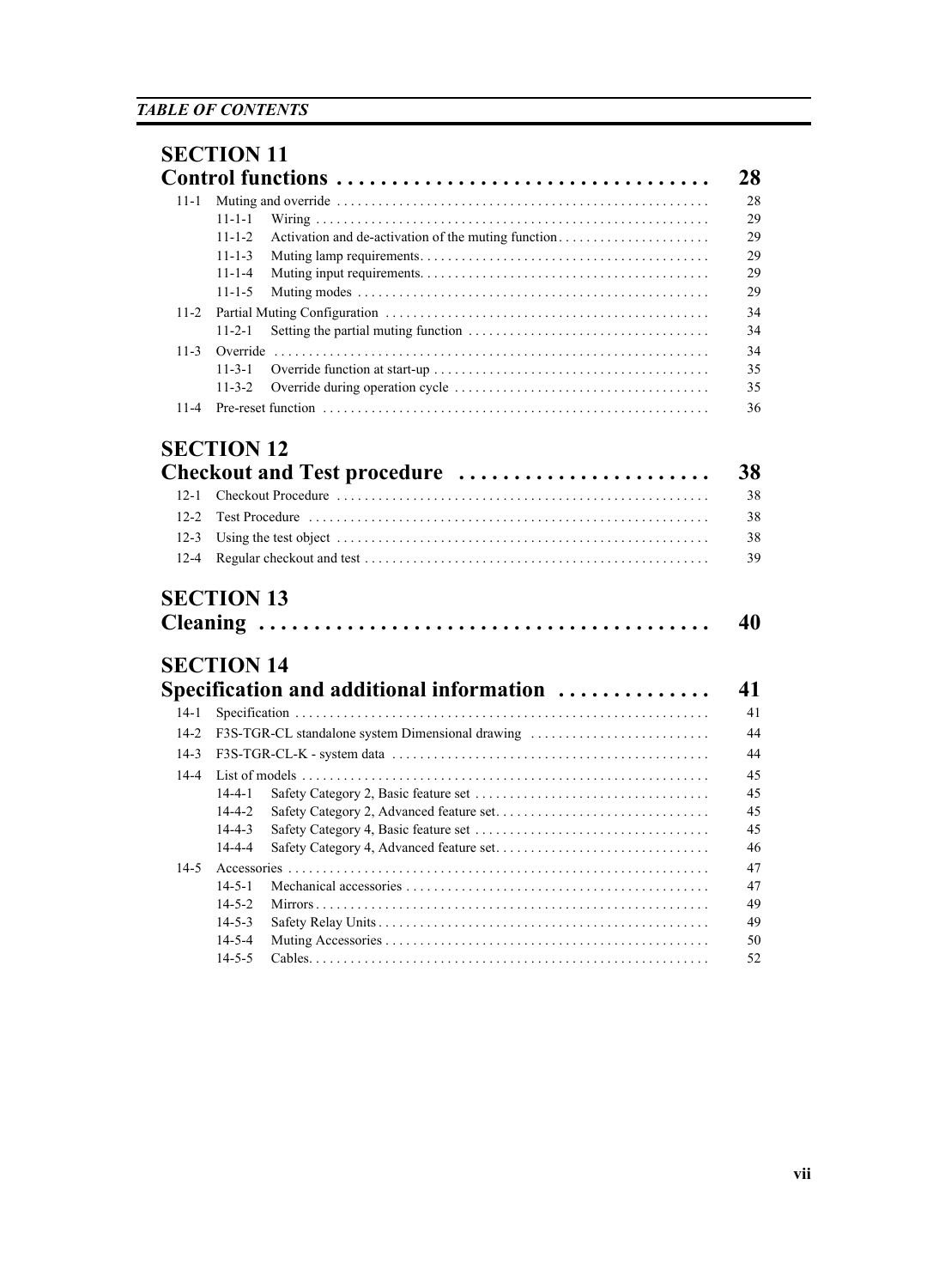## SECTION 11
## Control functions . . . . . . . . . . 28

11-1 Muting and override . . . . . . . . . . 28
- 11-1-1 Wiring . . . . . . . . . . 29
- 11-1-2 Activation and de-activation of the muting function . . . . . . . . . . 29
- 11-1-3 Muting lamp requirements . . . . . . . . . . 29
- 11-1-4 Muting input requirements . . . . . . . . . . 29
- 11-1-5 Muting modes . . . . . . . . . . 29

11-2 Partial Muting Configuration . . . . . . . . . . 34
- 11-2-1 Setting the partial muting function . . . . . . . . . . 34

11-3 Override . . . . . . . . . . 34
- 11-3-1 Override function at start-up . . . . . . . . . . 35
- 11-3-2 Override during operation cycle . . . . . . . . . . 35

11-4 Pre-reset function . . . . . . . . . . 36

## SECTION 12
## Checkout and Test procedure . . . . . . . . . . 38

12-1 Checkout Procedure . . . . . . . . . . 38

12-2 Test Procedure . . . . . . . . . . 38

12-3 Using the test object . . . . . . . . . . 38

12-4 Regular checkout and test . . . . . . . . . . 39

## SECTION 13
## Cleaning . . . . . . . . . . 40

## SECTION 14
## Specification and additional information . . . . . . . . . . 41

14-1 Specification . . . . . . . . . . 41

14-2 F3S-TGR-CL standalone system Dimensional drawing . . . . . . . . . . 44

14-3 F3S-TGR-CL-K - system data . . . . . . . . . . 44

14-4 List of models . . . . . . . . . . 45
- 14-4-1 Safety Category 2, Basic feature set . . . . . . . . . . 45
- 14-4-2 Safety Category 2, Advanced feature set . . . . . . . . . . 45
- 14-4-3 Safety Category 4, Basic feature set . . . . . . . . . . 45
- 14-4-4 Safety Category 4, Advanced feature set . . . . . . . . . . 46

14-5 Accessories . . . . . . . . . . 47
- 14-5-1 Mechanical accessories . . . . . . . . . . 47
- 14-5-2 Mirrors . . . . . . . . . . 49
- 14-5-3 Safety Relay Units . . . . . . . . . . 49
- 14-5-4 Muting Accessories . . . . . . . . . . 50
- 14-5-5 Cables . . . . . . . . . . 52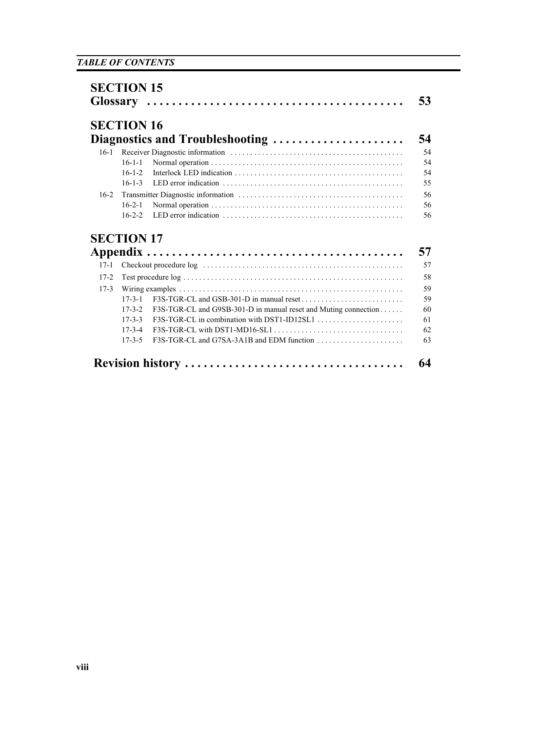## SECTION 15
## Glossary . . . . . . . . . . . . . . . . . . . . . . . . . . . . . . . . . . . . . . . . 53

## SECTION 16
## Diagnostics and Troubleshooting . . . . . . . . . . . . . . . . . . . . 54

16-1 Receiver Diagnostic information . . . . . . . . . . . . . . . . . . . . . . . . . . . . . . . . . . . . . . . . . . . 54

16-1-1 Normal operation . . . . . . . . . . . . . . . . . . . . . . . . . . . . . . . . . . . . . . . . . . . . . . . . 54

16-1-2 Interlock LED indication . . . . . . . . . . . . . . . . . . . . . . . . . . . . . . . . . . . . . . . . . . 54

16-1-3 LED error indication . . . . . . . . . . . . . . . . . . . . . . . . . . . . . . . . . . . . . . . . . . . . . 55

16-2 Transmitter Diagnostic information . . . . . . . . . . . . . . . . . . . . . . . . . . . . . . . . . . . . . . . . . 56

16-2-1 Normal operation . . . . . . . . . . . . . . . . . . . . . . . . . . . . . . . . . . . . . . . . . . . . . . . . 56

16-2-2 LED error indication . . . . . . . . . . . . . . . . . . . . . . . . . . . . . . . . . . . . . . . . . . . . . 56

## SECTION 17
## Appendix . . . . . . . . . . . . . . . . . . . . . . . . . . . . . . . . . . . . . . . 57

17-1 Checkout procedure log . . . . . . . . . . . . . . . . . . . . . . . . . . . . . . . . . . . . . . . . . . . . . . . . . . 57

17-2 Test procedure log . . . . . . . . . . . . . . . . . . . . . . . . . . . . . . . . . . . . . . . . . . . . . . . . . . . . . . . 58

17-3 Wiring examples . . . . . . . . . . . . . . . . . . . . . . . . . . . . . . . . . . . . . . . . . . . . . . . . . . . . . . . . 59

17-3-1 F3S-TGR-CL and GSB-301-D in manual reset . . . . . . . . . . . . . . . . . . . . . . . . . . 59

17-3-2 F3S-TGR-CL and G9SB-301-D in manual reset and Muting connection . . . . . . 60

17-3-3 F3S-TGR-CL in combination with DST1-ID12SL1 . . . . . . . . . . . . . . . . . . . . . . 61

17-3-4 F3S-TGR-CL with DST1-MD16-SL1 . . . . . . . . . . . . . . . . . . . . . . . . . . . . . . . . . 62

17-3-5 F3S-TGR-CL and G7SA-3A1B and EDM function . . . . . . . . . . . . . . . . . . . . . . 63

## Revision history . . . . . . . . . . . . . . . . . . . . . . . . . . . . . . . . . . 64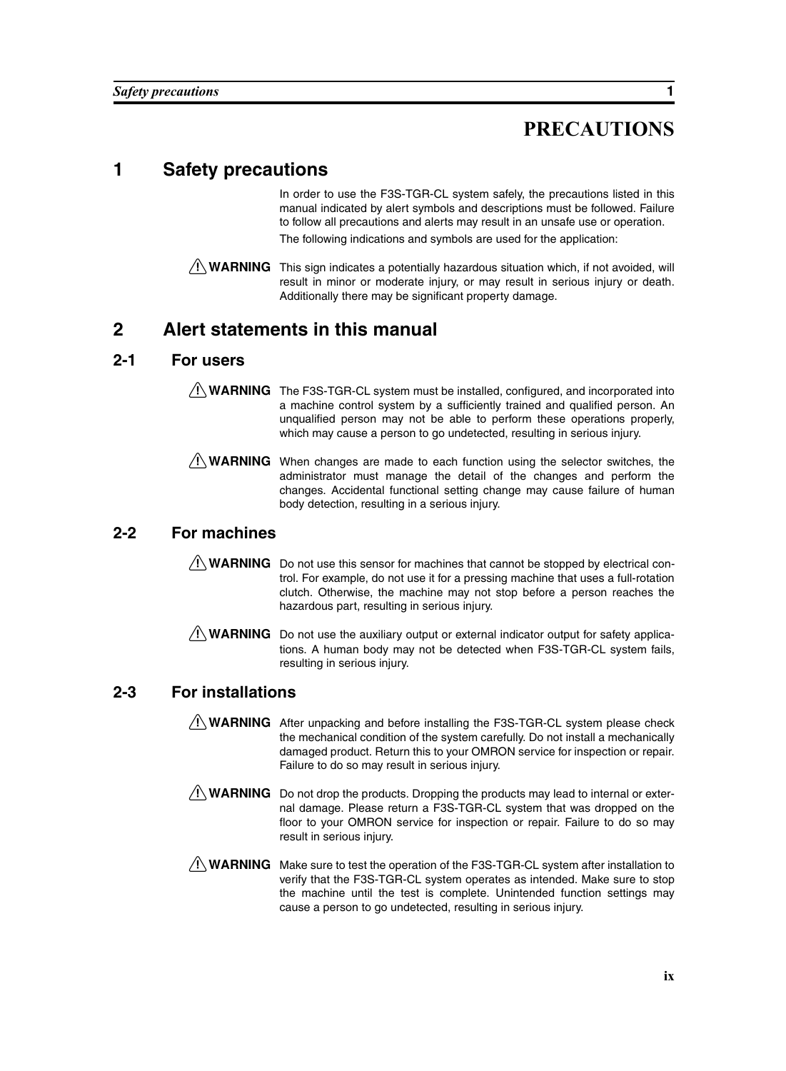# PRECAUTIONS

## 1 Safety precautions

In order to use the F3S-TGR-CL system safely, the precautions listed in this manual indicated by alert symbols and descriptions must be followed. Failure to follow all precautions and alerts may result in an unsafe use or operation.

The following indications and symbols are used for the application:

**⚠ WARNING** This sign indicates a potentially hazardous situation which, if not avoided, will result in minor or moderate injury, or may result in serious injury or death. Additionally there may be significant property damage.

## 2 Alert statements in this manual

### 2-1 For users

**⚠ WARNING** The F3S-TGR-CL system must be installed, configured, and incorporated into a machine control system by a sufficiently trained and qualified person. An unqualified person may not be able to perform these operations properly, which may cause a person to go undetected, resulting in serious injury.

**⚠ WARNING** When changes are made to each function using the selector switches, the administrator must manage the detail of the changes and perform the changes. Accidental functional setting change may cause failure of human body detection, resulting in a serious injury.

### 2-2 For machines

**⚠ WARNING** Do not use this sensor for machines that cannot be stopped by electrical control. For example, do not use it for a pressing machine that uses a full-rotation clutch. Otherwise, the machine may not stop before a person reaches the hazardous part, resulting in serious injury.

**⚠ WARNING** Do not use the auxiliary output or external indicator output for safety applications. A human body may not be detected when F3S-TGR-CL system fails, resulting in serious injury.

### 2-3 For installations

**⚠ WARNING** After unpacking and before installing the F3S-TGR-CL system please check the mechanical condition of the system carefully. Do not install a mechanically damaged product. Return this to your OMRON service for inspection or repair. Failure to do so may result in serious injury.

**⚠ WARNING** Do not drop the products. Dropping the products may lead to internal or external damage. Please return a F3S-TGR-CL system that was dropped on the floor to your OMRON service for inspection or repair. Failure to do so may result in serious injury.

**⚠ WARNING** Make sure to test the operation of the F3S-TGR-CL system after installation to verify that the F3S-TGR-CL system operates as intended. Make sure to stop the machine until the test is complete. Unintended function settings may cause a person to go undetected, resulting in serious injury.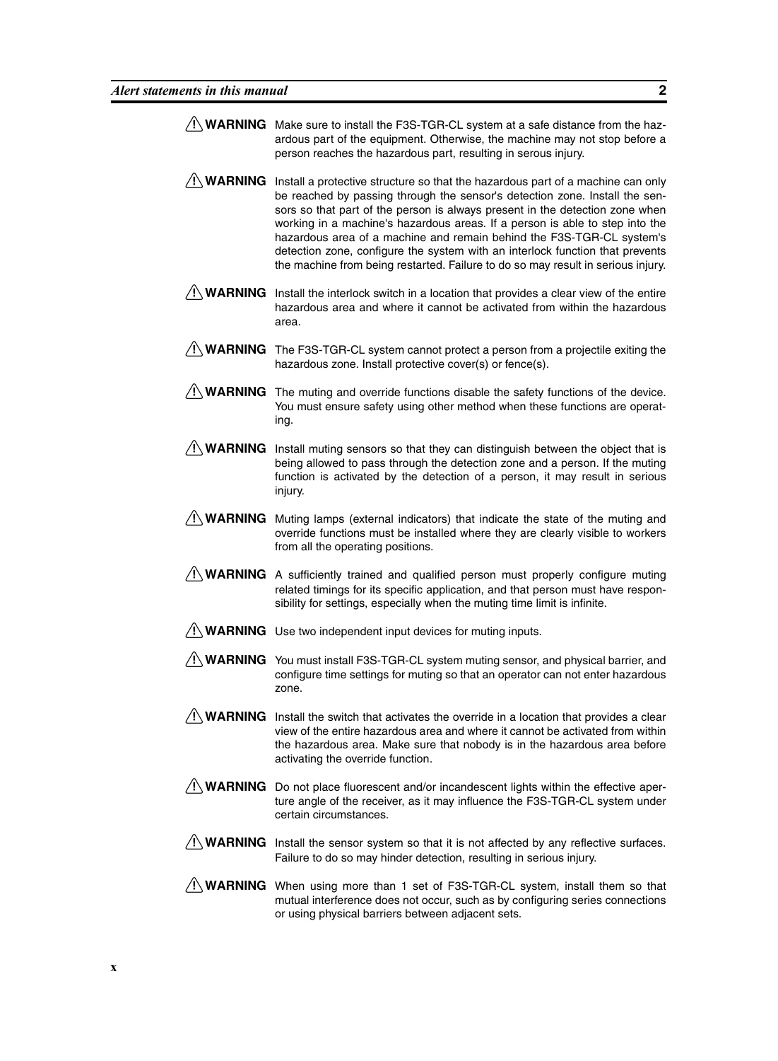**⚠ WARNING** Make sure to install the F3S-TGR-CL system at a safe distance from the hazardous part of the equipment. Otherwise, the machine may not stop before a person reaches the hazardous part, resulting in serous injury.

**⚠ WARNING** Install a protective structure so that the hazardous part of a machine can only be reached by passing through the sensor's detection zone. Install the sensors so that part of the person is always present in the detection zone when working in a machine's hazardous areas. If a person is able to step into the hazardous area of a machine and remain behind the F3S-TGR-CL system's detection zone, configure the system with an interlock function that prevents the machine from being restarted. Failure to do so may result in serious injury.

**⚠ WARNING** Install the interlock switch in a location that provides a clear view of the entire hazardous area and where it cannot be activated from within the hazardous area.

**⚠ WARNING** The F3S-TGR-CL system cannot protect a person from a projectile exiting the hazardous zone. Install protective cover(s) or fence(s).

**⚠ WARNING** The muting and override functions disable the safety functions of the device. You must ensure safety using other method when these functions are operating.

**⚠ WARNING** Install muting sensors so that they can distinguish between the object that is being allowed to pass through the detection zone and a person. If the muting function is activated by the detection of a person, it may result in serious injury.

**⚠ WARNING** Muting lamps (external indicators) that indicate the state of the muting and override functions must be installed where they are clearly visible to workers from all the operating positions.

**⚠ WARNING** A sufficiently trained and qualified person must properly configure muting related timings for its specific application, and that person must have responsibility for settings, especially when the muting time limit is infinite.

**⚠ WARNING** Use two independent input devices for muting inputs.

**⚠ WARNING** You must install F3S-TGR-CL system muting sensor, and physical barrier, and configure time settings for muting so that an operator can not enter hazardous zone.

**⚠ WARNING** Install the switch that activates the override in a location that provides a clear view of the entire hazardous area and where it cannot be activated from within the hazardous area. Make sure that nobody is in the hazardous area before activating the override function.

**⚠ WARNING** Do not place fluorescent and/or incandescent lights within the effective aperture angle of the receiver, as it may influence the F3S-TGR-CL system under certain circumstances.

**⚠ WARNING** Install the sensor system so that it is not affected by any reflective surfaces. Failure to do so may hinder detection, resulting in serious injury.

**⚠ WARNING** When using more than 1 set of F3S-TGR-CL system, install them so that mutual interference does not occur, such as by configuring series connections or using physical barriers between adjacent sets.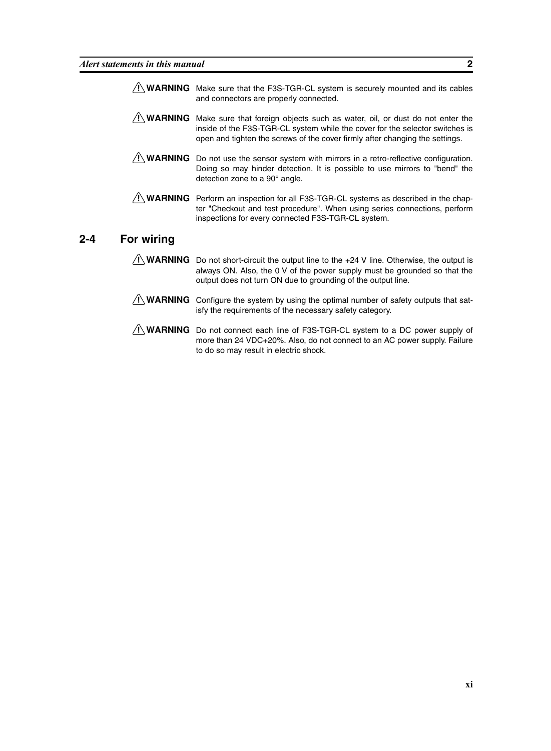**⚠ WARNING** Make sure that the F3S-TGR-CL system is securely mounted and its cables and connectors are properly connected.

**⚠ WARNING** Make sure that foreign objects such as water, oil, or dust do not enter the inside of the F3S-TGR-CL system while the cover for the selector switches is open and tighten the screws of the cover firmly after changing the settings.

**⚠ WARNING** Do not use the sensor system with mirrors in a retro-reflective configuration. Doing so may hinder detection. It is possible to use mirrors to "bend" the detection zone to a 90° angle.

**⚠ WARNING** Perform an inspection for all F3S-TGR-CL systems as described in the chapter "Checkout and test procedure". When using series connections, perform inspections for every connected F3S-TGR-CL system.

## 2-4 For wiring

**⚠ WARNING** Do not short-circuit the output line to the +24 V line. Otherwise, the output is always ON. Also, the 0 V of the power supply must be grounded so that the output does not turn ON due to grounding of the output line.

**⚠ WARNING** Configure the system by using the optimal number of safety outputs that satisfy the requirements of the necessary safety category.

**⚠ WARNING** Do not connect each line of F3S-TGR-CL system to a DC power supply of more than 24 VDC+20%. Also, do not connect to an AC power supply. Failure to do so may result in electric shock.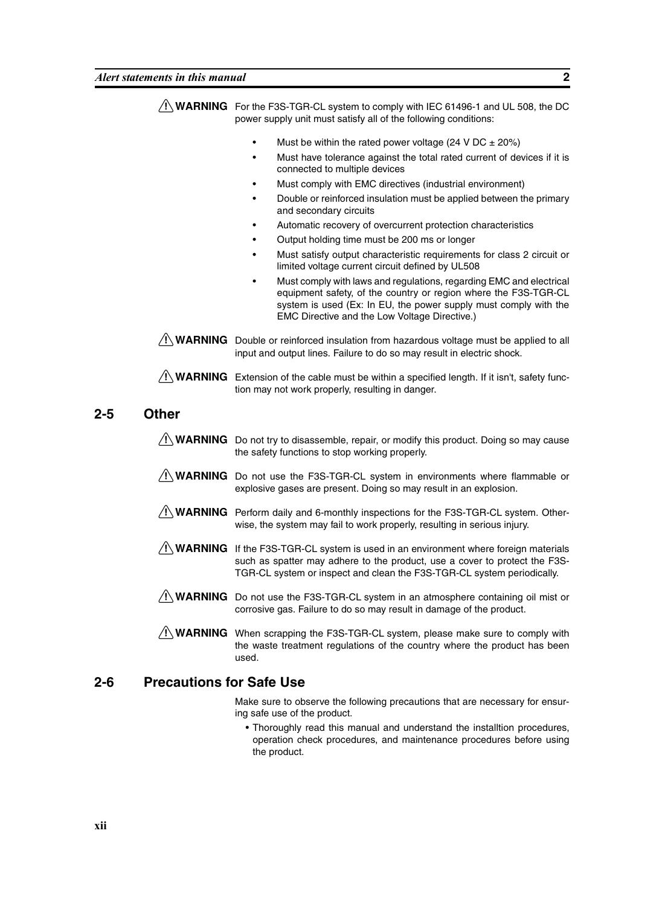**⚠ WARNING** For the F3S-TGR-CL system to comply with IEC 61496-1 and UL 508, the DC power supply unit must satisfy all of the following conditions:

- Must be within the rated power voltage (24 V DC ± 20%)
- Must have tolerance against the total rated current of devices if it is connected to multiple devices
- Must comply with EMC directives (industrial environment)
- Double or reinforced insulation must be applied between the primary and secondary circuits
- Automatic recovery of overcurrent protection characteristics
- Output holding time must be 200 ms or longer
- Must satisfy output characteristic requirements for class 2 circuit or limited voltage current circuit defined by UL508
- Must comply with laws and regulations, regarding EMC and electrical equipment safety, of the country or region where the F3S-TGR-CL system is used (Ex: In EU, the power supply must comply with the EMC Directive and the Low Voltage Directive.)

**⚠ WARNING** Double or reinforced insulation from hazardous voltage must be applied to all input and output lines. Failure to do so may result in electric shock.

**⚠ WARNING** Extension of the cable must be within a specified length. If it isn't, safety function may not work properly, resulting in danger.

## 2-5 Other

**⚠ WARNING** Do not try to disassemble, repair, or modify this product. Doing so may cause the safety functions to stop working properly.

**⚠ WARNING** Do not use the F3S-TGR-CL system in environments where flammable or explosive gases are present. Doing so may result in an explosion.

**⚠ WARNING** Perform daily and 6-monthly inspections for the F3S-TGR-CL system. Otherwise, the system may fail to work properly, resulting in serious injury.

**⚠ WARNING** If the F3S-TGR-CL system is used in an environment where foreign materials such as spatter may adhere to the product, use a cover to protect the F3S-TGR-CL system or inspect and clean the F3S-TGR-CL system periodically.

**⚠ WARNING** Do not use the F3S-TGR-CL system in an atmosphere containing oil mist or corrosive gas. Failure to do so may result in damage of the product.

**⚠ WARNING** When scrapping the F3S-TGR-CL system, please make sure to comply with the waste treatment regulations of the country where the product has been used.

## 2-6 Precautions for Safe Use

Make sure to observe the following precautions that are necessary for ensuring safe use of the product.

- Thoroughly read this manual and understand the installtion procedures, operation check procedures, and maintenance procedures before using the product.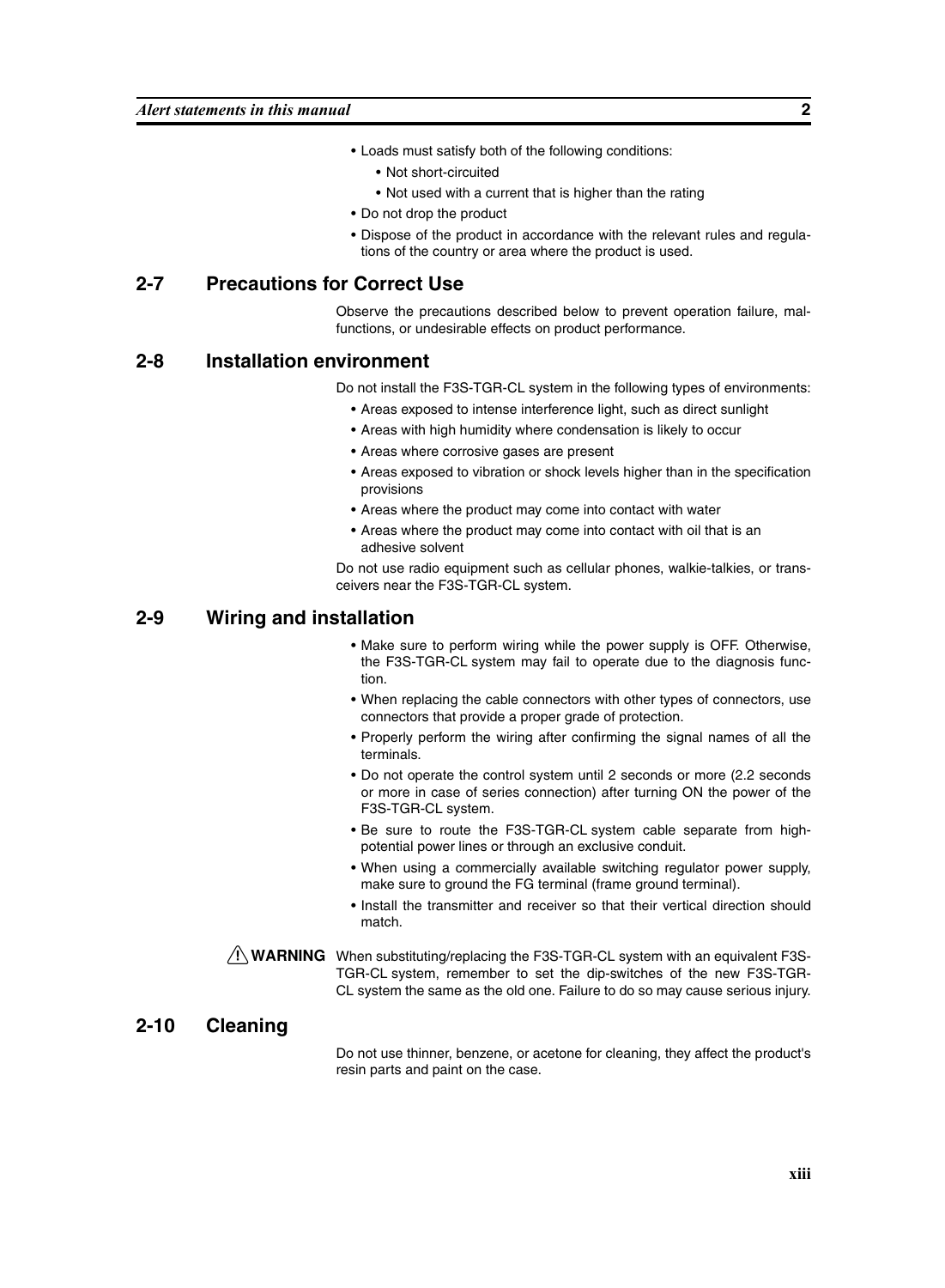- Loads must satisfy both of the following conditions:
  - Not short-circuited
  - Not used with a current that is higher than the rating
- Do not drop the product
- Dispose of the product in accordance with the relevant rules and regulations of the country or area where the product is used.

## 2-7 Precautions for Correct Use

Observe the precautions described below to prevent operation failure, malfunctions, or undesirable effects on product performance.

## 2-8 Installation environment

Do not install the F3S-TGR-CL system in the following types of environments:

- Areas exposed to intense interference light, such as direct sunlight
- Areas with high humidity where condensation is likely to occur
- Areas where corrosive gases are present
- Areas exposed to vibration or shock levels higher than in the specification provisions
- Areas where the product may come into contact with water
- Areas where the product may come into contact with oil that is an adhesive solvent

Do not use radio equipment such as cellular phones, walkie-talkies, or transceivers near the F3S-TGR-CL system.

## 2-9 Wiring and installation

- Make sure to perform wiring while the power supply is OFF. Otherwise, the F3S-TGR-CL system may fail to operate due to the diagnosis function.
- When replacing the cable connectors with other types of connectors, use connectors that provide a proper grade of protection.
- Properly perform the wiring after confirming the signal names of all the terminals.
- Do not operate the control system until 2 seconds or more (2.2 seconds or more in case of series connection) after turning ON the power of the F3S-TGR-CL system.
- Be sure to route the F3S-TGR-CL system cable separate from high-potential power lines or through an exclusive conduit.
- When using a commercially available switching regulator power supply, make sure to ground the FG terminal (frame ground terminal).
- Install the transmitter and receiver so that their vertical direction should match.

**⚠ WARNING** When substituting/replacing the F3S-TGR-CL system with an equivalent F3S-TGR-CL system, remember to set the dip-switches of the new F3S-TGR-CL system the same as the old one. Failure to do so may cause serious injury.

## 2-10 Cleaning

Do not use thinner, benzene, or acetone for cleaning, they affect the product's resin parts and paint on the case.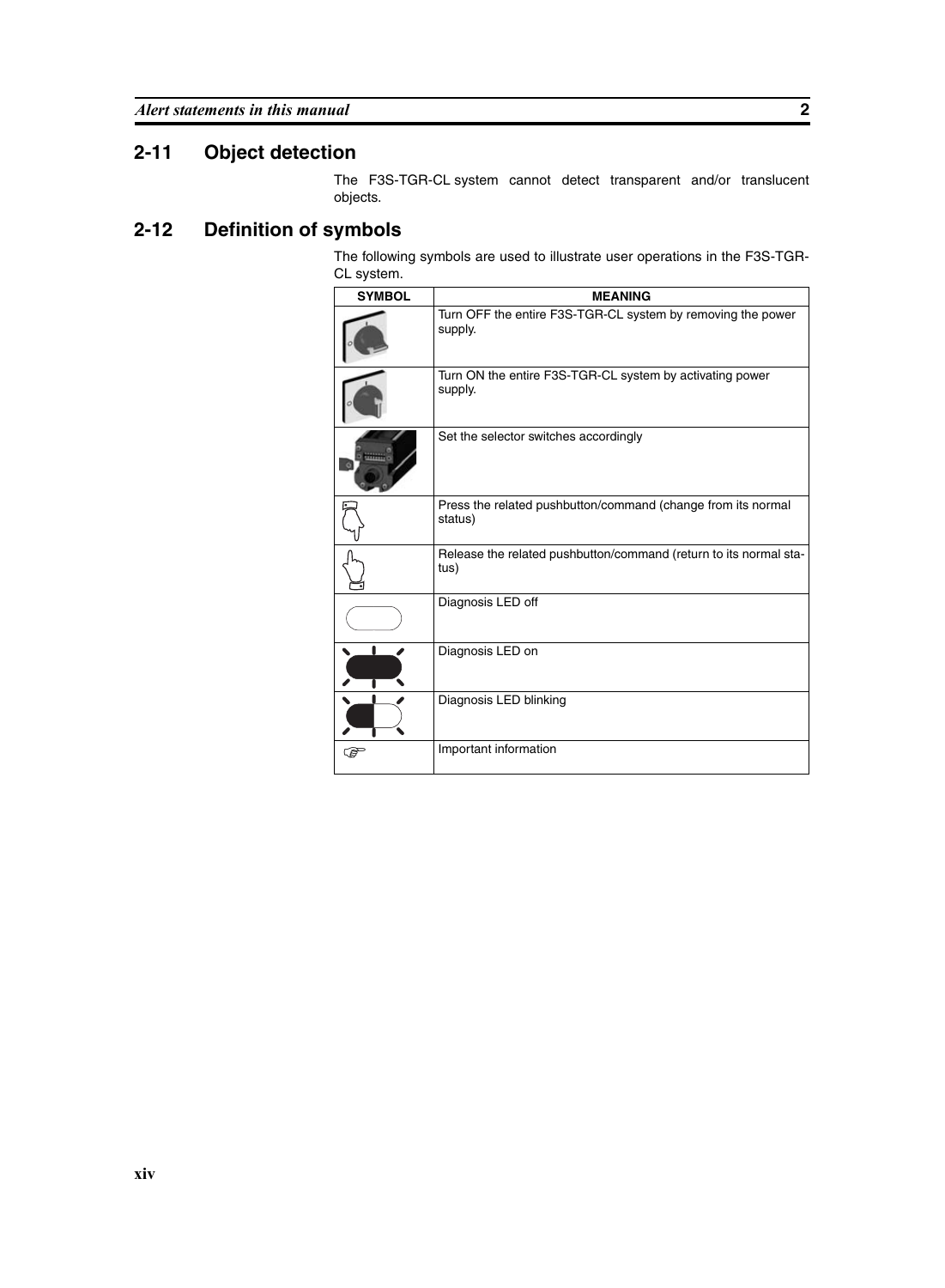## 2-11 Object detection

The F3S-TGR-CL system cannot detect transparent and/or translucent objects.

## 2-12 Definition of symbols

The following symbols are used to illustrate user operations in the F3S-TGR-CL system.

| SYMBOL | MEANING |
|---|---|
| | Turn OFF the entire F3S-TGR-CL system by removing the power supply. |
| | Turn ON the entire F3S-TGR-CL system by activating power supply. |
| | Set the selector switches accordingly |
| | Press the related pushbutton/command (change from its normal status) |
| | Release the related pushbutton/command (return to its normal status) |
| | Diagnosis LED off |
| | Diagnosis LED on |
| | Diagnosis LED blinking |
| ☞ | Important information |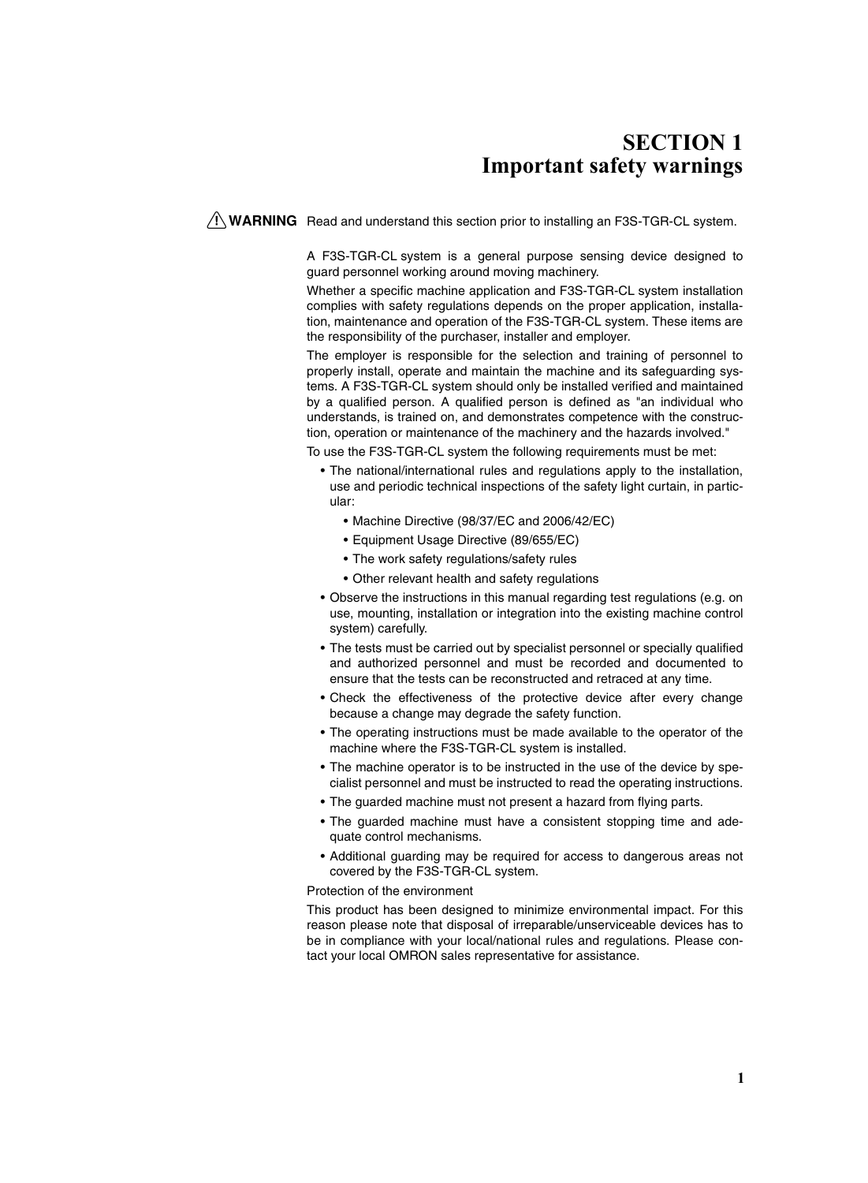# SECTION 1
# Important safety warnings

**⚠ WARNING** Read and understand this section prior to installing an F3S-TGR-CL system.

A F3S-TGR-CL system is a general purpose sensing device designed to guard personnel working around moving machinery.

Whether a specific machine application and F3S-TGR-CL system installation complies with safety regulations depends on the proper application, installation, maintenance and operation of the F3S-TGR-CL system. These items are the responsibility of the purchaser, installer and employer.

The employer is responsible for the selection and training of personnel to properly install, operate and maintain the machine and its safeguarding systems. A F3S-TGR-CL system should only be installed verified and maintained by a qualified person. A qualified person is defined as "an individual who understands, is trained on, and demonstrates competence with the construction, operation or maintenance of the machinery and the hazards involved."

To use the F3S-TGR-CL system the following requirements must be met:

- The national/international rules and regulations apply to the installation, use and periodic technical inspections of the safety light curtain, in particular:
  - Machine Directive (98/37/EC and 2006/42/EC)
  - Equipment Usage Directive (89/655/EC)
  - The work safety regulations/safety rules
  - Other relevant health and safety regulations
- Observe the instructions in this manual regarding test regulations (e.g. on use, mounting, installation or integration into the existing machine control system) carefully.
- The tests must be carried out by specialist personnel or specially qualified and authorized personnel and must be recorded and documented to ensure that the tests can be reconstructed and retraced at any time.
- Check the effectiveness of the protective device after every change because a change may degrade the safety function.
- The operating instructions must be made available to the operator of the machine where the F3S-TGR-CL system is installed.
- The machine operator is to be instructed in the use of the device by specialist personnel and must be instructed to read the operating instructions.
- The guarded machine must not present a hazard from flying parts.
- The guarded machine must have a consistent stopping time and adequate control mechanisms.
- Additional guarding may be required for access to dangerous areas not covered by the F3S-TGR-CL system.

Protection of the environment

This product has been designed to minimize environmental impact. For this reason please note that disposal of irreparable/unserviceable devices has to be in compliance with your local/national rules and regulations. Please contact your local OMRON sales representative for assistance.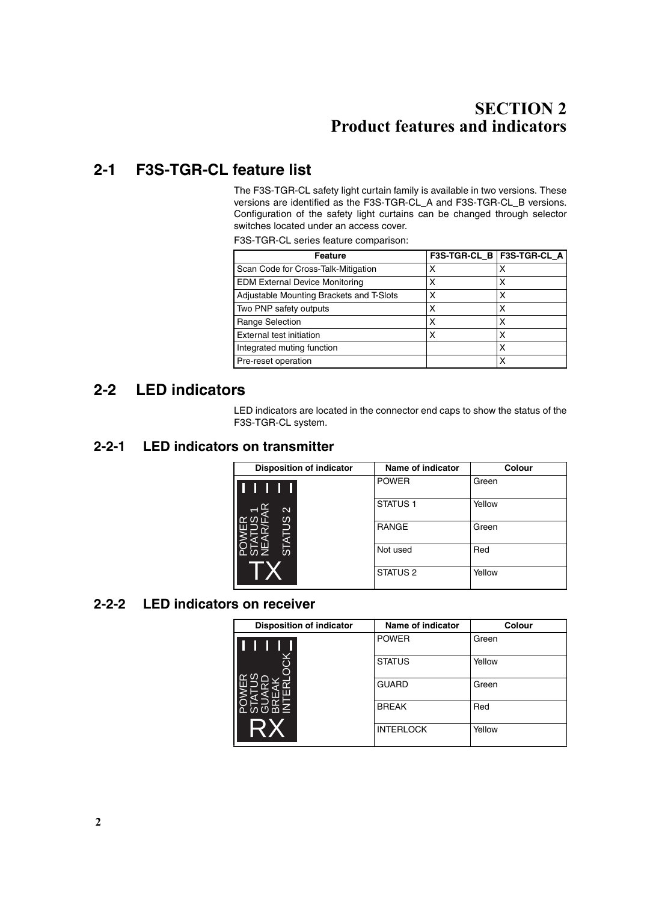# SECTION 2
# Product features and indicators

## 2-1 F3S-TGR-CL feature list

The F3S-TGR-CL safety light curtain family is available in two versions. These versions are identified as the F3S-TGR-CL_A and F3S-TGR-CL_B versions. Configuration of the safety light curtains can be changed through selector switches located under an access cover.

F3S-TGR-CL series feature comparison:

| Feature | F3S-TGR-CL_B | F3S-TGR-CL_A |
|---|---|---|
| Scan Code for Cross-Talk-Mitigation | X | X |
| EDM External Device Monitoring | X | X |
| Adjustable Mounting Brackets and T-Slots | X | X |
| Two PNP safety outputs | X | X |
| Range Selection | X | X |
| External test initiation | X | X |
| Integrated muting function | | X |
| Pre-reset operation | | X |

## 2-2 LED indicators

LED indicators are located in the connector end caps to show the status of the F3S-TGR-CL system.

### 2-2-1 LED indicators on transmitter

| Disposition of indicator | Name of indicator | Colour |
|---|---|---|
| POWER, STATUS 1, NEAR/FAR, STATUS 2 — TX | POWER | Green |
| | STATUS 1 | Yellow |
| | RANGE | Green |
| | Not used | Red |
| | STATUS 2 | Yellow |

### 2-2-2 LED indicators on receiver

| Disposition of indicator | Name of indicator | Colour |
|---|---|---|
| POWER, STATUS, GUARD, BREAK, INTERLOCK — RX | POWER | Green |
| | STATUS | Yellow |
| | GUARD | Green |
| | BREAK | Red |
| | INTERLOCK | Yellow |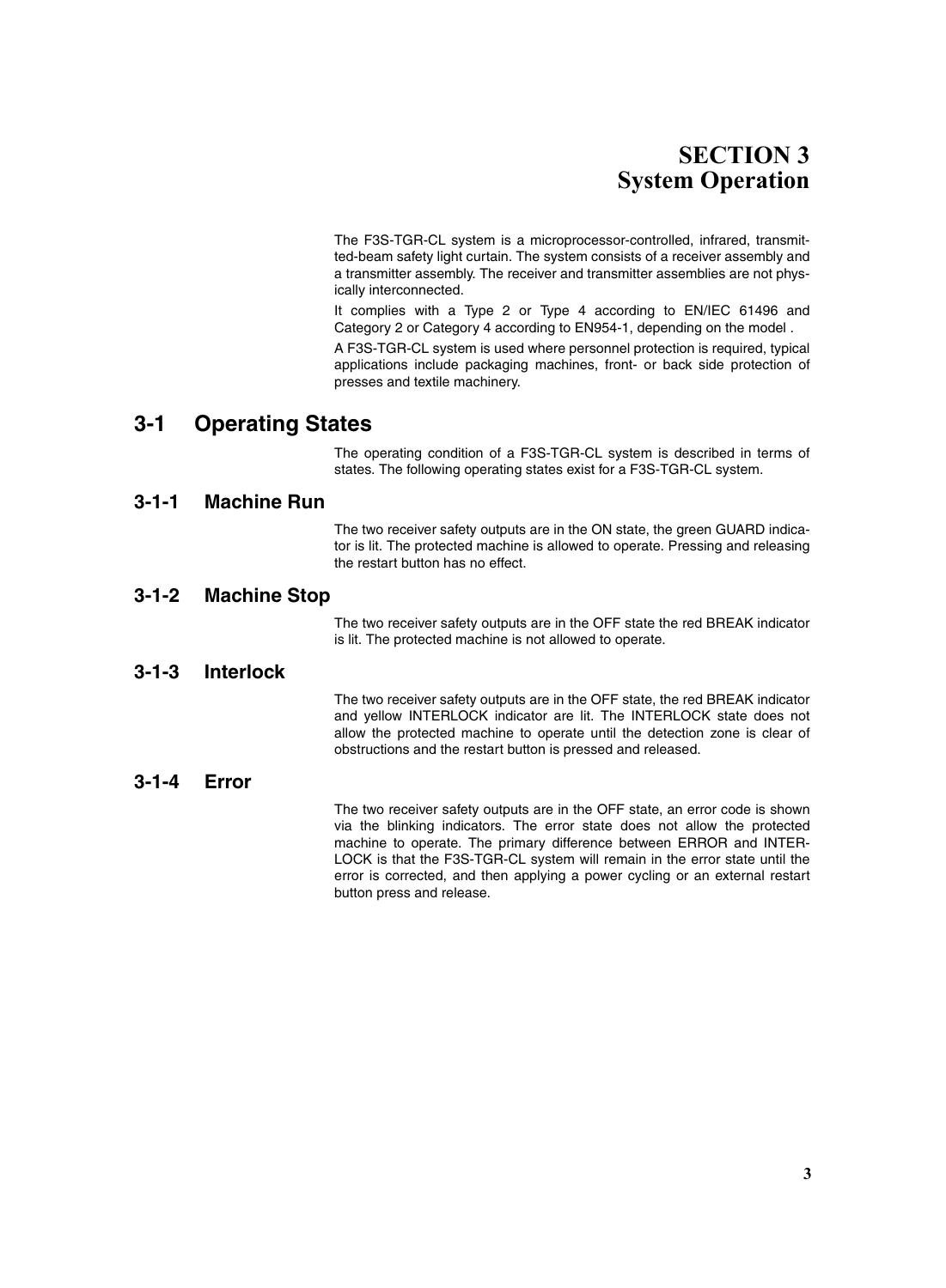# SECTION 3
# System Operation

The F3S-TGR-CL system is a microprocessor-controlled, infrared, transmitted-beam safety light curtain. The system consists of a receiver assembly and a transmitter assembly. The receiver and transmitter assemblies are not physically interconnected.

It complies with a Type 2 or Type 4 according to EN/IEC 61496 and Category 2 or Category 4 according to EN954-1, depending on the model .

A F3S-TGR-CL system is used where personnel protection is required, typical applications include packaging machines, front- or back side protection of presses and textile machinery.

## 3-1 Operating States

The operating condition of a F3S-TGR-CL system is described in terms of states. The following operating states exist for a F3S-TGR-CL system.

### 3-1-1 Machine Run

The two receiver safety outputs are in the ON state, the green GUARD indicator is lit. The protected machine is allowed to operate. Pressing and releasing the restart button has no effect.

### 3-1-2 Machine Stop

The two receiver safety outputs are in the OFF state the red BREAK indicator is lit. The protected machine is not allowed to operate.

### 3-1-3 Interlock

The two receiver safety outputs are in the OFF state, the red BREAK indicator and yellow INTERLOCK indicator are lit. The INTERLOCK state does not allow the protected machine to operate until the detection zone is clear of obstructions and the restart button is pressed and released.

### 3-1-4 Error

The two receiver safety outputs are in the OFF state, an error code is shown via the blinking indicators. The error state does not allow the protected machine to operate. The primary difference between ERROR and INTERLOCK is that the F3S-TGR-CL system will remain in the error state until the error is corrected, and then applying a power cycling or an external restart button press and release.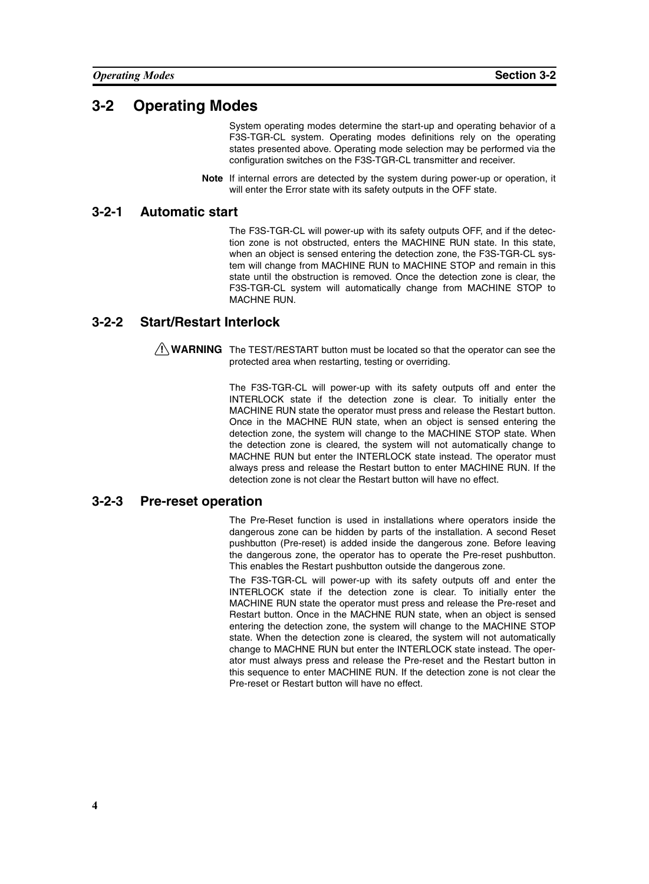## 3-2 Operating Modes

System operating modes determine the start-up and operating behavior of a F3S-TGR-CL system. Operating modes definitions rely on the operating states presented above. Operating mode selection may be performed via the configuration switches on the F3S-TGR-CL transmitter and receiver.

**Note** If internal errors are detected by the system during power-up or operation, it will enter the Error state with its safety outputs in the OFF state.

### 3-2-1 Automatic start

The F3S-TGR-CL will power-up with its safety outputs OFF, and if the detection zone is not obstructed, enters the MACHINE RUN state. In this state, when an object is sensed entering the detection zone, the F3S-TGR-CL system will change from MACHINE RUN to MACHINE STOP and remain in this state until the obstruction is removed. Once the detection zone is clear, the F3S-TGR-CL system will automatically change from MACHINE STOP to MACHNE RUN.

### 3-2-2 Start/Restart Interlock

**⚠ WARNING** The TEST/RESTART button must be located so that the operator can see the protected area when restarting, testing or overriding.

The F3S-TGR-CL will power-up with its safety outputs off and enter the INTERLOCK state if the detection zone is clear. To initially enter the MACHINE RUN state the operator must press and release the Restart button. Once in the MACHNE RUN state, when an object is sensed entering the detection zone, the system will change to the MACHINE STOP state. When the detection zone is cleared, the system will not automatically change to MACHNE RUN but enter the INTERLOCK state instead. The operator must always press and release the Restart button to enter MACHINE RUN. If the detection zone is not clear the Restart button will have no effect.

### 3-2-3 Pre-reset operation

The Pre-Reset function is used in installations where operators inside the dangerous zone can be hidden by parts of the installation. A second Reset pushbutton (Pre-reset) is added inside the dangerous zone. Before leaving the dangerous zone, the operator has to operate the Pre-reset pushbutton. This enables the Restart pushbutton outside the dangerous zone.

The F3S-TGR-CL will power-up with its safety outputs off and enter the INTERLOCK state if the detection zone is clear. To initially enter the MACHINE RUN state the operator must press and release the Pre-reset and Restart button. Once in the MACHNE RUN state, when an object is sensed entering the detection zone, the system will change to the MACHINE STOP state. When the detection zone is cleared, the system will not automatically change to MACHNE RUN but enter the INTERLOCK state instead. The operator must always press and release the Pre-reset and the Restart button in this sequence to enter MACHINE RUN. If the detection zone is not clear the Pre-reset or Restart button will have no effect.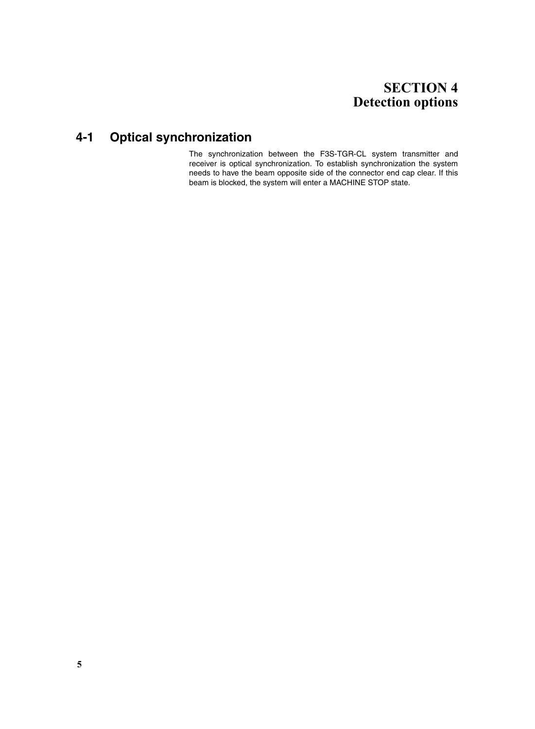# SECTION 4
# Detection options

## 4-1 Optical synchronization

The synchronization between the F3S-TGR-CL system transmitter and receiver is optical synchronization. To establish synchronization the system needs to have the beam opposite side of the connector end cap clear. If this beam is blocked, the system will enter a MACHINE STOP state.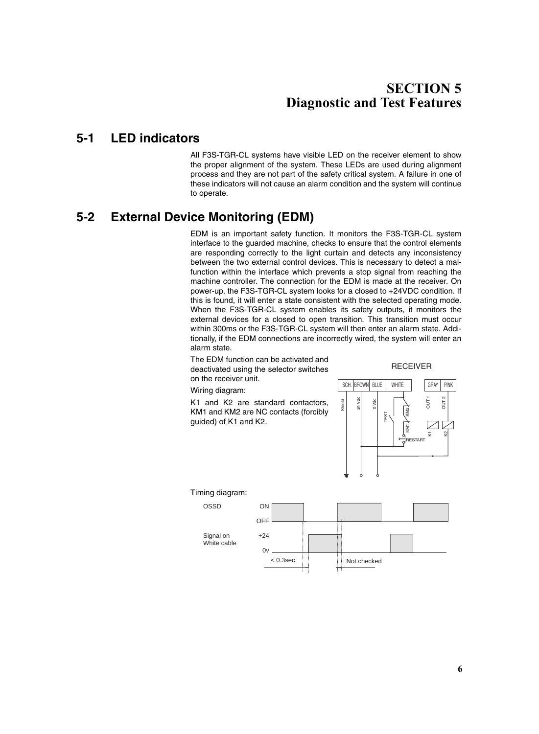// SECTION 5
# Diagnostic and Test Features

## 5-1 LED indicators

All F3S-TGR-CL systems have visible LED on the receiver element to show the proper alignment of the system. These LEDs are used during alignment process and they are not part of the safety critical system. A failure in one of these indicators will not cause an alarm condition and the system will continue to operate.

## 5-2 External Device Monitoring (EDM)

EDM is an important safety function. It monitors the F3S-TGR-CL system interface to the guarded machine, checks to ensure that the control elements are responding correctly to the light curtain and detects any inconsistency between the two external control devices. This is necessary to detect a malfunction within the interface which prevents a stop signal from reaching the machine controller. The connection for the EDM is made at the receiver. On power-up, the F3S-TGR-CL system looks for a closed to +24VDC condition. If this is found, it will enter a state consistent with the selected operating mode. When the F3S-TGR-CL system enables its safety outputs, it monitors the external devices for a closed to open transition. This transition must occur within 300ms or the F3S-TGR-CL system will then enter an alarm state. Additionally, if the EDM connections are incorrectly wired, the system will enter an alarm state.

The EDM function can be activated and deactivated using the selector switches on the receiver unit.

Wiring diagram:

K1 and K2 are standard contactors, KM1 and KM2 are NC contacts (forcibly guided) of K1 and K2.

RECEIVER

SCH. | BROWN | BLUE | WHITE | GRAY | PINK

Shield | 24 Vdc | 0 Vdc | TEST | KM2 | KM1 | RESTART | OUT 1 | OUT 2 | K1 | K2

Timing diagram:

OSSD: ON / OFF

Signal on White cable: +24 / 0v

< 0.3sec

Not checked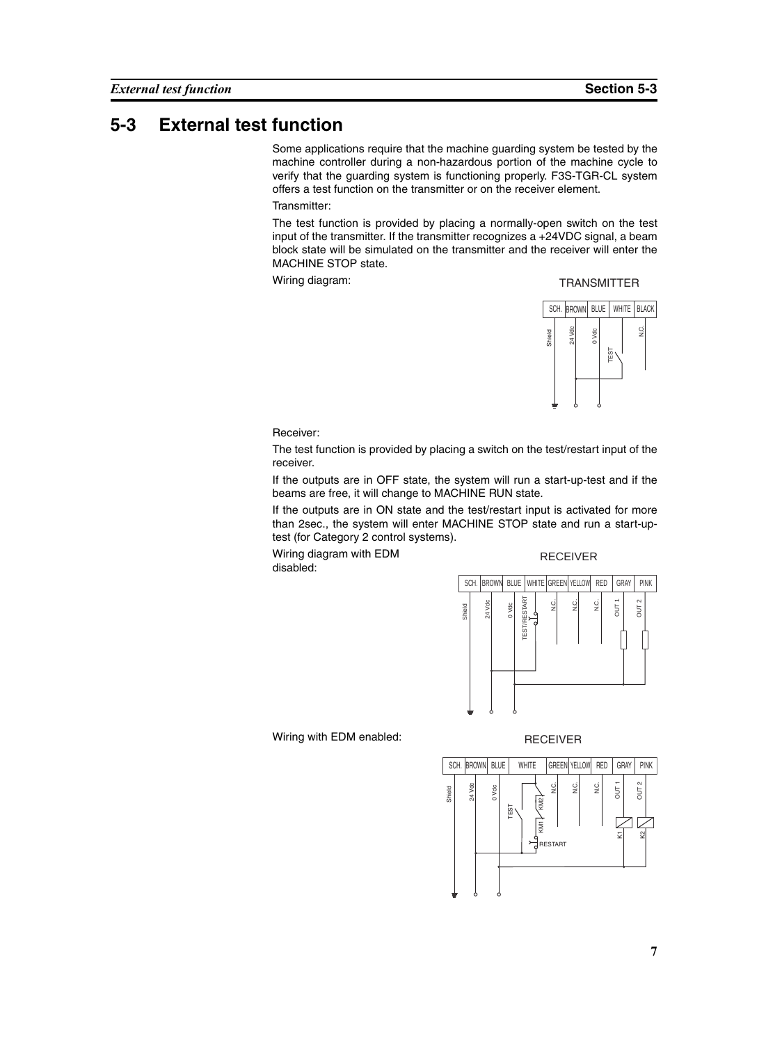## 5-3 External test function

Some applications require that the machine guarding system be tested by the machine controller during a non-hazardous portion of the machine cycle to verify that the guarding system is functioning properly. F3S-TGR-CL system offers a test function on the transmitter or on the receiver element.

Transmitter:

The test function is provided by placing a normally-open switch on the test input of the transmitter. If the transmitter recognizes a +24VDC signal, a beam block state will be simulated on the transmitter and the receiver will enter the MACHINE STOP state.

Wiring diagram:

TRANSMITTER

| SCH. | BROWN | BLUE | WHITE | BLACK |
|---|---|---|---|---|
| Shield | 24 Vdc | 0 Vdc | TEST | N.C. |

Receiver:

The test function is provided by placing a switch on the test/restart input of the receiver.

If the outputs are in OFF state, the system will run a start-up-test and if the beams are free, it will change to MACHINE RUN state.

If the outputs are in ON state and the test/restart input is activated for more than 2sec., the system will enter MACHINE STOP state and run a start-up-test (for Category 2 control systems).

Wiring diagram with EDM disabled:

RECEIVER

| SCH. | BROWN | BLUE | WHITE | GREEN | YELLOW | RED | GRAY | PINK |
|---|---|---|---|---|---|---|---|---|
| Shield | 24 Vdc | 0 Vdc | TEST/RESTART | N.C. | N.C. | N.C. | OUT 1 | OUT 2 |

Wiring with EDM enabled:

RECEIVER

| SCH. | BROWN | BLUE | WHITE | GREEN | YELLOW | RED | GRAY | PINK |
|---|---|---|---|---|---|---|---|---|
| Shield | 24 Vdc | 0 Vdc | TEST, KM1, KM2, RESTART | N.C. | N.C. | N.C. | OUT 1 (K1) | OUT 2 (K2) |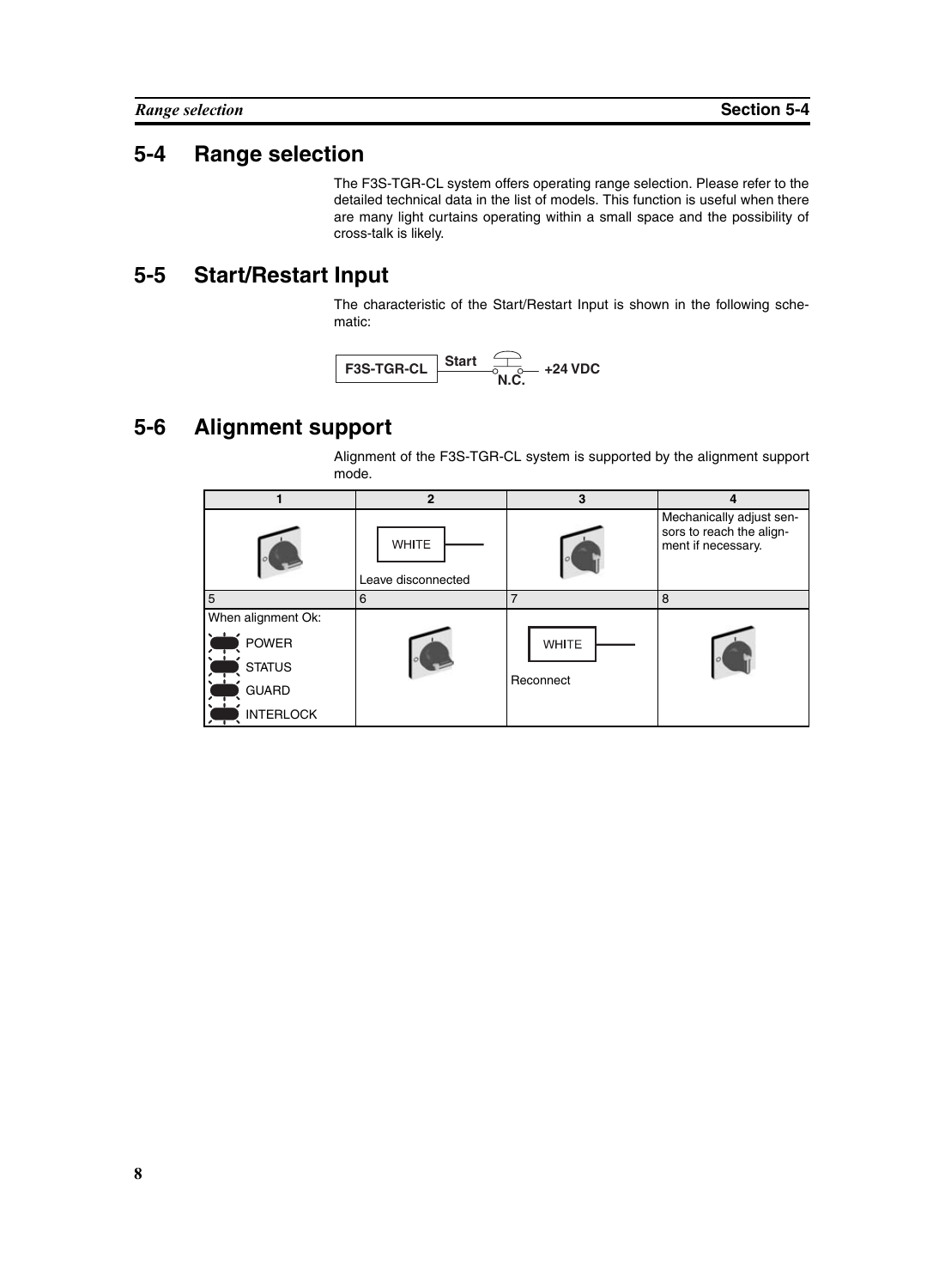## 5-4 Range selection

The F3S-TGR-CL system offers operating range selection. Please refer to the detailed technical data in the list of models. This function is useful when there are many light curtains operating within a small space and the possibility of cross-talk is likely.

## 5-5 Start/Restart Input

The characteristic of the Start/Restart Input is shown in the following schematic:

F3S-TGR-CL — Start — N.C. — +24 VDC

## 5-6 Alignment support

Alignment of the F3S-TGR-CL system is supported by the alignment support mode.

| 1 | 2 | 3 | 4 |
|---|---|---|---|
| | WHITE<br>Leave disconnected | | Mechanically adjust sensors to reach the alignment if necessary. |
| 5 | 6 | 7 | 8 |
| When alignment Ok:<br>POWER<br>STATUS<br>GUARD<br>INTERLOCK | | WHITE<br>Reconnect | |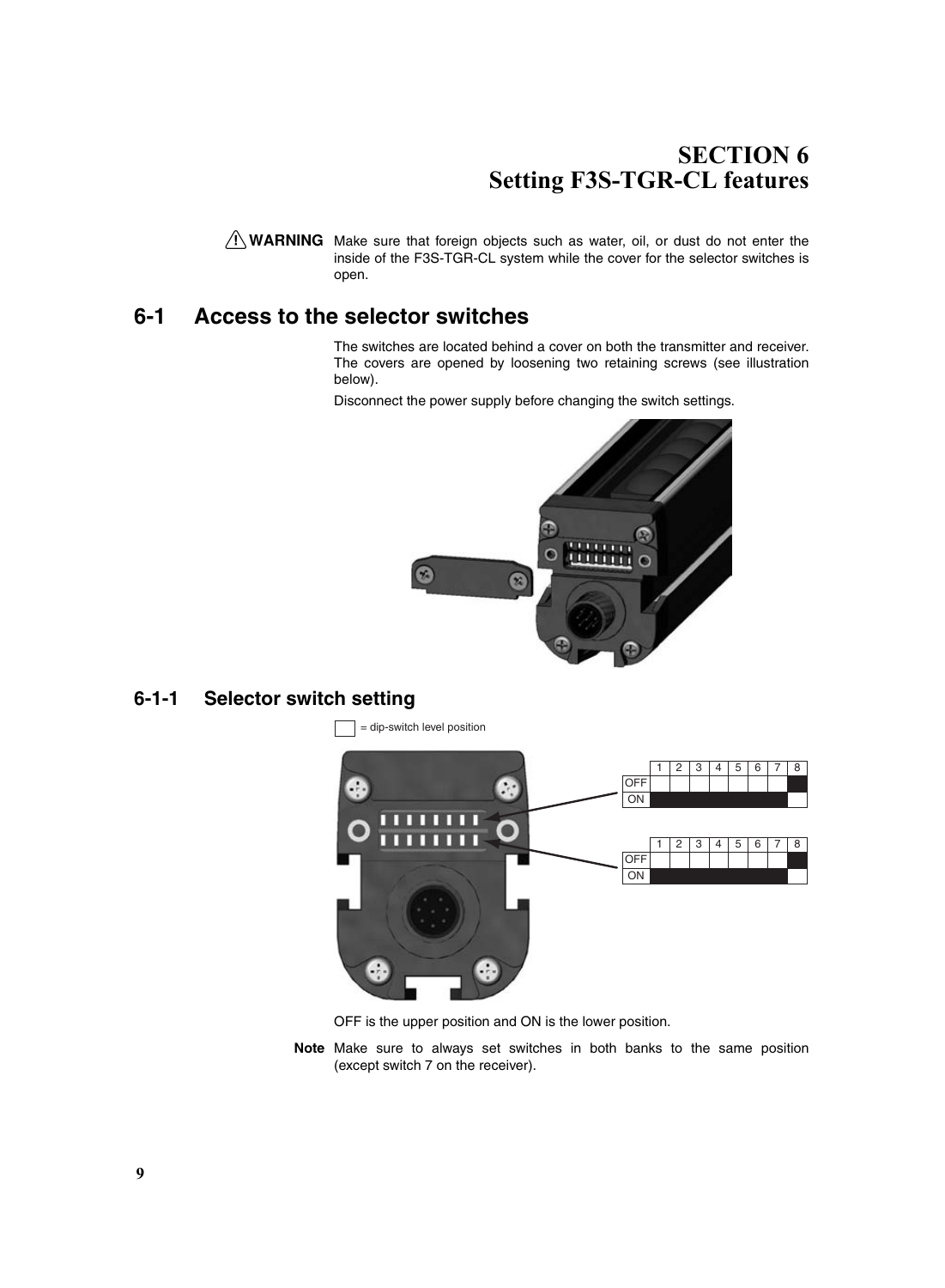# SECTION 6
# Setting F3S-TGR-CL features

**⚠ WARNING** Make sure that foreign objects such as water, oil, or dust do not enter the inside of the F3S-TGR-CL system while the cover for the selector switches is open.

## 6-1 Access to the selector switches

The switches are located behind a cover on both the transmitter and receiver. The covers are opened by loosening two retaining screws (see illustration below).

Disconnect the power supply before changing the switch settings.

### 6-1-1 Selector switch setting

☐ = dip-switch level position

| | 1 | 2 | 3 | 4 | 5 | 6 | 7 | 8 |
|---|---|---|---|---|---|---|---|---|
| OFF | | | | | | | | ■ |
| ON | ■ | ■ | ■ | ■ | ■ | ■ | ■ | |

| | 1 | 2 | 3 | 4 | 5 | 6 | 7 | 8 |
|---|---|---|---|---|---|---|---|---|
| OFF | | | | | | | | ■ |
| ON | ■ | ■ | ■ | ■ | ■ | ■ | ■ | |

OFF is the upper position and ON is the lower position.

**Note** Make sure to always set switches in both banks to the same position (except switch 7 on the receiver).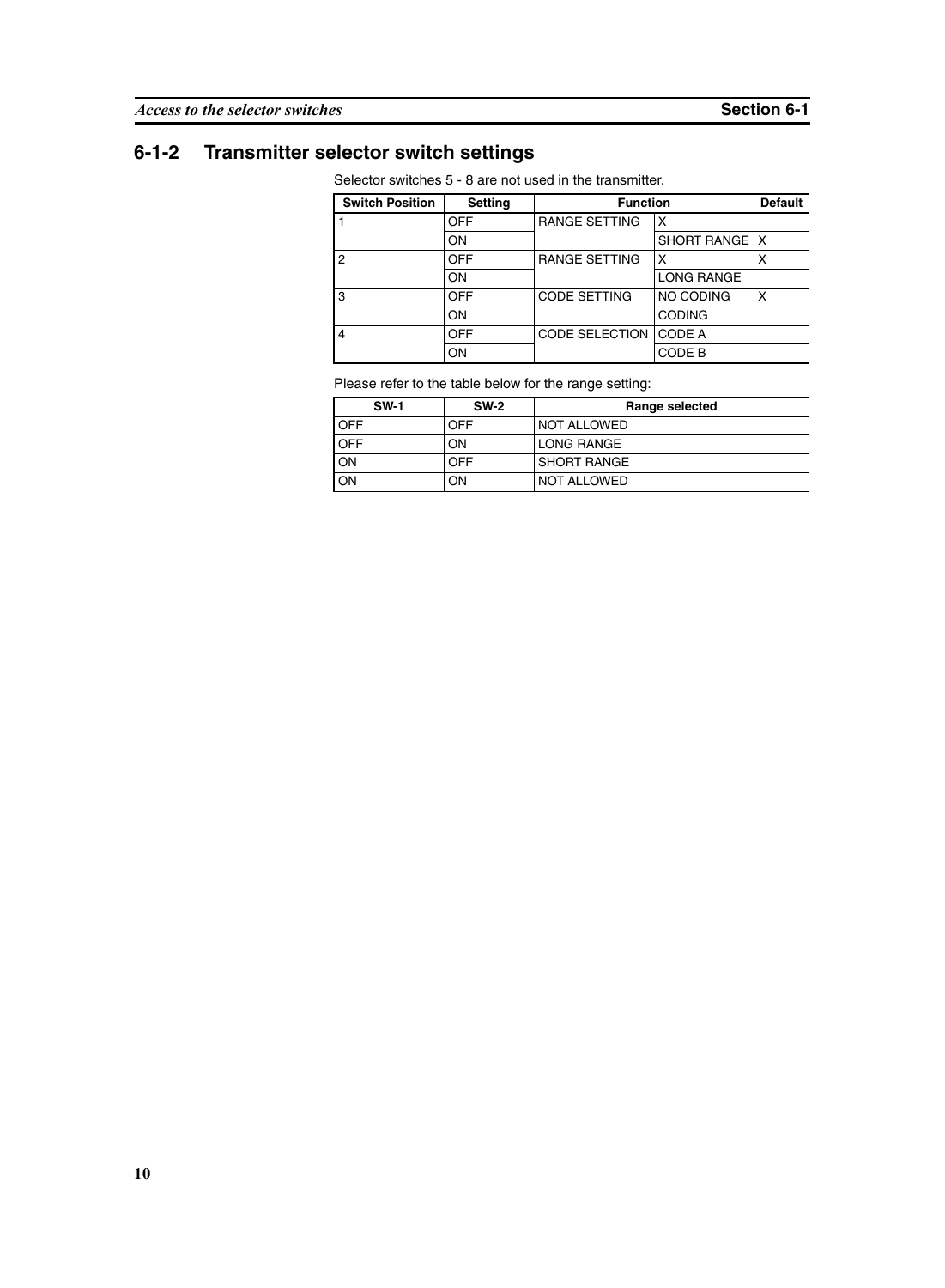## 6-1-2 Transmitter selector switch settings

Selector switches 5 - 8 are not used in the transmitter.

| Switch Position | Setting | Function | | Default |
|---|---|---|---|---|
| 1 | OFF | RANGE SETTING | X | |
| | ON | | SHORT RANGE | X |
| 2 | OFF | RANGE SETTING | X | X |
| | ON | | LONG RANGE | |
| 3 | OFF | CODE SETTING | NO CODING | X |
| | ON | | CODING | |
| 4 | OFF | CODE SELECTION | CODE A | |
| | ON | | CODE B | |

Please refer to the table below for the range setting:

| SW-1 | SW-2 | Range selected |
|---|---|---|
| OFF | OFF | NOT ALLOWED |
| OFF | ON | LONG RANGE |
| ON | OFF | SHORT RANGE |
| ON | ON | NOT ALLOWED |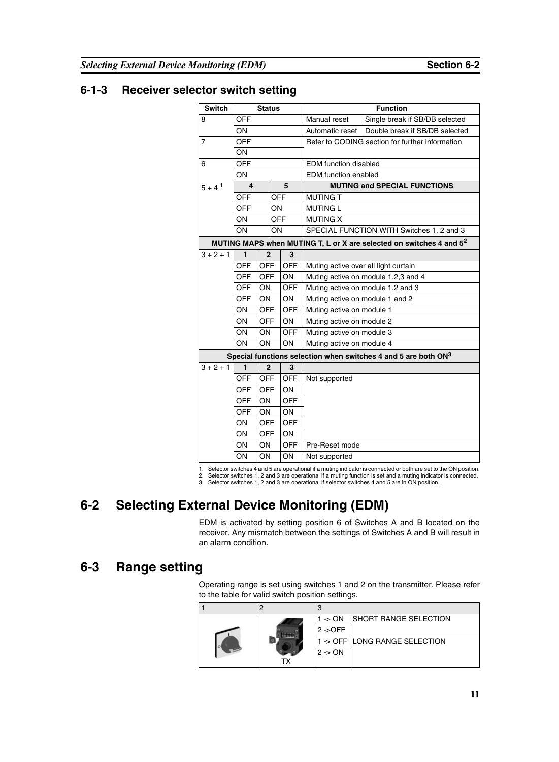### 6-1-3 Receiver selector switch setting

| Switch | Status | | | Function | |
|---|---|---|---|---|---|
| 8 | OFF | | | Manual reset | Single break if SB/DB selected |
| | ON | | | Automatic reset | Double break if SB/DB selected |
| 7 | OFF | | | Refer to CODING section for further information | |
| | ON | | | | |
| 6 | OFF | | | EDM function disabled | |
| | ON | | | EDM function enabled | |
| 5 + 4 [1] | 4 | | 5 | **MUTING and SPECIAL FUNCTIONS** | |
| | OFF | | OFF | MUTING T | |
| | OFF | | ON | MUTING L | |
| | ON | | OFF | MUTING X | |
| | ON | | ON | SPECIAL FUNCTION WITH Switches 1, 2 and 3 | |
| **MUTING MAPS when MUTING T, L or X are selected on switches 4 and 5[2]** | | | | | |
| 3 + 2 + 1 | 1 | 2 | 3 | | |
| | OFF | OFF | OFF | Muting active over all light curtain | |
| | OFF | OFF | ON | Muting active on module 1,2,3 and 4 | |
| | OFF | ON | OFF | Muting active on module 1,2 and 3 | |
| | OFF | ON | ON | Muting active on module 1 and 2 | |
| | ON | OFF | OFF | Muting active on module 1 | |
| | ON | OFF | ON | Muting active on module 2 | |
| | ON | ON | OFF | Muting active on module 3 | |
| | ON | ON | ON | Muting active on module 4 | |
| **Special functions selection when switches 4 and 5 are both ON[3]** | | | | | |
| 3 + 2 + 1 | 1 | 2 | 3 | | |
| | OFF | OFF | OFF | Not supported | |
| | OFF | OFF | ON | | |
| | OFF | ON | OFF | | |
| | OFF | ON | ON | | |
| | ON | OFF | OFF | | |
| | ON | OFF | ON | | |
| | ON | ON | OFF | Pre-Reset mode | |
| | ON | ON | ON | Not supported | |

1. Selector switches 4 and 5 are operational if a muting indicator is connected or both are set to the ON position.
2. Selector switches 1, 2 and 3 are operational if a muting function is set and a muting indicator is connected.
3. Selector switches 1, 2 and 3 are operational if selector switches 4 and 5 are in ON position.

## 6-2 Selecting External Device Monitoring (EDM)

EDM is activated by setting position 6 of Switches A and B located on the receiver. Any mismatch between the settings of Switches A and B will result in an alarm condition.

## 6-3 Range setting

Operating range is set using switches 1 and 2 on the transmitter. Please refer to the table for valid switch position settings.

| 1 | 2 | 3 | |
|---|---|---|---|
| | TX | 1 -> ON | SHORT RANGE SELECTION |
| | | 2 ->OFF | |
| | | 1 -> OFF | LONG RANGE SELECTION |
| | | 2 -> ON | |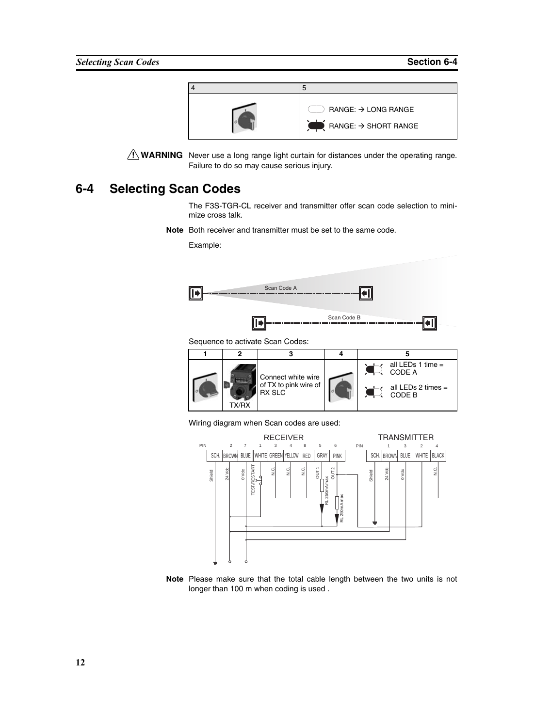| 4 | 5 |
|---|---|
| | RANGE: → LONG RANGE<br>RANGE: → SHORT RANGE |

**⚠ WARNING** Never use a long range light curtain for distances under the operating range. Failure to do so may cause serious injury.

## 6-4 Selecting Scan Codes

The F3S-TGR-CL receiver and transmitter offer scan code selection to minimize cross talk.

**Note** Both receiver and transmitter must be set to the same code.

Example:

Scan Code A

Scan Code B

Sequence to activate Scan Codes:

| 1 | 2 | 3 | 4 | 5 |
|---|---|---|---|---|
| | TX/RX | Connect white wire of TX to pink wire of RX SLC | | all LEDs 1 time = CODE A<br>all LEDs 2 times = CODE B |

Wiring diagram when Scan codes are used:

RECEIVER

| PIN | | 2 | 7 | 1 | 3 | 4 | 8 | 5 | 6 |
|---|---|---|---|---|---|---|---|---|---|
| | SCH. | BROWN | BLUE | WHITE | GREEN | YELLOW | RED | GRAY | PINK |
| | Shield | 24 Vdc | 0 Vdc | TEST/RESTART | N.C. | N.C. | N.C. | OUT 1 | OUT 2 |

RL 250mA max

TRANSMITTER

| PIN | | 1 | 3 | 2 | 4 |
|---|---|---|---|---|---|
| | SCH. | BROWN | BLUE | WHITE | BLACK |
| | Shield | 24 Vdc | 0 Vdc | | N.C. |

**Note** Please make sure that the total cable length between the two units is not longer than 100 m when coding is used .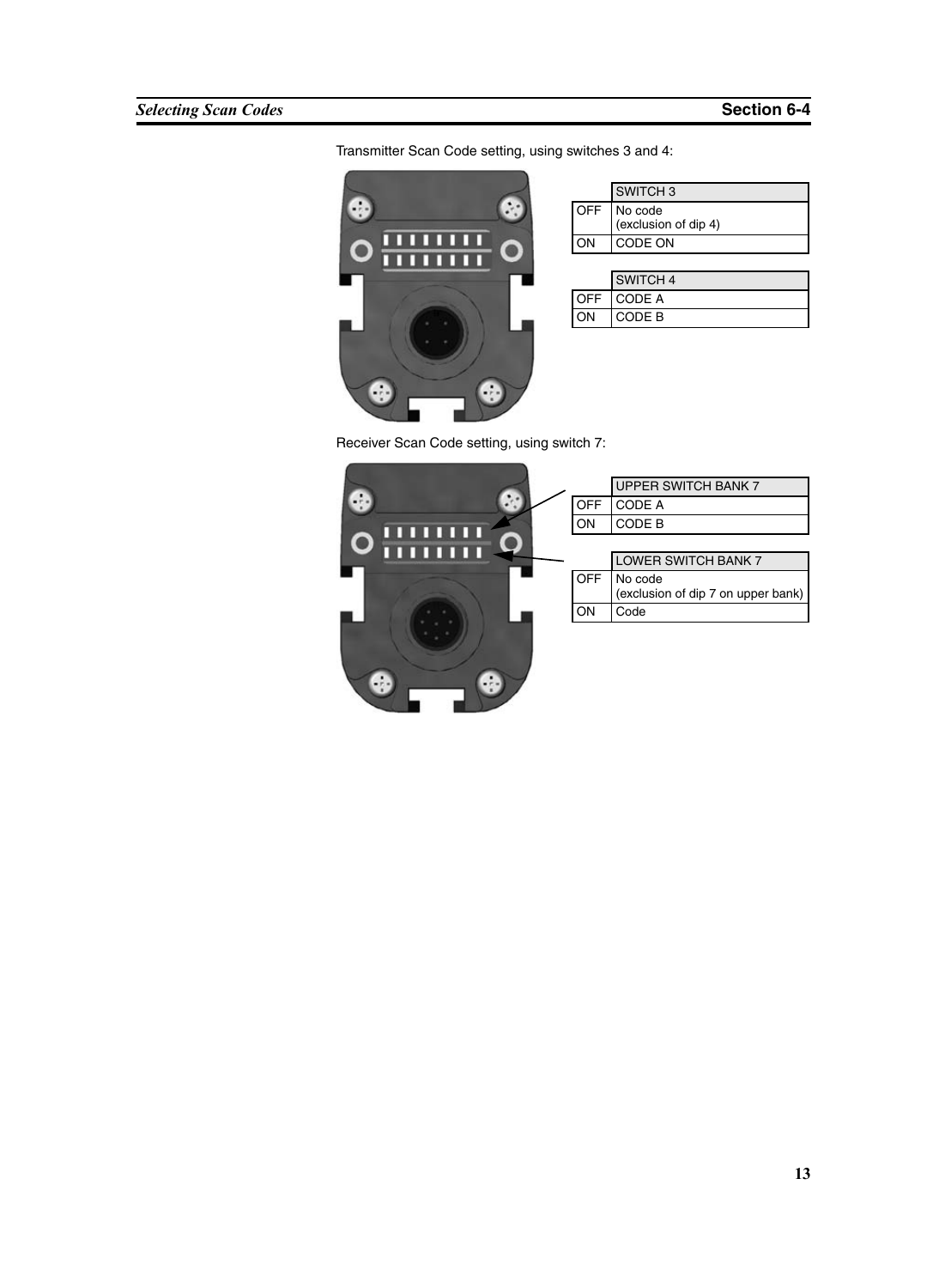Transmitter Scan Code setting, using switches 3 and 4:

| | SWITCH 3 |
|---|---|
| OFF | No code (exclusion of dip 4) |
| ON | CODE ON |

| | SWITCH 4 |
|---|---|
| OFF | CODE A |
| ON | CODE B |

Receiver Scan Code setting, using switch 7:

| | UPPER SWITCH BANK 7 |
|---|---|
| OFF | CODE A |
| ON | CODE B |

| | LOWER SWITCH BANK 7 |
|---|---|
| OFF | No code (exclusion of dip 7 on upper bank) |
| ON | Code |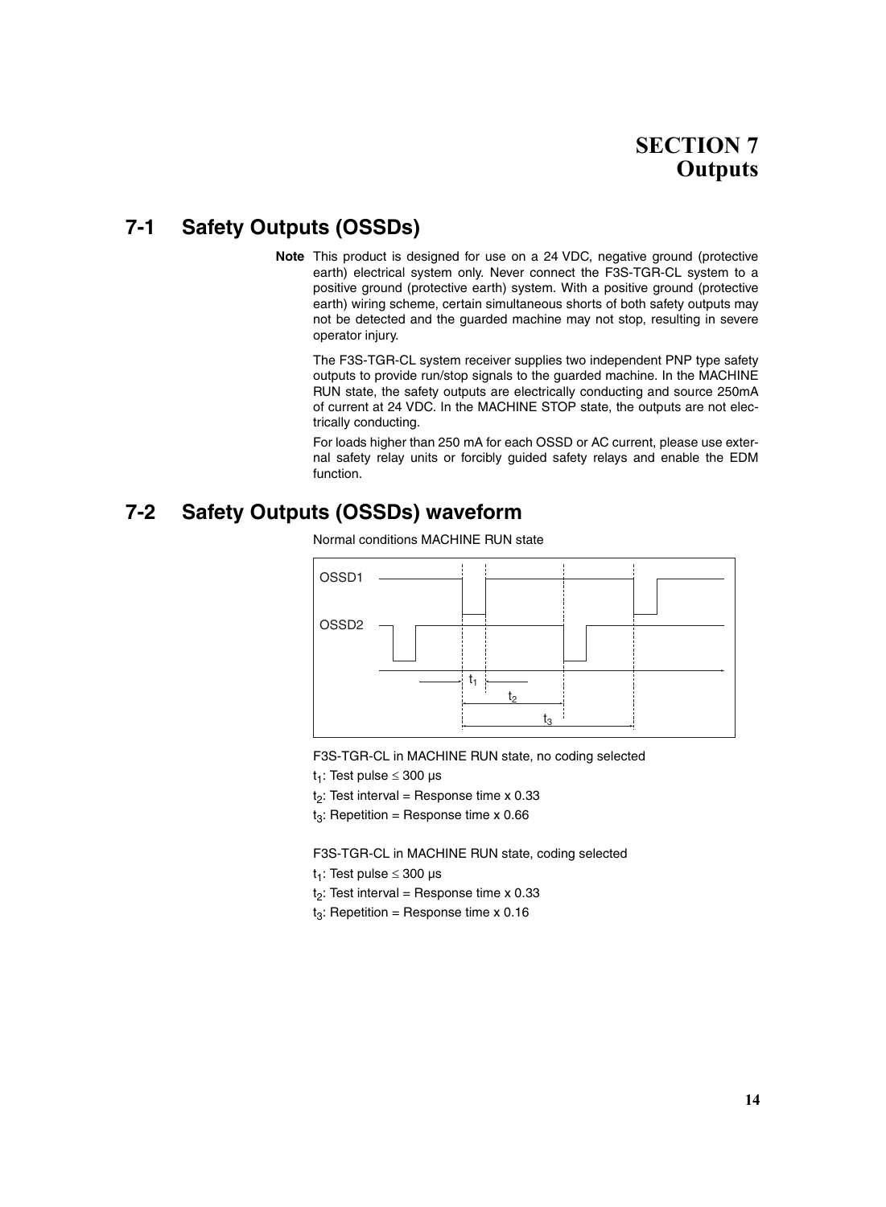# SECTION 7 Outputs

## 7-1 Safety Outputs (OSSDs)

**Note** This product is designed for use on a 24 VDC, negative ground (protective earth) electrical system only. Never connect the F3S-TGR-CL system to a positive ground (protective earth) system. With a positive ground (protective earth) wiring scheme, certain simultaneous shorts of both safety outputs may not be detected and the guarded machine may not stop, resulting in severe operator injury.

The F3S-TGR-CL system receiver supplies two independent PNP type safety outputs to provide run/stop signals to the guarded machine. In the MACHINE RUN state, the safety outputs are electrically conducting and source 250mA of current at 24 VDC. In the MACHINE STOP state, the outputs are not electrically conducting.

For loads higher than 250 mA for each OSSD or AC current, please use external safety relay units or forcibly guided safety relays and enable the EDM function.

## 7-2 Safety Outputs (OSSDs) waveform

Normal conditions MACHINE RUN state

OSSD1

OSSD2

$t_1$ $t_2$ $t_3$

F3S-TGR-CL in MACHINE RUN state, no coding selected

$t_1$: Test pulse ≤ 300 μs

$t_2$: Test interval = Response time x 0.33

$t_3$: Repetition = Response time x 0.66

F3S-TGR-CL in MACHINE RUN state, coding selected

$t_1$: Test pulse ≤ 300 μs

$t_2$: Test interval = Response time x 0.33

$t_3$: Repetition = Response time x 0.16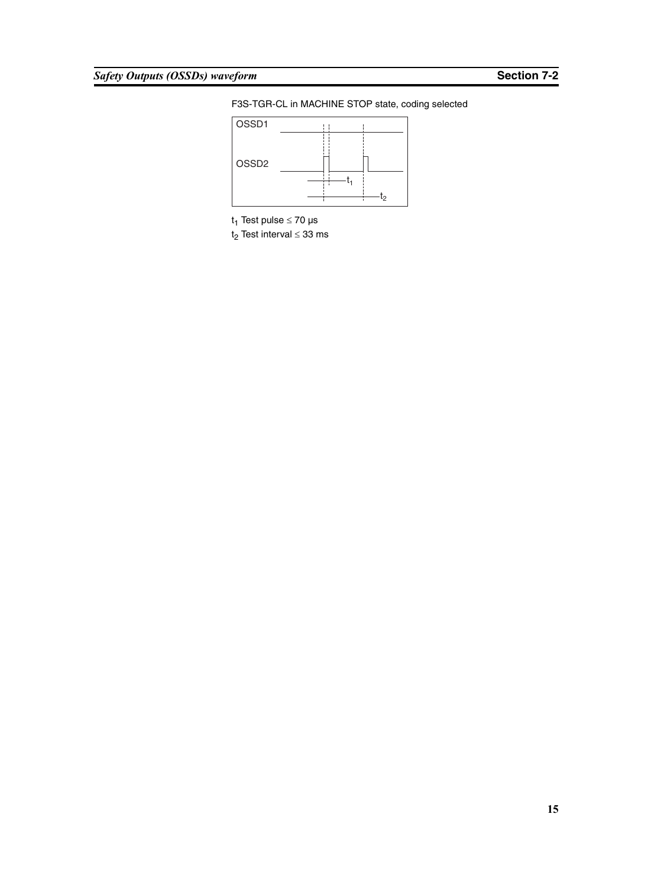F3S-TGR-CL in MACHINE STOP state, coding selected

OSSD1

OSSD2

$t_1$

$t_2$

$t_1$ Test pulse ≤ 70 µs

$t_2$ Test interval ≤ 33 ms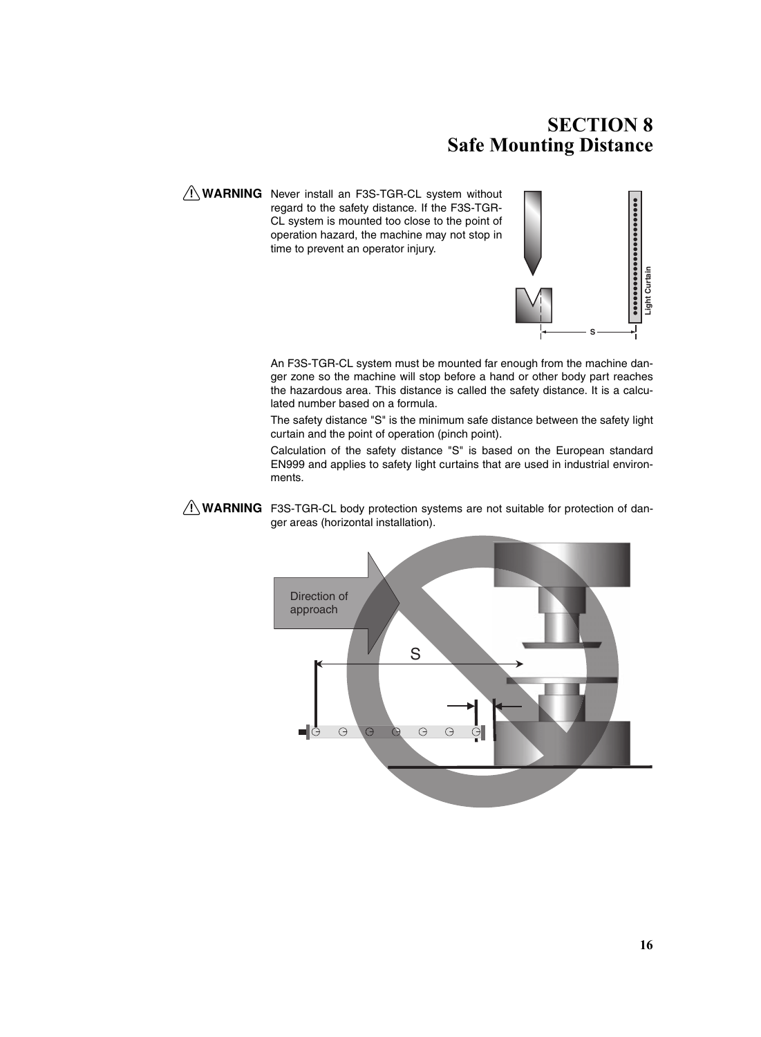# SECTION 8
# Safe Mounting Distance

**⚠ WARNING** Never install an F3S-TGR-CL system without regard to the safety distance. If the F3S-TGR-CL system is mounted too close to the point of operation hazard, the machine may not stop in time to prevent an operator injury.

An F3S-TGR-CL system must be mounted far enough from the machine danger zone so the machine will stop before a hand or other body part reaches the hazardous area. This distance is called the safety distance. It is a calculated number based on a formula.

The safety distance "S" is the minimum safe distance between the safety light curtain and the point of operation (pinch point).

Calculation of the safety distance "S" is based on the European standard EN999 and applies to safety light curtains that are used in industrial environments.

**⚠ WARNING** F3S-TGR-CL body protection systems are not suitable for protection of danger areas (horizontal installation).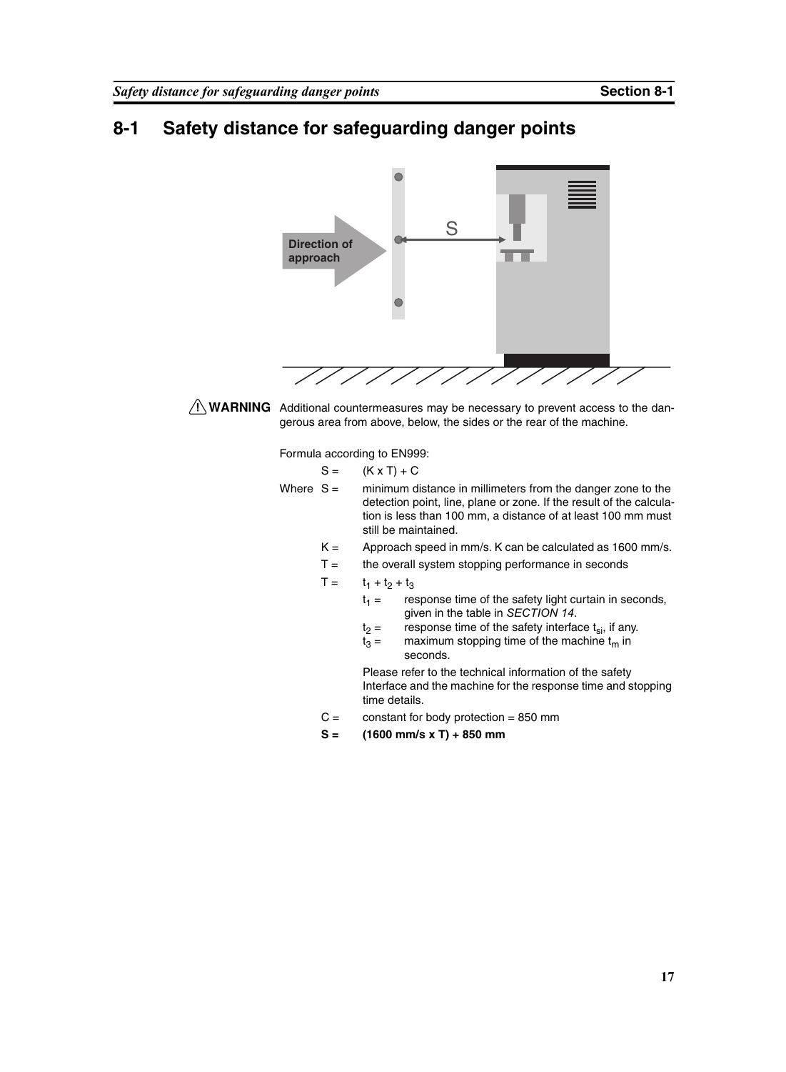# 8-1 Safety distance for safeguarding danger points

Direction of approach

S

**WARNING** Additional countermeasures may be necessary to prevent access to the dangerous area from above, below, the sides or the rear of the machine.

Formula according to EN999:

$S = (K \times T) + C$

Where $S =$ minimum distance in millimeters from the danger zone to the detection point, line, plane or zone. If the result of the calculation is less than 100 mm, a distance of at least 100 mm must still be maintained.

$K =$ Approach speed in mm/s. K can be calculated as 1600 mm/s.

$T =$ the overall system stopping performance in seconds

$T = t_1 + t_2 + t_3$

- $t_1 =$ response time of the safety light curtain in seconds, given in the table in *SECTION 14*.
- $t_2 =$ response time of the safety interface $t_{si}$, if any.
- $t_3 =$ maximum stopping time of the machine $t_m$ in seconds.

Please refer to the technical information of the safety Interface and the machine for the response time and stopping time details.

$C =$ constant for body protection = 850 mm

**S = (1600 mm/s x T) + 850 mm**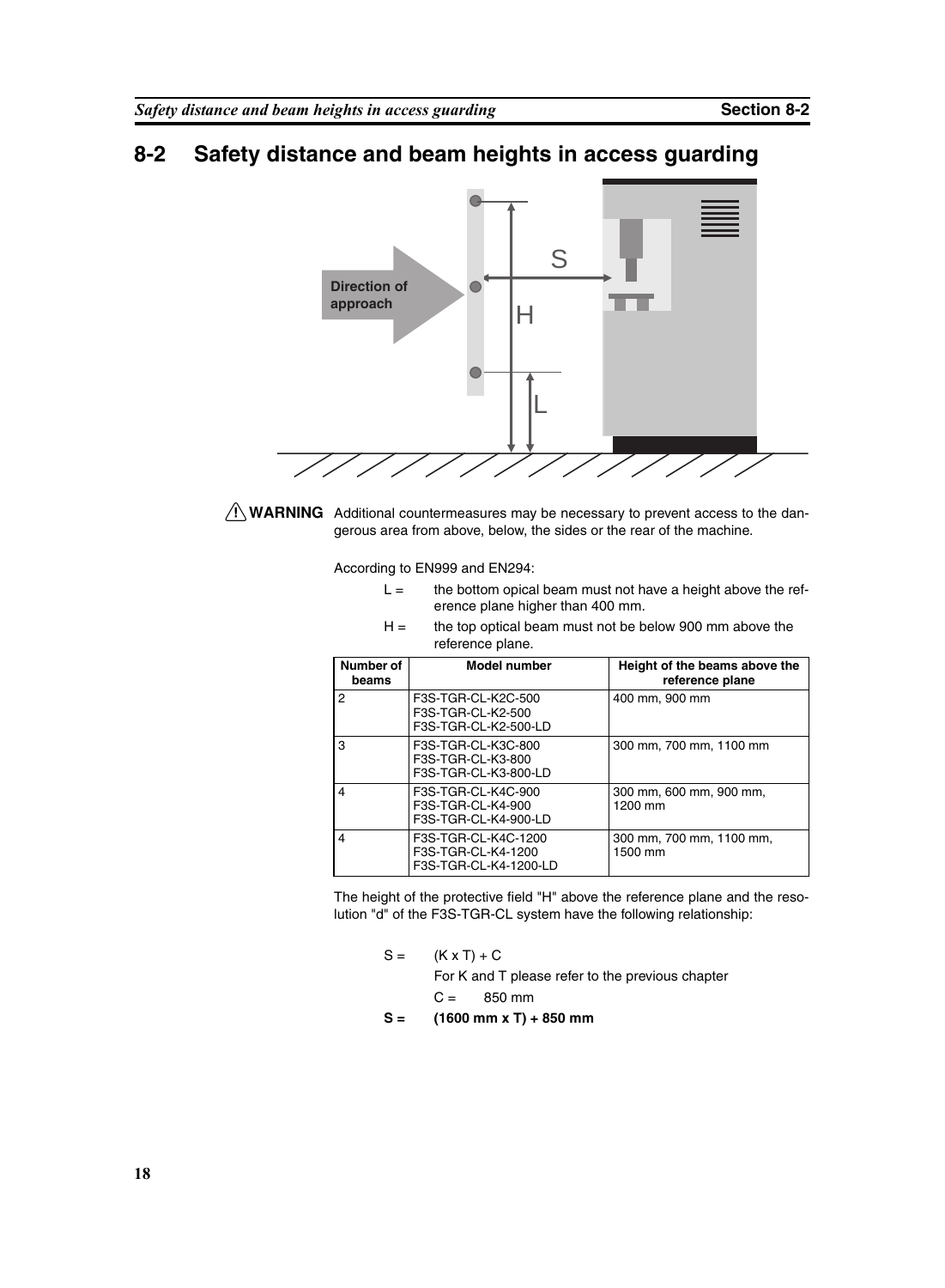## 8-2 Safety distance and beam heights in access guarding

⚠ **WARNING** Additional countermeasures may be necessary to prevent access to the dangerous area from above, below, the sides or the rear of the machine.

According to EN999 and EN294:

L = the bottom opical beam must not have a height above the reference plane higher than 400 mm.

H = the top optical beam must not be below 900 mm above the reference plane.

| Number of beams | Model number | Height of the beams above the reference plane |
|---|---|---|
| 2 | F3S-TGR-CL-K2C-500<br>F3S-TGR-CL-K2-500<br>F3S-TGR-CL-K2-500-LD | 400 mm, 900 mm |
| 3 | F3S-TGR-CL-K3C-800<br>F3S-TGR-CL-K3-800<br>F3S-TGR-CL-K3-800-LD | 300 mm, 700 mm, 1100 mm |
| 4 | F3S-TGR-CL-K4C-900<br>F3S-TGR-CL-K4-900<br>F3S-TGR-CL-K4-900-LD | 300 mm, 600 mm, 900 mm, 1200 mm |
| 4 | F3S-TGR-CL-K4C-1200<br>F3S-TGR-CL-K4-1200<br>F3S-TGR-CL-K4-1200-LD | 300 mm, 700 mm, 1100 mm, 1500 mm |

The height of the protective field "H" above the reference plane and the resolution "d" of the F3S-TGR-CL system have the following relationship:

S = (K x T) + C

For K and T please refer to the previous chapter

C = 850 mm

**S = (1600 mm x T) + 850 mm**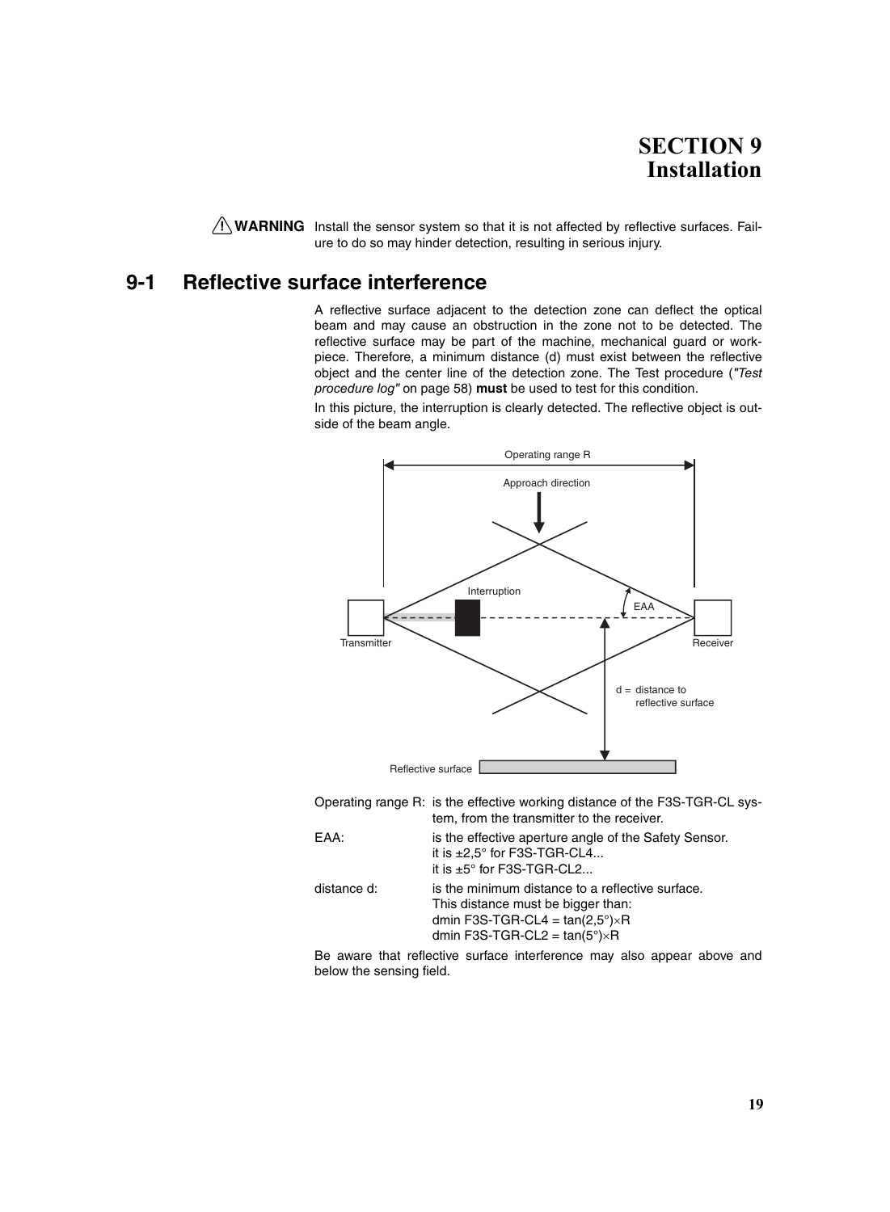# SECTION 9 Installation

⚠ **WARNING** Install the sensor system so that it is not affected by reflective surfaces. Failure to do so may hinder detection, resulting in serious injury.

## 9-1 Reflective surface interference

A reflective surface adjacent to the detection zone can deflect the optical beam and may cause an obstruction in the zone not to be detected. The reflective surface may be part of the machine, mechanical guard or workpiece. Therefore, a minimum distance (d) must exist between the reflective object and the center line of the detection zone. The Test procedure (*"Test procedure log"* on page 58) **must** be used to test for this condition.

In this picture, the interruption is clearly detected. The reflective object is outside of the beam angle.

Operating range R: is the effective working distance of the F3S-TGR-CL system, from the transmitter to the receiver.

EAA: is the effective aperture angle of the Safety Sensor.
it is ±2,5° for F3S-TGR-CL4...
it is ±5° for F3S-TGR-CL2...

distance d: is the minimum distance to a reflective surface.
This distance must be bigger than:
dmin F3S-TGR-CL4 = $\tan(2,5°) \times R$
dmin F3S-TGR-CL2 = $\tan(5°) \times R$

Be aware that reflective surface interference may also appear above and below the sensing field.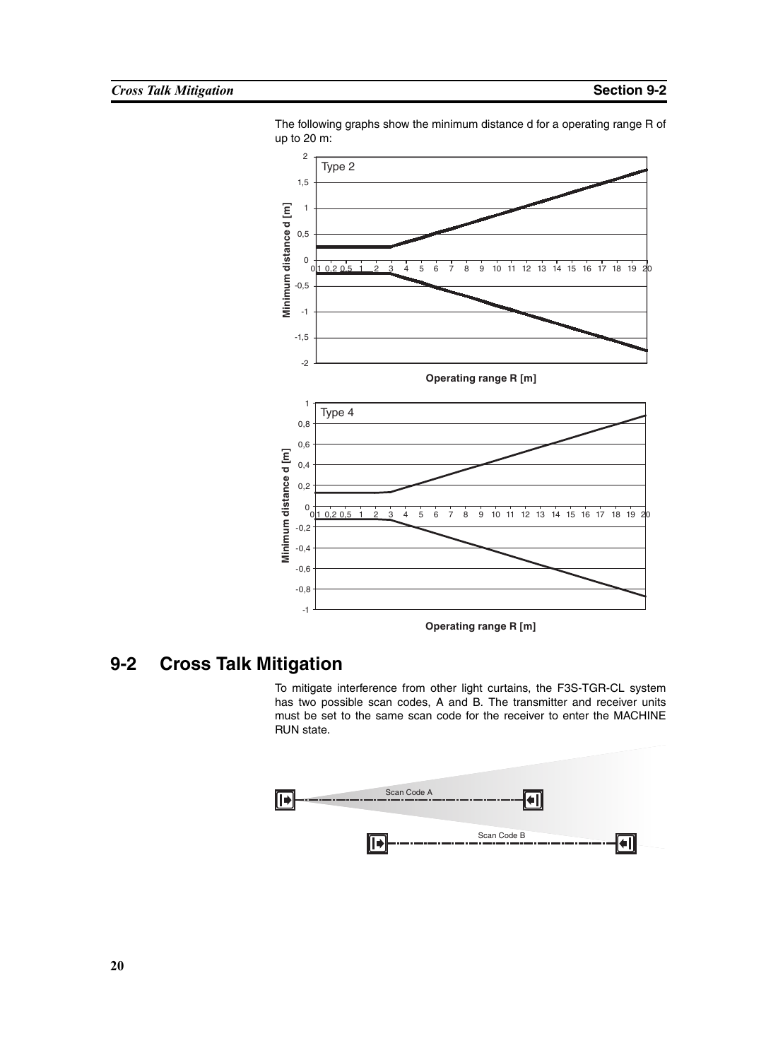The following graphs show the minimum distance d for a operating range R of up to 20 m:

# 9-2 Cross Talk Mitigation

To mitigate interference from other light curtains, the F3S-TGR-CL system has two possible scan codes, A and B. The transmitter and receiver units must be set to the same scan code for the receiver to enter the MACHINE RUN state.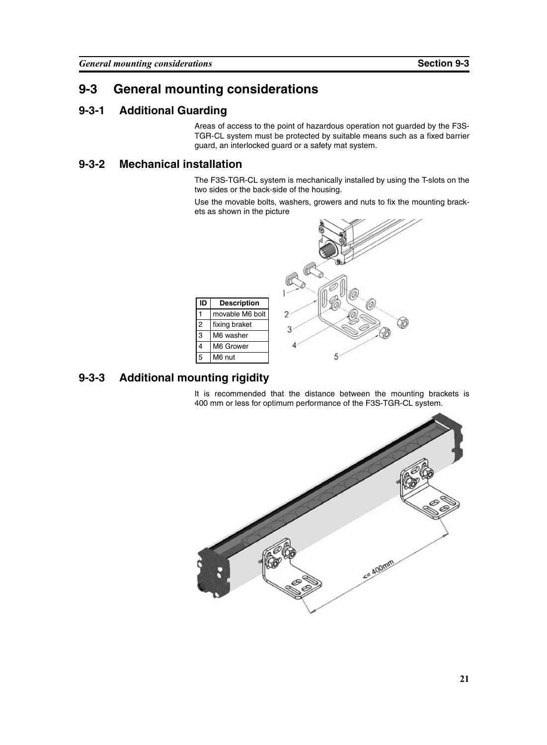# 9-3 General mounting considerations

## 9-3-1 Additional Guarding

Areas of access to the point of hazardous operation not guarded by the F3S-TGR-CL system must be protected by suitable means such as a fixed barrier guard, an interlocked guard or a safety mat system.

## 9-3-2 Mechanical installation

The F3S-TGR-CL system is mechanically installed by using the T-slots on the two sides or the back-side of the housing.

Use the movable bolts, washers, growers and nuts to fix the mounting brackets as shown in the picture

| ID | Description |
|---|---|
| 1 | movable M6 bolt |
| 2 | fixing braket |
| 3 | M6 washer |
| 4 | M6 Grower |
| 5 | M6 nut |

## 9-3-3 Additional mounting rigidity

It is recommended that the distance between the mounting brackets is 400 mm or less for optimum performance of the F3S-TGR-CL system.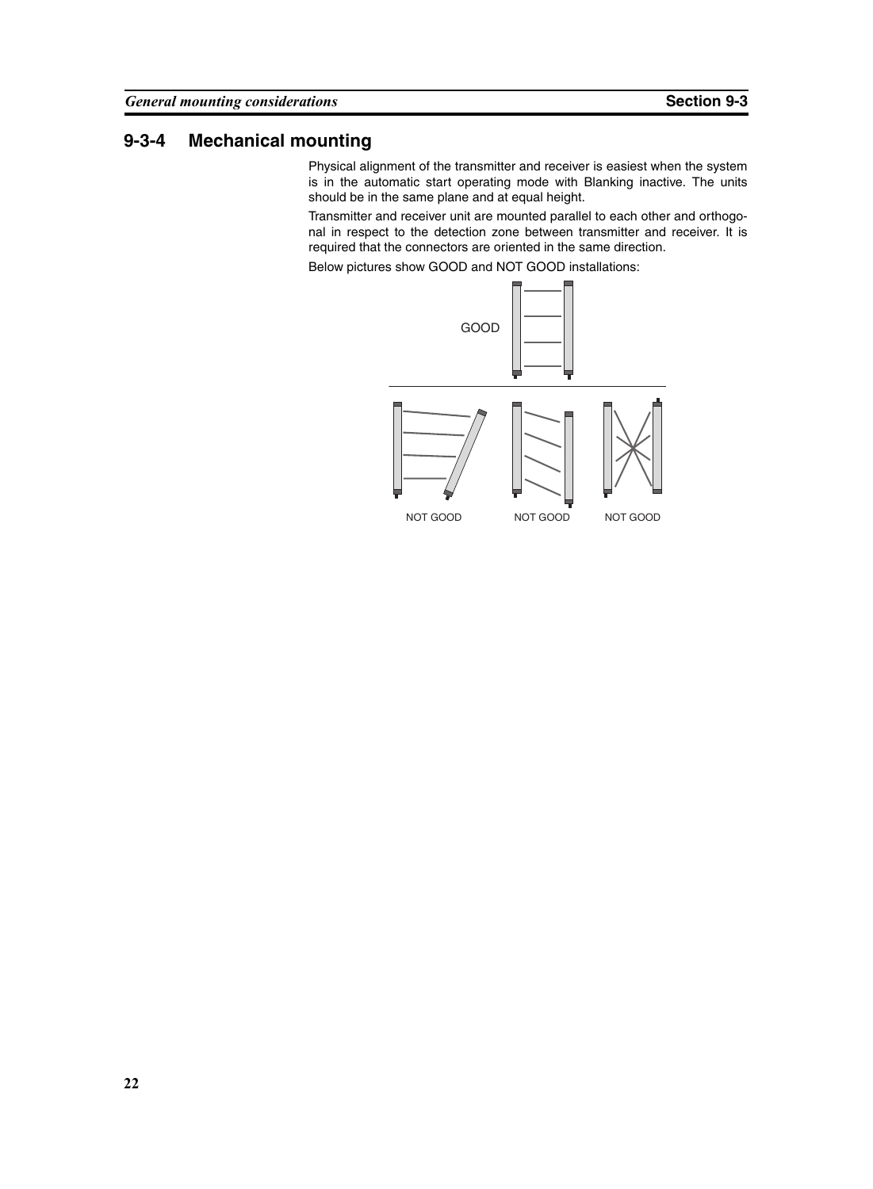## 9-3-4 Mechanical mounting

Physical alignment of the transmitter and receiver is easiest when the system is in the automatic start operating mode with Blanking inactive. The units should be in the same plane and at equal height.

Transmitter and receiver unit are mounted parallel to each other and orthogonal in respect to the detection zone between transmitter and receiver. It is required that the connectors are oriented in the same direction.

Below pictures show GOOD and NOT GOOD installations:

GOOD

NOT GOOD NOT GOOD NOT GOOD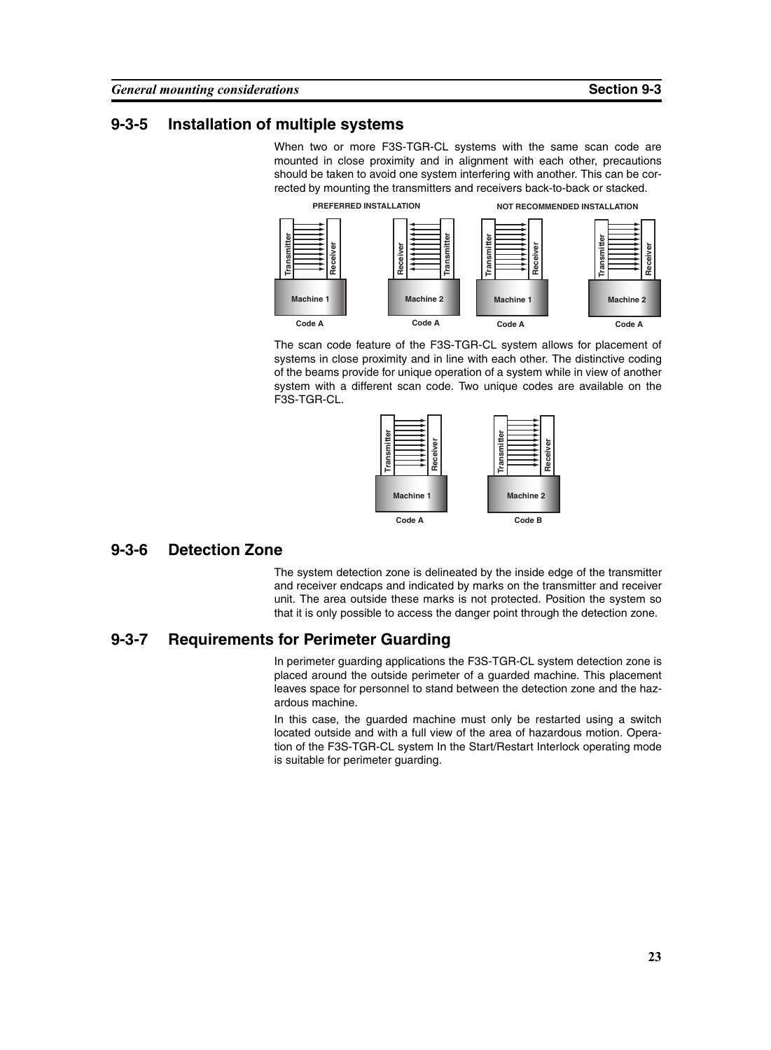## 9-3-5 Installation of multiple systems

When two or more F3S-TGR-CL systems with the same scan code are mounted in close proximity and in alignment with each other, precautions should be taken to avoid one system interfering with another. This can be corrected by mounting the transmitters and receivers back-to-back or stacked.

PREFERRED INSTALLATION | NOT RECOMMENDED INSTALLATION

Transmitter | Receiver | Machine 1 | Code A
Receiver | Transmitter | Machine 2 | Code A
Transmitter | Receiver | Machine 1 | Code A
Transmitter | Receiver | Machine 2 | Code A

The scan code feature of the F3S-TGR-CL system allows for placement of systems in close proximity and in line with each other. The distinctive coding of the beams provide for unique operation of a system while in view of another system with a different scan code. Two unique codes are available on the F3S-TGR-CL.

Transmitter | Receiver | Machine 1 | Code A
Transmitter | Receiver | Machine 2 | Code B

## 9-3-6 Detection Zone

The system detection zone is delineated by the inside edge of the transmitter and receiver endcaps and indicated by marks on the transmitter and receiver unit. The area outside these marks is not protected. Position the system so that it is only possible to access the danger point through the detection zone.

## 9-3-7 Requirements for Perimeter Guarding

In perimeter guarding applications the F3S-TGR-CL system detection zone is placed around the outside perimeter of a guarded machine. This placement leaves space for personnel to stand between the detection zone and the hazardous machine.

In this case, the guarded machine must only be restarted using a switch located outside and with a full view of the area of hazardous motion. Operation of the F3S-TGR-CL system In the Start/Restart Interlock operating mode is suitable for perimeter guarding.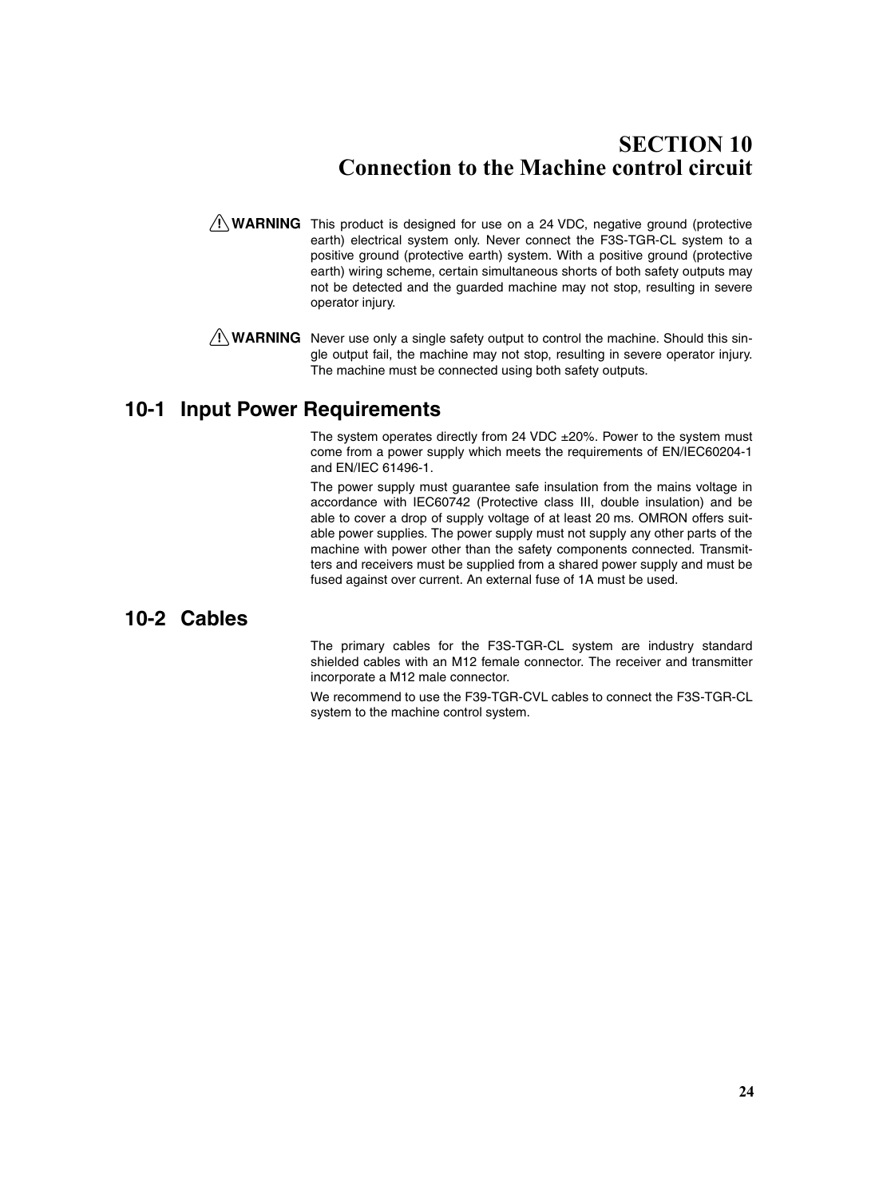# SECTION 10
# Connection to the Machine control circuit

**⚠ WARNING** This product is designed for use on a 24 VDC, negative ground (protective earth) electrical system only. Never connect the F3S-TGR-CL system to a positive ground (protective earth) system. With a positive ground (protective earth) wiring scheme, certain simultaneous shorts of both safety outputs may not be detected and the guarded machine may not stop, resulting in severe operator injury.

**⚠ WARNING** Never use only a single safety output to control the machine. Should this single output fail, the machine may not stop, resulting in severe operator injury. The machine must be connected using both safety outputs.

## 10-1 Input Power Requirements

The system operates directly from 24 VDC ±20%. Power to the system must come from a power supply which meets the requirements of EN/IEC60204-1 and EN/IEC 61496-1.

The power supply must guarantee safe insulation from the mains voltage in accordance with IEC60742 (Protective class III, double insulation) and be able to cover a drop of supply voltage of at least 20 ms. OMRON offers suitable power supplies. The power supply must not supply any other parts of the machine with power other than the safety components connected. Transmitters and receivers must be supplied from a shared power supply and must be fused against over current. An external fuse of 1A must be used.

## 10-2 Cables

The primary cables for the F3S-TGR-CL system are industry standard shielded cables with an M12 female connector. The receiver and transmitter incorporate a M12 male connector.

We recommend to use the F39-TGR-CVL cables to connect the F3S-TGR-CL system to the machine control system.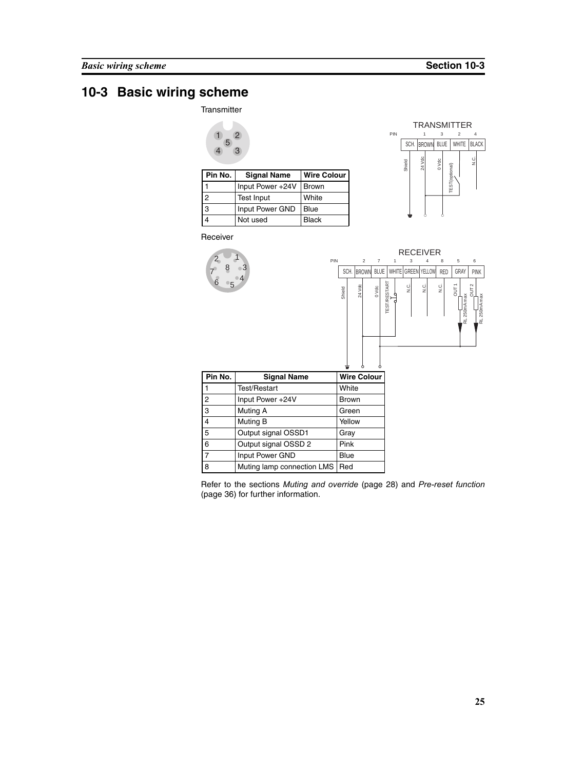# 10-3 Basic wiring scheme

Transmitter

| Pin No. | Signal Name | Wire Colour |
|---|---|---|
| 1 | Input Power +24V | Brown |
| 2 | Test Input | White |
| 3 | Input Power GND | Blue |
| 4 | Not used | Black |

Receiver

| Pin No. | Signal Name | Wire Colour |
|---|---|---|
| 1 | Test/Restart | White |
| 2 | Input Power +24V | Brown |
| 3 | Muting A | Green |
| 4 | Muting B | Yellow |
| 5 | Output signal OSSD1 | Gray |
| 6 | Output signal OSSD 2 | Pink |
| 7 | Input Power GND | Blue |
| 8 | Muting lamp connection LMS | Red |

Refer to the sections *Muting and override* (page 28) and *Pre-reset function* (page 36) for further information.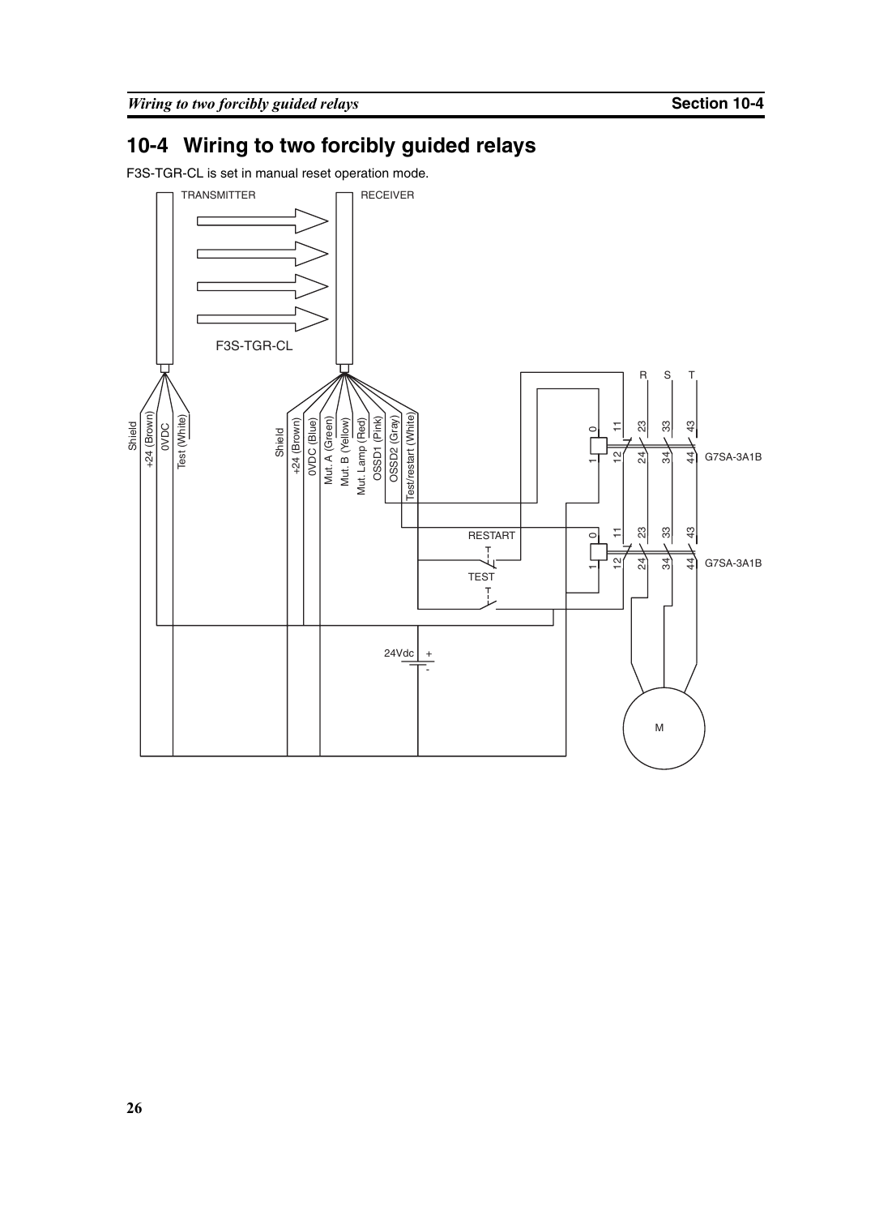# 10-4 Wiring to two forcibly guided relays

F3S-TGR-CL is set in manual reset operation mode.

TRANSMITTER

RECEIVER

F3S-TGR-CL

Shield

+24 (Brown)

0VDC

Test (White)

Shield

+24 (Brown)

0VDC (Blue)

Mut. A (Green)

Mut. B (Yellow)

Mut. Lamp (Red)

OSSD1 (Pink)

OSSD2 (Gray)

Test/restart (White)

R S T

0 1 11 12 23 24 33 34 43 44

G7SA-3A1B

RESTART

TEST

0 1 11 12 23 24 33 34 43 44

G7SA-3A1B

24Vdc + -

M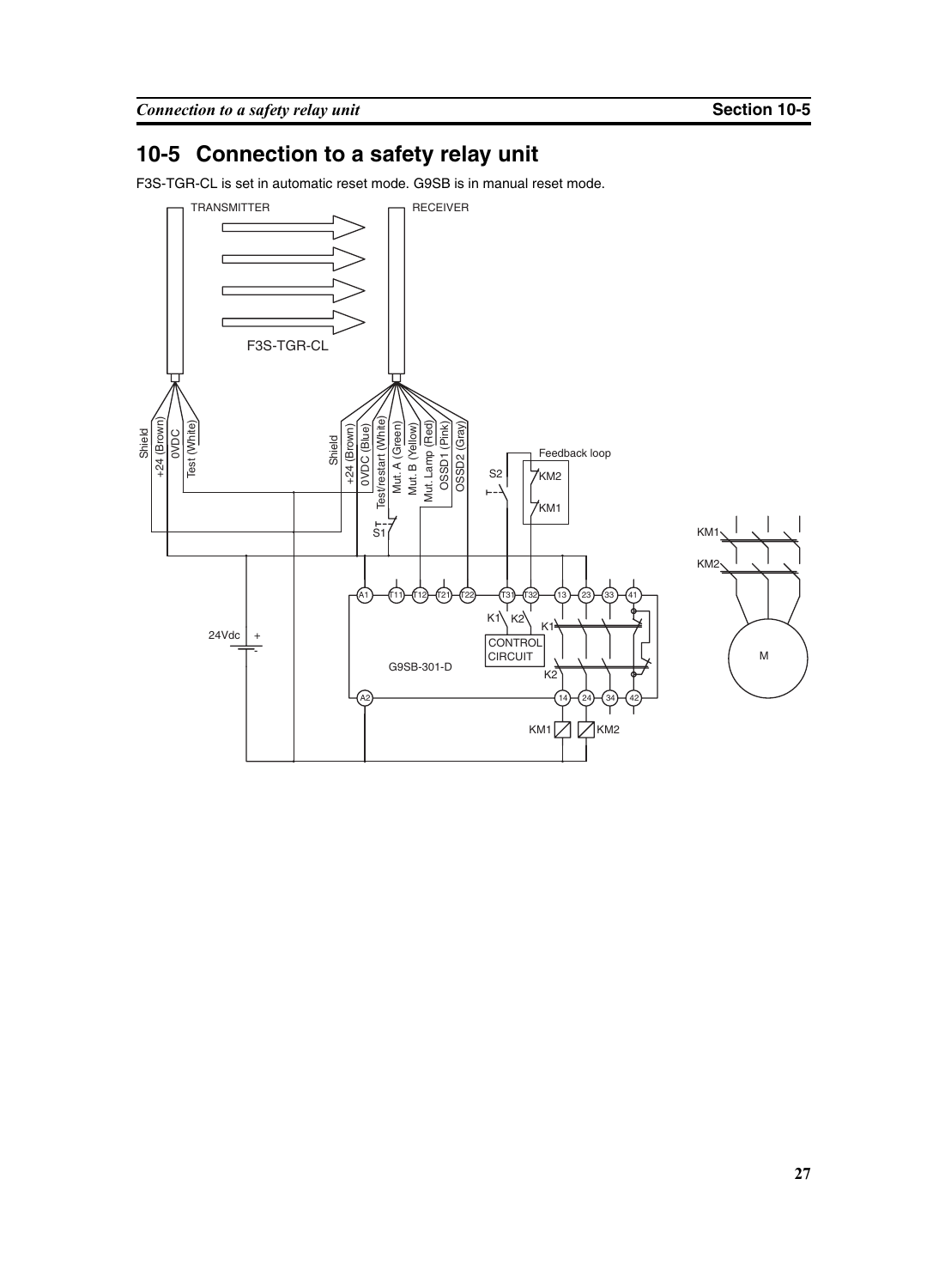# 10-5 Connection to a safety relay unit

F3S-TGR-CL is set in automatic reset mode. G9SB is in manual reset mode.

TRANSMITTER

RECEIVER

F3S-TGR-CL

Shield
+24 (Brown)
0VDC
Test (White)

Shield
+24 (Brown)
0VDC (Blue)
Test/restart (White)
Mut. A (Green)
Mut. B (Yellow)
Mut. Lamp (Red)
OSSD1 (Pink)
OSSD2 (Gray)

S1

S2

Feedback loop

KM2

KM1

24Vdc

A1 T11 T12 T21 T22 T31 T32 13 23 33 41

K1 K2

CONTROL CIRCUIT

G9SB-301-D

A2 14 24 34 42

KM1 KM2

M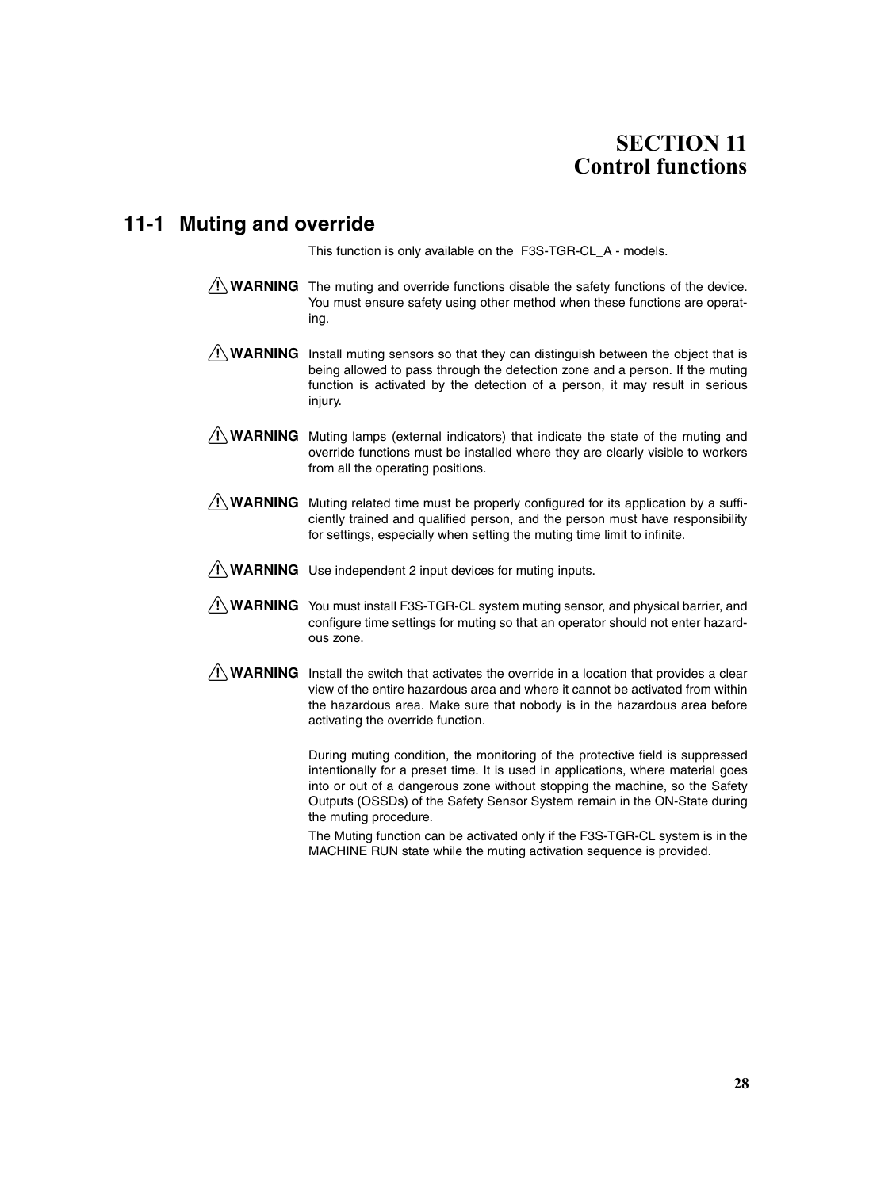# SECTION 11
# Control functions

## 11-1 Muting and override

This function is only available on the F3S-TGR-CL_A - models.

**⚠ WARNING** The muting and override functions disable the safety functions of the device. You must ensure safety using other method when these functions are operating.

**⚠ WARNING** Install muting sensors so that they can distinguish between the object that is being allowed to pass through the detection zone and a person. If the muting function is activated by the detection of a person, it may result in serious injury.

**⚠ WARNING** Muting lamps (external indicators) that indicate the state of the muting and override functions must be installed where they are clearly visible to workers from all the operating positions.

**⚠ WARNING** Muting related time must be properly configured for its application by a sufficiently trained and qualified person, and the person must have responsibility for settings, especially when setting the muting time limit to infinite.

**⚠ WARNING** Use independent 2 input devices for muting inputs.

**⚠ WARNING** You must install F3S-TGR-CL system muting sensor, and physical barrier, and configure time settings for muting so that an operator should not enter hazardous zone.

**⚠ WARNING** Install the switch that activates the override in a location that provides a clear view of the entire hazardous area and where it cannot be activated from within the hazardous area. Make sure that nobody is in the hazardous area before activating the override function.

During muting condition, the monitoring of the protective field is suppressed intentionally for a preset time. It is used in applications, where material goes into or out of a dangerous zone without stopping the machine, so the Safety Outputs (OSSDs) of the Safety Sensor System remain in the ON-State during the muting procedure.

The Muting function can be activated only if the F3S-TGR-CL system is in the MACHINE RUN state while the muting activation sequence is provided.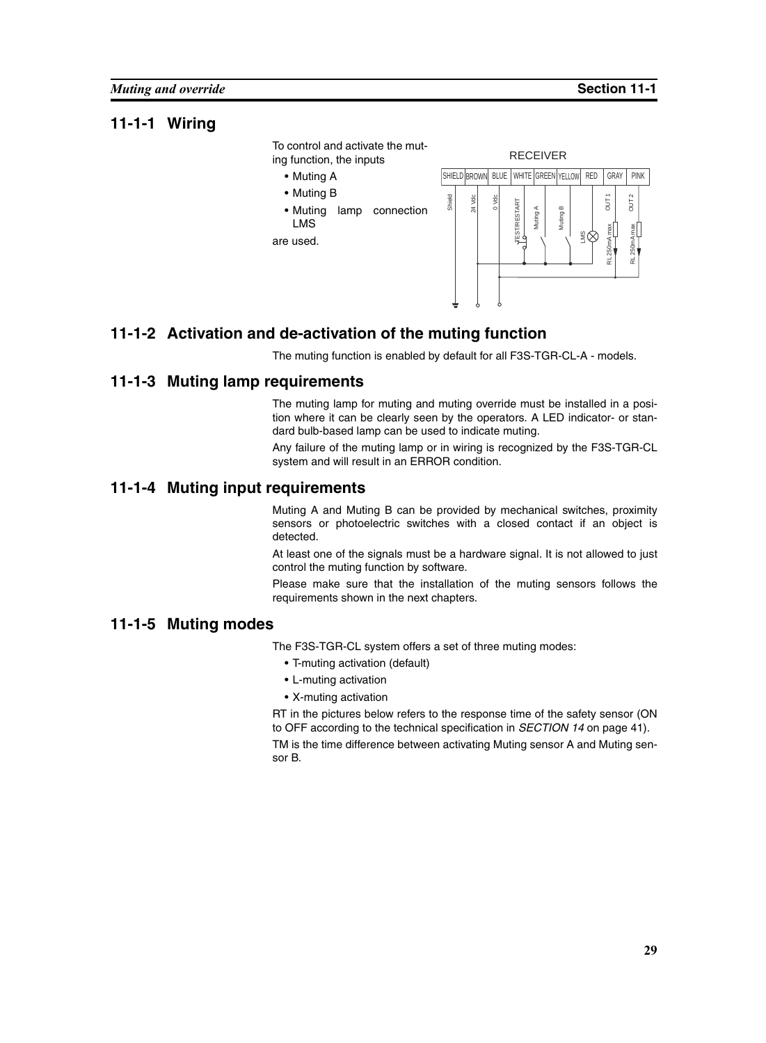## 11-1-1 Wiring

To control and activate the muting function, the inputs

- Muting A
- Muting B
- Muting lamp connection LMS

are used.

RECEIVER

| SHIELD | BROWN | BLUE | WHITE | GREEN | YELLOW | RED | GRAY | PINK |
|---|---|---|---|---|---|---|---|---|
| Shield | 24 Vdc | 0 Vdc | TEST/RESTART | Muting A | Muting B | LMS | OUT 1 (RL 250mA max) | OUT 2 (RL 250mA max) |

## 11-1-2 Activation and de-activation of the muting function

The muting function is enabled by default for all F3S-TGR-CL-A - models.

## 11-1-3 Muting lamp requirements

The muting lamp for muting and muting override must be installed in a position where it can be clearly seen by the operators. A LED indicator- or standard bulb-based lamp can be used to indicate muting.

Any failure of the muting lamp or in wiring is recognized by the F3S-TGR-CL system and will result in an ERROR condition.

## 11-1-4 Muting input requirements

Muting A and Muting B can be provided by mechanical switches, proximity sensors or photoelectric switches with a closed contact if an object is detected.

At least one of the signals must be a hardware signal. It is not allowed to just control the muting function by software.

Please make sure that the installation of the muting sensors follows the requirements shown in the next chapters.

## 11-1-5 Muting modes

The F3S-TGR-CL system offers a set of three muting modes:

- T-muting activation (default)
- L-muting activation
- X-muting activation

RT in the pictures below refers to the response time of the safety sensor (ON to OFF according to the technical specification in *SECTION 14* on page 41).

TM is the time difference between activating Muting sensor A and Muting sensor B.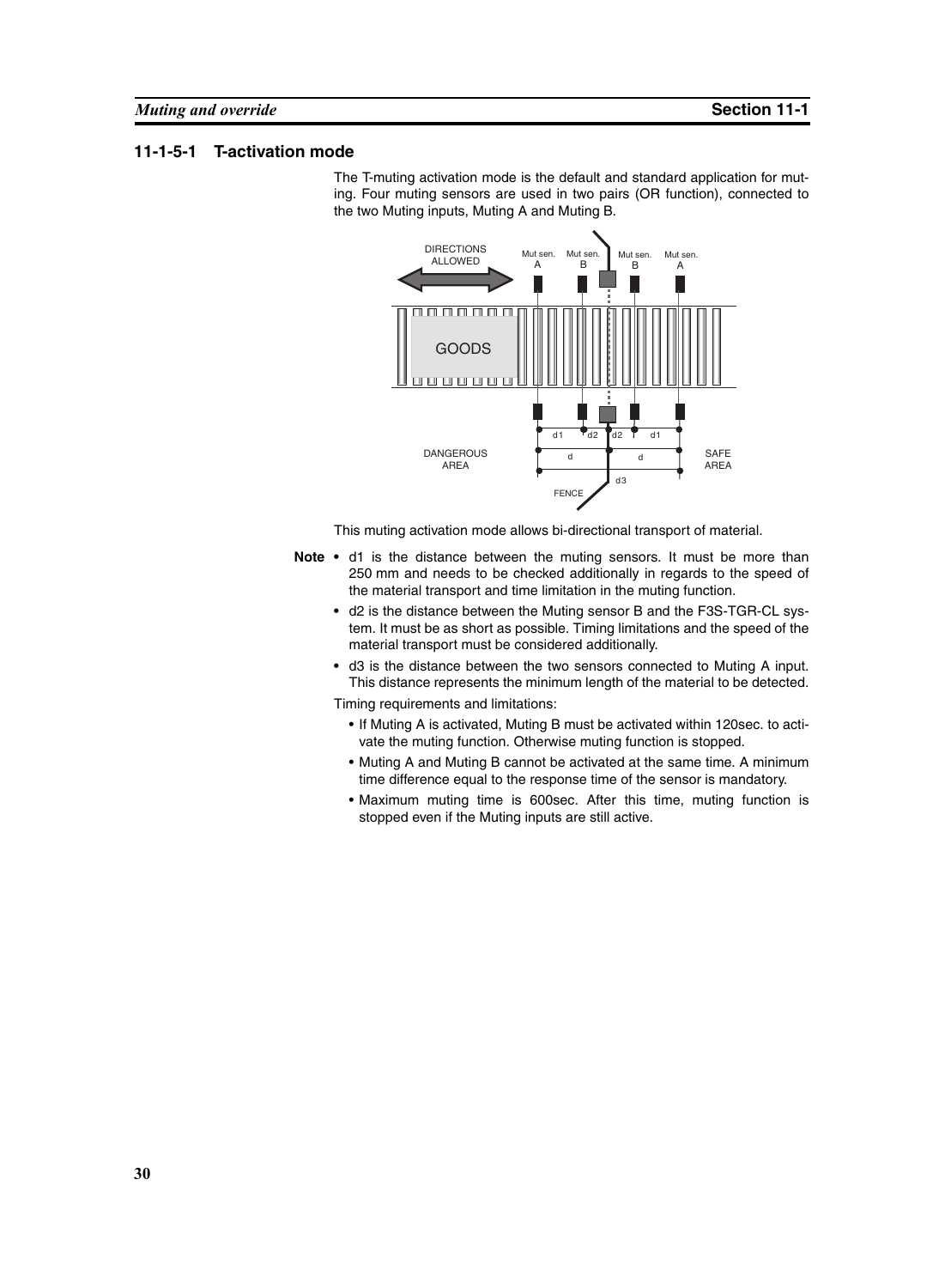### 11-1-5-1 T-activation mode

The T-muting activation mode is the default and standard application for muting. Four muting sensors are used in two pairs (OR function), connected to the two Muting inputs, Muting A and Muting B.

This muting activation mode allows bi-directional transport of material.

**Note**
- d1 is the distance between the muting sensors. It must be more than 250 mm and needs to be checked additionally in regards to the speed of the material transport and time limitation in the muting function.
- d2 is the distance between the Muting sensor B and the F3S-TGR-CL system. It must be as short as possible. Timing limitations and the speed of the material transport must be considered additionally.
- d3 is the distance between the two sensors connected to Muting A input. This distance represents the minimum length of the material to be detected.

Timing requirements and limitations:

- If Muting A is activated, Muting B must be activated within 120sec. to activate the muting function. Otherwise muting function is stopped.
- Muting A and Muting B cannot be activated at the same time. A minimum time difference equal to the response time of the sensor is mandatory.
- Maximum muting time is 600sec. After this time, muting function is stopped even if the Muting inputs are still active.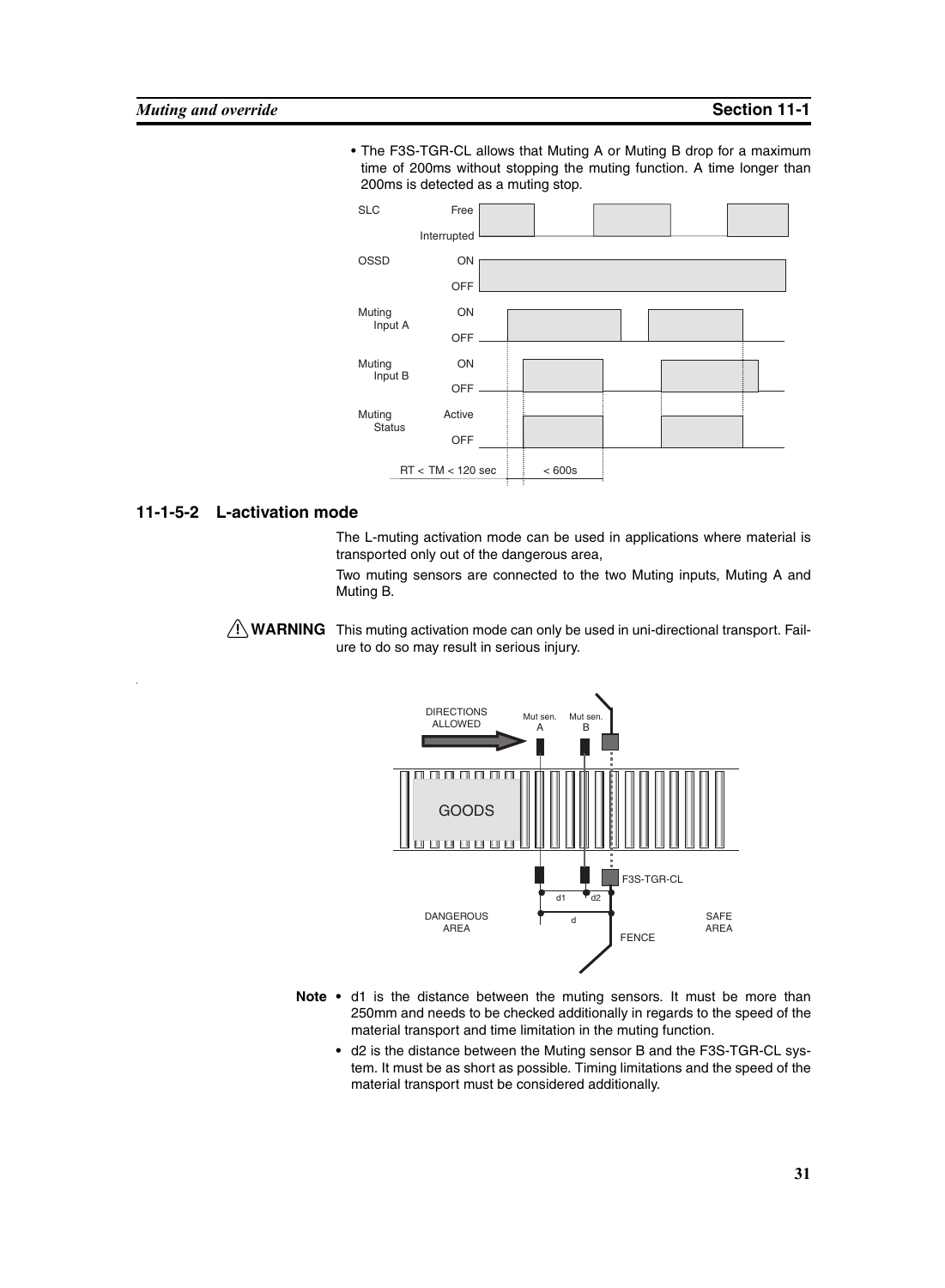- The F3S-TGR-CL allows that Muting A or Muting B drop for a maximum time of 200ms without stopping the muting function. A time longer than 200ms is detected as a muting stop.

### 11-1-5-2 L-activation mode

The L-muting activation mode can be used in applications where material is transported only out of the dangerous area,

Two muting sensors are connected to the two Muting inputs, Muting A and Muting B.

**⚠ WARNING** This muting activation mode can only be used in uni-directional transport. Failure to do so may result in serious injury.

**Note**
- d1 is the distance between the muting sensors. It must be more than 250mm and needs to be checked additionally in regards to the speed of the material transport and time limitation in the muting function.
- d2 is the distance between the Muting sensor B and the F3S-TGR-CL system. It must be as short as possible. Timing limitations and the speed of the material transport must be considered additionally.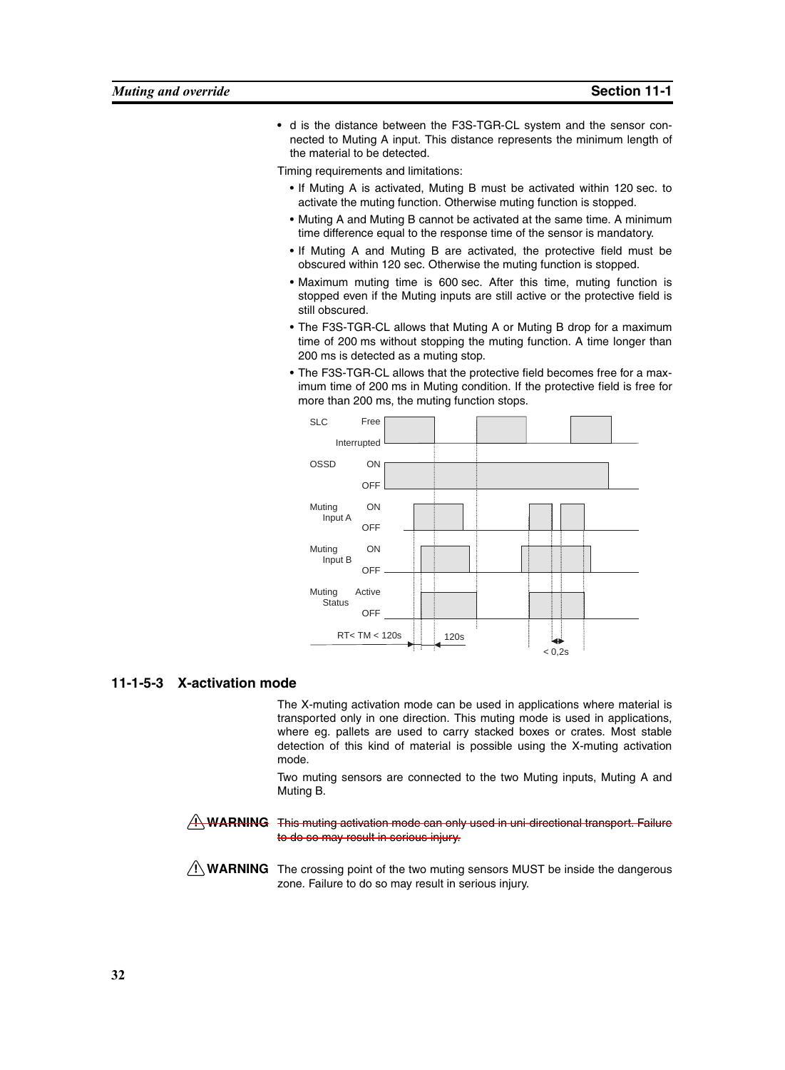- d is the distance between the F3S-TGR-CL system and the sensor connected to Muting A input. This distance represents the minimum length of the material to be detected.

Timing requirements and limitations:

- If Muting A is activated, Muting B must be activated within 120 sec. to activate the muting function. Otherwise muting function is stopped.
- Muting A and Muting B cannot be activated at the same time. A minimum time difference equal to the response time of the sensor is mandatory.
- If Muting A and Muting B are activated, the protective field must be obscured within 120 sec. Otherwise the muting function is stopped.
- Maximum muting time is 600 sec. After this time, muting function is stopped even if the Muting inputs are still active or the protective field is still obscured.
- The F3S-TGR-CL allows that Muting A or Muting B drop for a maximum time of 200 ms without stopping the muting function. A time longer than 200 ms is detected as a muting stop.
- The F3S-TGR-CL allows that the protective field becomes free for a maximum time of 200 ms in Muting condition. If the protective field is free for more than 200 ms, the muting function stops.

SLC Free / Interrupted
OSSD ON / OFF
Muting Input A ON / OFF
Muting Input B ON / OFF
Muting Status Active / OFF
RT< TM < 120s   120s   < 0,2s

### 11-1-5-3 X-activation mode

The X-muting activation mode can be used in applications where material is transported only in one direction. This muting mode is used in applications, where eg. pallets are used to carry stacked boxes or crates. Most stable detection of this kind of material is possible using the X-muting activation mode.

Two muting sensors are connected to the two Muting inputs, Muting A and Muting B.

**⚠ WARNING** ~~This muting activation mode can only used in uni-directional transport. Failure to do so may result in serious injury.~~

**⚠ WARNING** The crossing point of the two muting sensors MUST be inside the dangerous zone. Failure to do so may result in serious injury.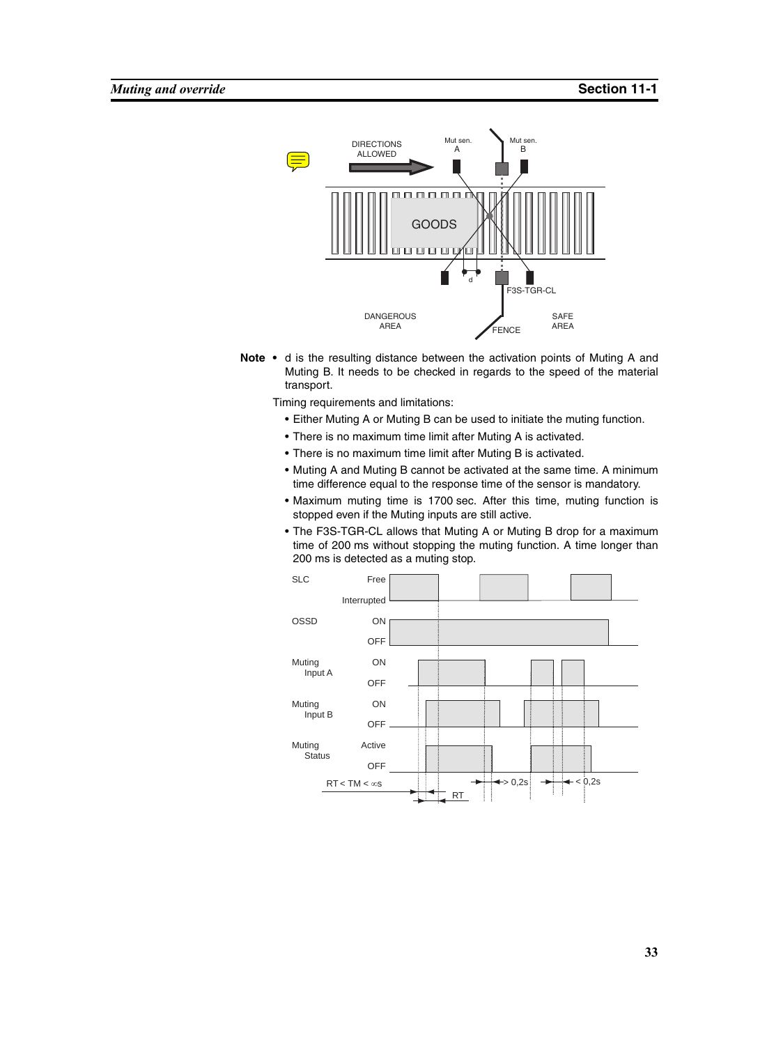Note • d is the resulting distance between the activation points of Muting A and Muting B. It needs to be checked in regards to the speed of the material transport.

Timing requirements and limitations:

- Either Muting A or Muting B can be used to initiate the muting function.
- There is no maximum time limit after Muting A is activated.
- There is no maximum time limit after Muting B is activated.
- Muting A and Muting B cannot be activated at the same time. A minimum time difference equal to the response time of the sensor is mandatory.
- Maximum muting time is 1700 sec. After this time, muting function is stopped even if the Muting inputs are still active.
- The F3S-TGR-CL allows that Muting A or Muting B drop for a maximum time of 200 ms without stopping the muting function. A time longer than 200 ms is detected as a muting stop.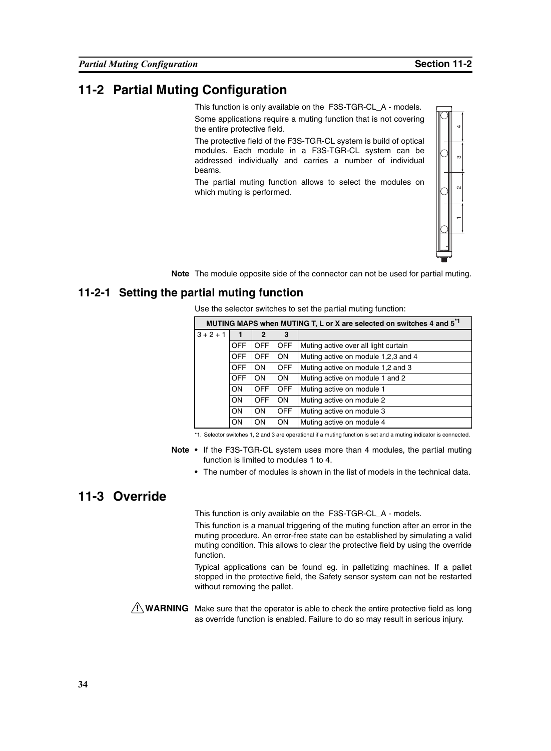## 11-2 Partial Muting Configuration

This function is only available on the F3S-TGR-CL_A - models.

Some applications require a muting function that is not covering the entire protective field.

The protective field of the F3S-TGR-CL system is build of optical modules. Each module in a F3S-TGR-CL system can be addressed individually and carries a number of individual beams.

The partial muting function allows to select the modules on which muting is performed.

**Note** The module opposite side of the connector can not be used for partial muting.

### 11-2-1 Setting the partial muting function

Use the selector switches to set the partial muting function:

| MUTING MAPS when MUTING T, L or X are selected on switches 4 and 5[*1] | | | | |
|---|---|---|---|---|
| 3 + 2 + 1 | 1 | 2 | 3 | |
| | OFF | OFF | OFF | Muting active over all light curtain |
| | OFF | OFF | ON | Muting active on module 1,2,3 and 4 |
| | OFF | ON | OFF | Muting active on module 1,2 and 3 |
| | OFF | ON | ON | Muting active on module 1 and 2 |
| | ON | OFF | OFF | Muting active on module 1 |
| | ON | OFF | ON | Muting active on module 2 |
| | ON | ON | OFF | Muting active on module 3 |
| | ON | ON | ON | Muting active on module 4 |

*1. Selector switches 1, 2 and 3 are operational if a muting function is set and a muting indicator is connected.

**Note**
- If the F3S-TGR-CL system uses more than 4 modules, the partial muting function is limited to modules 1 to 4.
- The number of modules is shown in the list of models in the technical data.

## 11-3 Override

This function is only available on the F3S-TGR-CL_A - models.

This function is a manual triggering of the muting function after an error in the muting procedure. An error-free state can be established by simulating a valid muting condition. This allows to clear the protective field by using the override function.

Typical applications can be found eg. in palletizing machines. If a pallet stopped in the protective field, the Safety sensor system can not be restarted without removing the pallet.

**WARNING** Make sure that the operator is able to check the entire protective field as long as override function is enabled. Failure to do so may result in serious injury.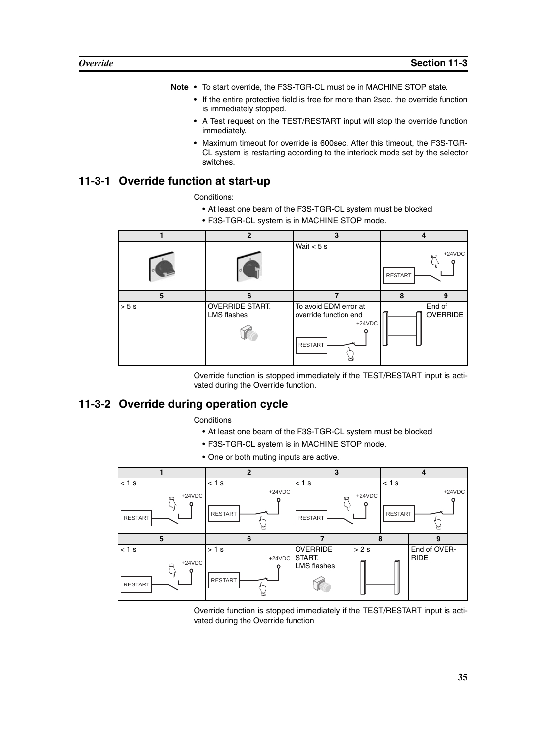**Note**
- To start override, the F3S-TGR-CL must be in MACHINE STOP state.
- If the entire protective field is free for more than 2sec. the override function is immediately stopped.
- A Test request on the TEST/RESTART input will stop the override function immediately.
- Maximum timeout for override is 600sec. After this timeout, the F3S-TGR-CL system is restarting according to the interlock mode set by the selector switches.

## 11-3-1 Override function at start-up

Conditions:

- At least one beam of the F3S-TGR-CL system must be blocked
- F3S-TGR-CL system is in MACHINE STOP mode.

| 1 | 2 | 3 | 4 | |
|---|---|---|---|---|
| | | Wait < 5 s | RESTART +24VDC | |
| **5** | **6** | **7** | **8** | **9** |
| > 5 s | OVERRIDE START. LMS flashes | To avoid EDM error at override function end +24VDC RESTART | | End of OVERRIDE |

Override function is stopped immediately if the TEST/RESTART input is activated during the Override function.

## 11-3-2 Override during operation cycle

Conditions

- At least one beam of the F3S-TGR-CL system must be blocked
- F3S-TGR-CL system is in MACHINE STOP mode.
- One or both muting inputs are active.

| 1 | 2 | 3 | 4 |
|---|---|---|---|
| < 1 s +24VDC RESTART | < 1 s +24VDC RESTART | < 1 s +24VDC RESTART | < 1 s +24VDC RESTART |

| 5 | 6 | 7 | 8 | 9 |
|---|---|---|---|---|
| < 1 s +24VDC RESTART | > 1 s +24VDC RESTART | OVERRIDE START. LMS flashes | > 2 s | End of OVERRIDE |

Override function is stopped immediately if the TEST/RESTART input is activated during the Override function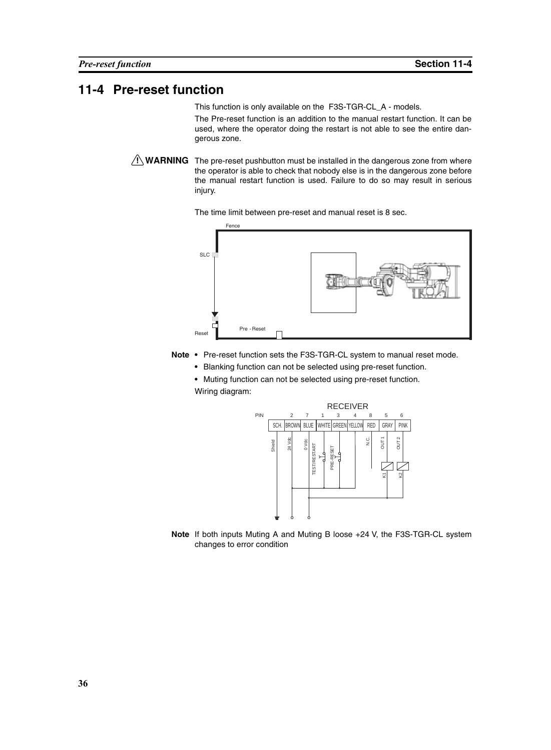# 11-4 Pre-reset function

This function is only available on the F3S-TGR-CL_A - models.

The Pre-reset function is an addition to the manual restart function. It can be used, where the operator doing the restart is not able to see the entire dangerous zone.

**⚠ WARNING** The pre-reset pushbutton must be installed in the dangerous zone from where the operator is able to check that nobody else is in the dangerous zone before the manual restart function is used. Failure to do so may result in serious injury.

The time limit between pre-reset and manual reset is 8 sec.

Fence

SLC

Reset

Pre - Reset

**Note**
- Pre-reset function sets the F3S-TGR-CL system to manual reset mode.
- Blanking function can not be selected using pre-reset function.
- Muting function can not be selected using pre-reset function.

Wiring diagram:

RECEIVER

| PIN | | 2 | 7 | 1 | 3 | 4 | 8 | 5 | 6 |
|---|---|---|---|---|---|---|---|---|---|
| | SCH. | BROWN | BLUE | WHITE | GREEN | YELLOW | RED | GRAY | PINK |
| | Shield | 24 Vdc | 0 Vdc | TEST/RESTART | PRE-RESET | | N.C. | OUT 1 | OUT 2 |
| | | | | | | | | K1 | K2 |

**Note** If both inputs Muting A and Muting B loose +24 V, the F3S-TGR-CL system changes to error condition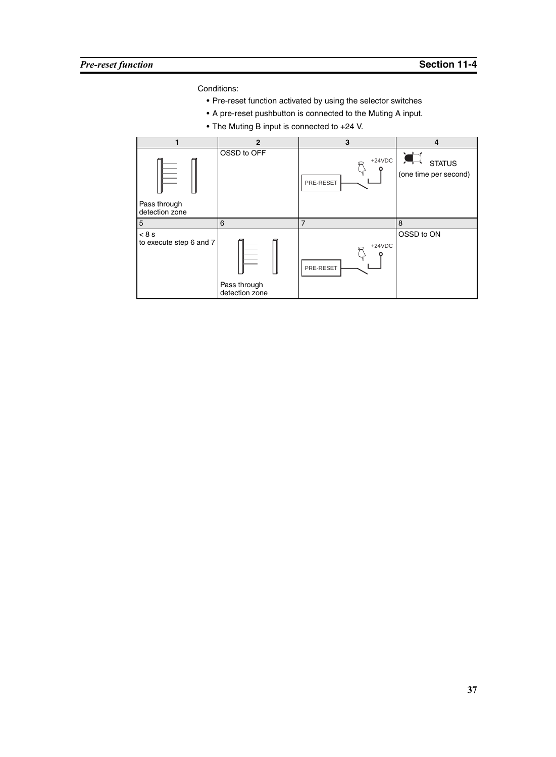Conditions:

- Pre-reset function activated by using the selector switches
- A pre-reset pushbutton is connected to the Muting A input.
- The Muting B input is connected to +24 V.

| 1 | 2 | 3 | 4 |
|---|---|---|---|
| Pass through detection zone | OSSD to OFF | +24VDC PRE-RESET | STATUS (one time per second) |
| **5** | **6** | **7** | **8** |
| < 8 s to execute step 6 and 7 | Pass through detection zone | +24VDC PRE-RESET | OSSD to ON |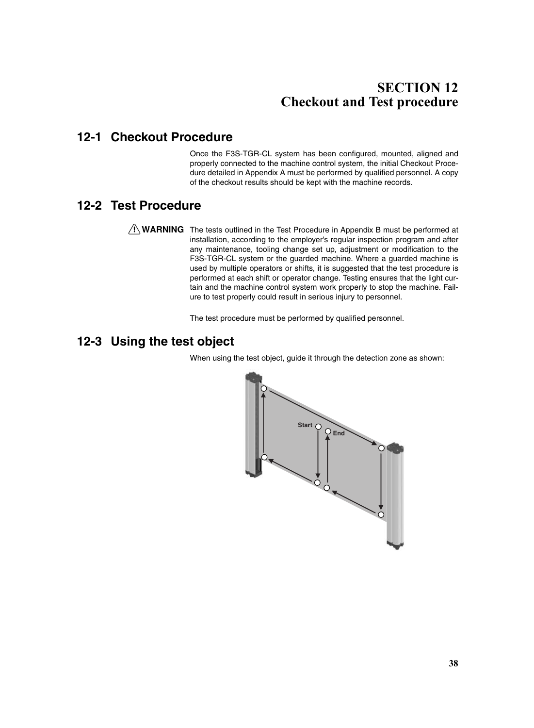# SECTION 12
# Checkout and Test procedure

## 12-1 Checkout Procedure

Once the F3S-TGR-CL system has been configured, mounted, aligned and properly connected to the machine control system, the initial Checkout Procedure detailed in Appendix A must be performed by qualified personnel. A copy of the checkout results should be kept with the machine records.

## 12-2 Test Procedure

**⚠ WARNING** The tests outlined in the Test Procedure in Appendix B must be performed at installation, according to the employer's regular inspection program and after any maintenance, tooling change set up, adjustment or modification to the F3S-TGR-CL system or the guarded machine. Where a guarded machine is used by multiple operators or shifts, it is suggested that the test procedure is performed at each shift or operator change. Testing ensures that the light curtain and the machine control system work properly to stop the machine. Failure to test properly could result in serious injury to personnel.

The test procedure must be performed by qualified personnel.

## 12-3 Using the test object

When using the test object, guide it through the detection zone as shown:

Start

End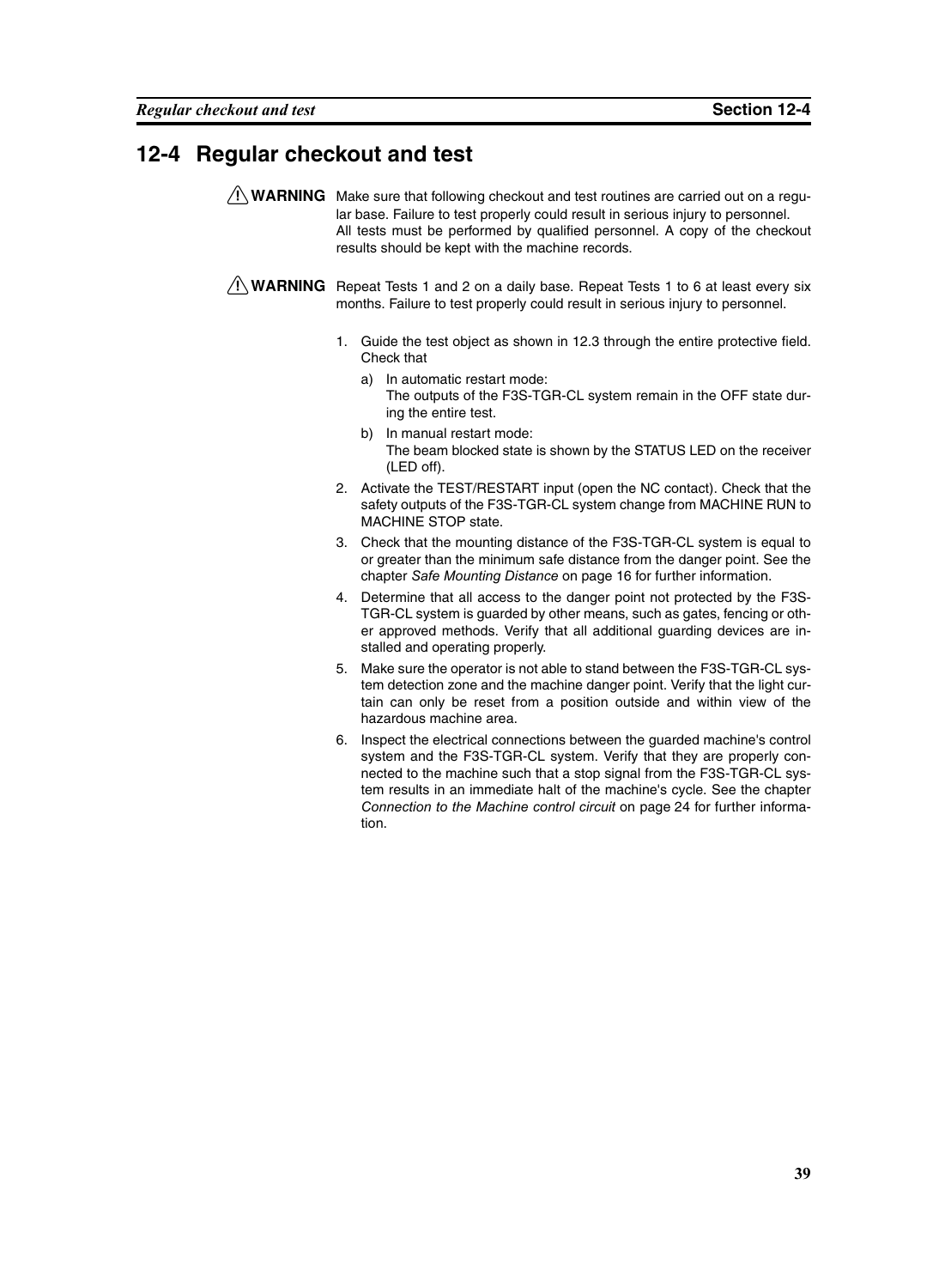## 12-4 Regular checkout and test

**⚠ WARNING** Make sure that following checkout and test routines are carried out on a regular base. Failure to test properly could result in serious injury to personnel. All tests must be performed by qualified personnel. A copy of the checkout results should be kept with the machine records.

**⚠ WARNING** Repeat Tests 1 and 2 on a daily base. Repeat Tests 1 to 6 at least every six months. Failure to test properly could result in serious injury to personnel.

1. Guide the test object as shown in 12.3 through the entire protective field. Check that
   a) In automatic restart mode:
      The outputs of the F3S-TGR-CL system remain in the OFF state during the entire test.
   b) In manual restart mode:
      The beam blocked state is shown by the STATUS LED on the receiver (LED off).
2. Activate the TEST/RESTART input (open the NC contact). Check that the safety outputs of the F3S-TGR-CL system change from MACHINE RUN to MACHINE STOP state.
3. Check that the mounting distance of the F3S-TGR-CL system is equal to or greater than the minimum safe distance from the danger point. See the chapter *Safe Mounting Distance* on page 16 for further information.
4. Determine that all access to the danger point not protected by the F3S-TGR-CL system is guarded by other means, such as gates, fencing or other approved methods. Verify that all additional guarding devices are installed and operating properly.
5. Make sure the operator is not able to stand between the F3S-TGR-CL system detection zone and the machine danger point. Verify that the light curtain can only be reset from a position outside and within view of the hazardous machine area.
6. Inspect the electrical connections between the guarded machine's control system and the F3S-TGR-CL system. Verify that they are properly connected to the machine such that a stop signal from the F3S-TGR-CL system results in an immediate halt of the machine's cycle. See the chapter *Connection to the Machine control circuit* on page 24 for further information.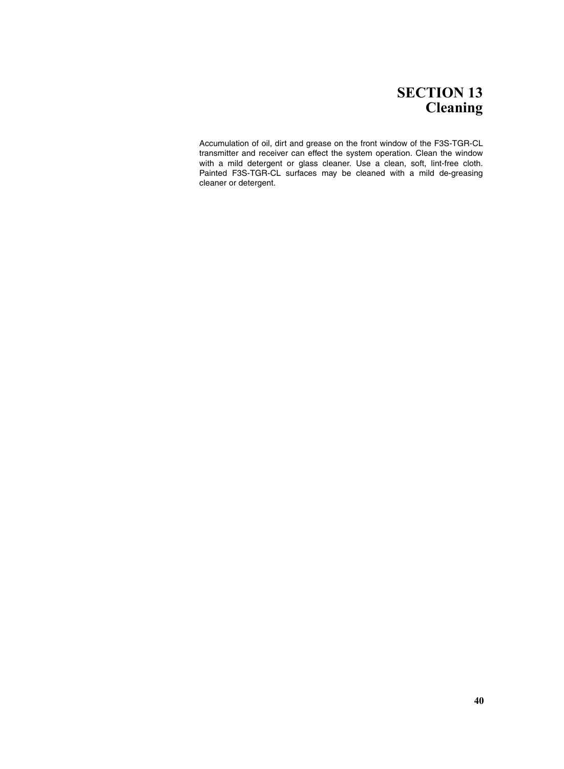# SECTION 13
# Cleaning

Accumulation of oil, dirt and grease on the front window of the F3S-TGR-CL transmitter and receiver can effect the system operation. Clean the window with a mild detergent or glass cleaner. Use a clean, soft, lint-free cloth. Painted F3S-TGR-CL surfaces may be cleaned with a mild de-greasing cleaner or detergent.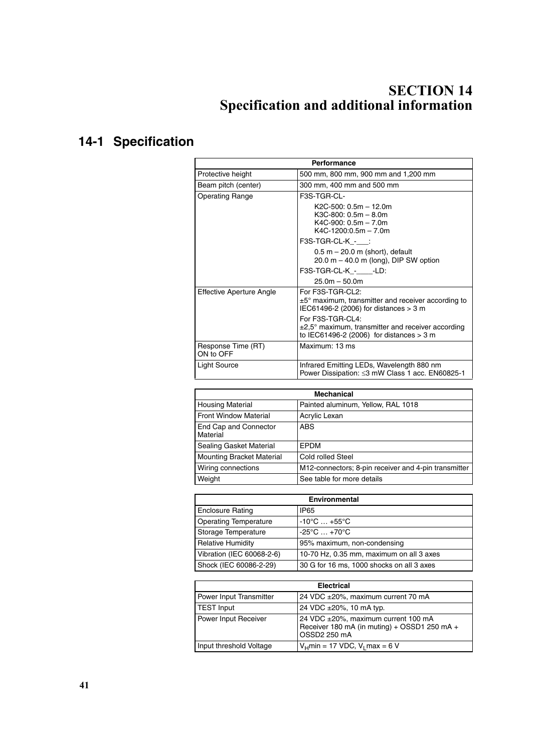# SECTION 14
# Specification and additional information

## 14-1 Specification

| Performance | |
|---|---|
| Protective height | 500 mm, 800 mm, 900 mm and 1,200 mm |
| Beam pitch (center) | 300 mm, 400 mm and 500 mm |
| Operating Range | F3S-TGR-CL-<br>K2C-500: 0.5m – 12.0m<br>K3C-800: 0.5m – 8.0m<br>K4C-900: 0.5m – 7.0m<br>K4C-1200:0.5m – 7.0m<br>F3S-TGR-CL-K_-___:<br>0.5 m – 20.0 m (short), default<br>20.0 m – 40.0 m (long), DIP SW option<br>F3S-TGR-CL-K_-____-LD:<br>25.0m – 50.0m |
| Effective Aperture Angle | For F3S-TGR-CL2:<br>±5° maximum, transmitter and receiver according to IEC61496-2 (2006) for distances > 3 m<br>For F3S-TGR-CL4:<br>±2,5° maximum, transmitter and receiver according to IEC61496-2 (2006) for distances > 3 m |
| Response Time (RT) ON to OFF | Maximum: 13 ms |
| Light Source | Infrared Emitting LEDs, Wavelength 880 nm<br>Power Dissipation: ≤3 mW Class 1 acc. EN60825-1 |

| Mechanical | |
|---|---|
| Housing Material | Painted aluminum, Yellow, RAL 1018 |
| Front Window Material | Acrylic Lexan |
| End Cap and Connector Material | ABS |
| Sealing Gasket Material | EPDM |
| Mounting Bracket Material | Cold rolled Steel |
| Wiring connections | M12-connectors; 8-pin receiver and 4-pin transmitter |
| Weight | See table for more details |

| Environmental | |
|---|---|
| Enclosure Rating | IP65 |
| Operating Temperature | -10°C … +55°C |
| Storage Temperature | -25°C … +70°C |
| Relative Humidity | 95% maximum, non-condensing |
| Vibration (IEC 60068-2-6) | 10-70 Hz, 0.35 mm, maximum on all 3 axes |
| Shock (IEC 60086-2-29) | 30 G for 16 ms, 1000 shocks on all 3 axes |

| Electrical | |
|---|---|
| Power Input Transmitter | 24 VDC ±20%, maximum current 70 mA |
| TEST Input | 24 VDC ±20%, 10 mA typ. |
| Power Input Receiver | 24 VDC ±20%, maximum current 100 mA<br>Receiver 180 mA (in muting) + OSSD1 250 mA + OSSD2 250 mA |
| Input threshold Voltage | $V_H$min = 17 VDC, $V_L$max = 6 V |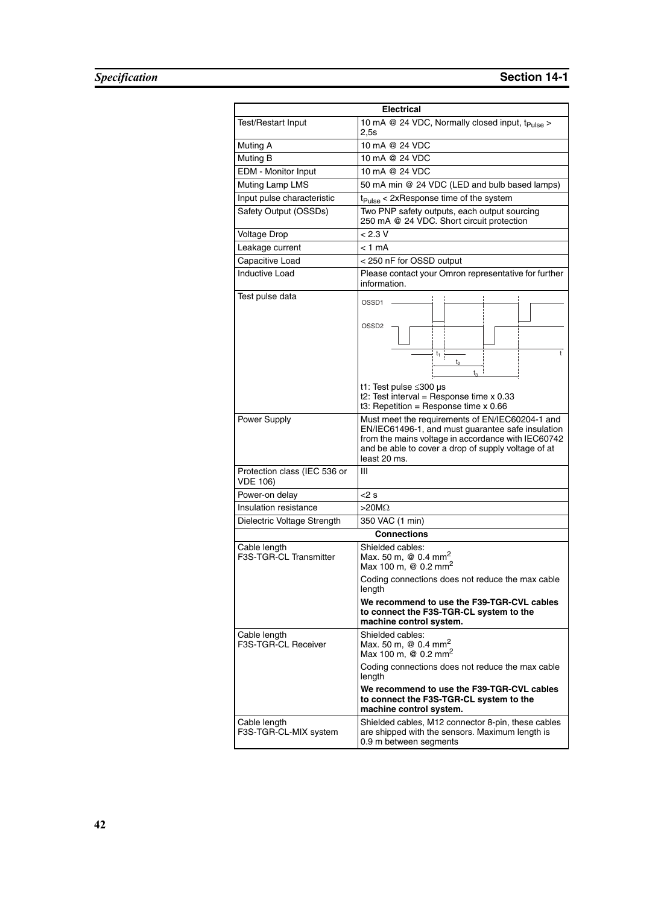| Electrical | |
|---|---|
| Test/Restart Input | 10 mA @ 24 VDC, Normally closed input, $t_{Pulse}$ > 2,5s |
| Muting A | 10 mA @ 24 VDC |
| Muting B | 10 mA @ 24 VDC |
| EDM - Monitor Input | 10 mA @ 24 VDC |
| Muting Lamp LMS | 50 mA min @ 24 VDC (LED and bulb based lamps) |
| Input pulse characteristic | $t_{Pulse}$ < 2xResponse time of the system |
| Safety Output (OSSDs) | Two PNP safety outputs, each output sourcing 250 mA @ 24 VDC. Short circuit protection |
| Voltage Drop | < 2.3 V |
| Leakage current | < 1 mA |
| Capacitive Load | < 250 nF for OSSD output |
| Inductive Load | Please contact your Omron representative for further information. |
| Test pulse data | OSSD1 / OSSD2 timing diagram ($t_1$, $t_2$, $t_3$, t)<br>t1: Test pulse ≤300 µs<br>t2: Test interval = Response time x 0.33<br>t3: Repetition = Response time x 0.66 |
| Power Supply | Must meet the requirements of EN/IEC60204-1 and EN/IEC61496-1, and must guarantee safe insulation from the mains voltage in accordance with IEC60742 and be able to cover a drop of supply voltage of at least 20 ms. |
| Protection class (IEC 536 or VDE 106) | III |
| Power-on delay | <2 s |
| Insulation resistance | >20MΩ |
| Dielectric Voltage Strength | 350 VAC (1 min) |
| **Connections** | |
| Cable length F3S-TGR-CL Transmitter | Shielded cables:<br>Max. 50 m, @ 0.4 $mm^2$<br>Max 100 m, @ 0.2 $mm^2$<br>Coding connections does not reduce the max cable length<br>**We recommend to use the F39-TGR-CVL cables to connect the F3S-TGR-CL system to the machine control system.** |
| Cable length F3S-TGR-CL Receiver | Shielded cables:<br>Max. 50 m, @ 0.4 $mm^2$<br>Max 100 m, @ 0.2 $mm^2$<br>Coding connections does not reduce the max cable length<br>**We recommend to use the F39-TGR-CVL cables to connect the F3S-TGR-CL system to the machine control system.** |
| Cable length F3S-TGR-CL-MIX system | Shielded cables, M12 connector 8-pin, these cables are shipped with the sensors. Maximum length is 0.9 m between segments |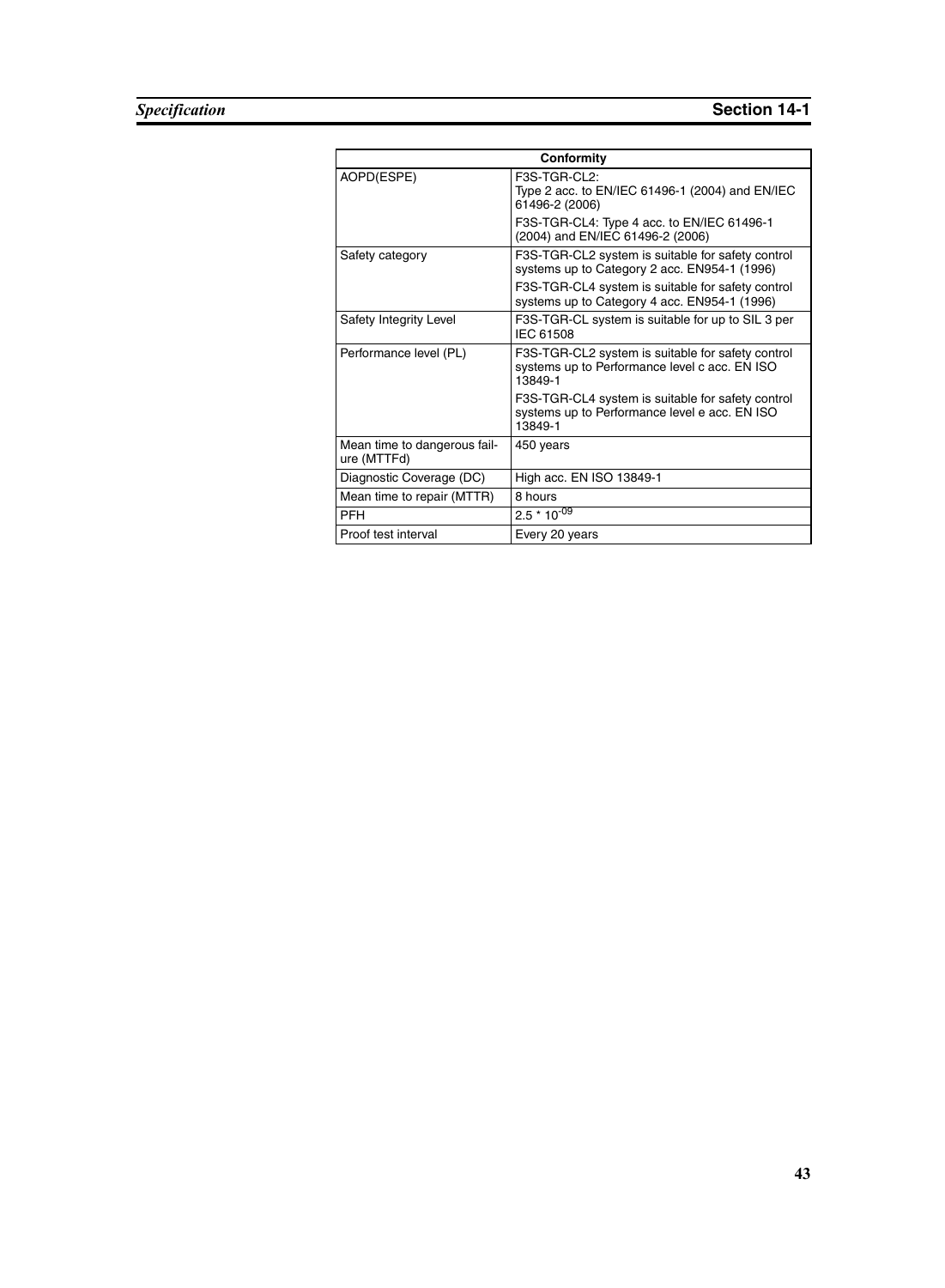| Conformity | |
|---|---|
| AOPD(ESPE) | F3S-TGR-CL2:<br>Type 2 acc. to EN/IEC 61496-1 (2004) and EN/IEC 61496-2 (2006)<br>F3S-TGR-CL4: Type 4 acc. to EN/IEC 61496-1 (2004) and EN/IEC 61496-2 (2006) |
| Safety category | F3S-TGR-CL2 system is suitable for safety control systems up to Category 2 acc. EN954-1 (1996)<br>F3S-TGR-CL4 system is suitable for safety control systems up to Category 4 acc. EN954-1 (1996) |
| Safety Integrity Level | F3S-TGR-CL system is suitable for up to SIL 3 per IEC 61508 |
| Performance level (PL) | F3S-TGR-CL2 system is suitable for safety control systems up to Performance level c acc. EN ISO 13849-1<br>F3S-TGR-CL4 system is suitable for safety control systems up to Performance level e acc. EN ISO 13849-1 |
| Mean time to dangerous failure (MTTFd) | 450 years |
| Diagnostic Coverage (DC) | High acc. EN ISO 13849-1 |
| Mean time to repair (MTTR) | 8 hours |
| PFH | $2.5 * 10^{-09}$ |
| Proof test interval | Every 20 years |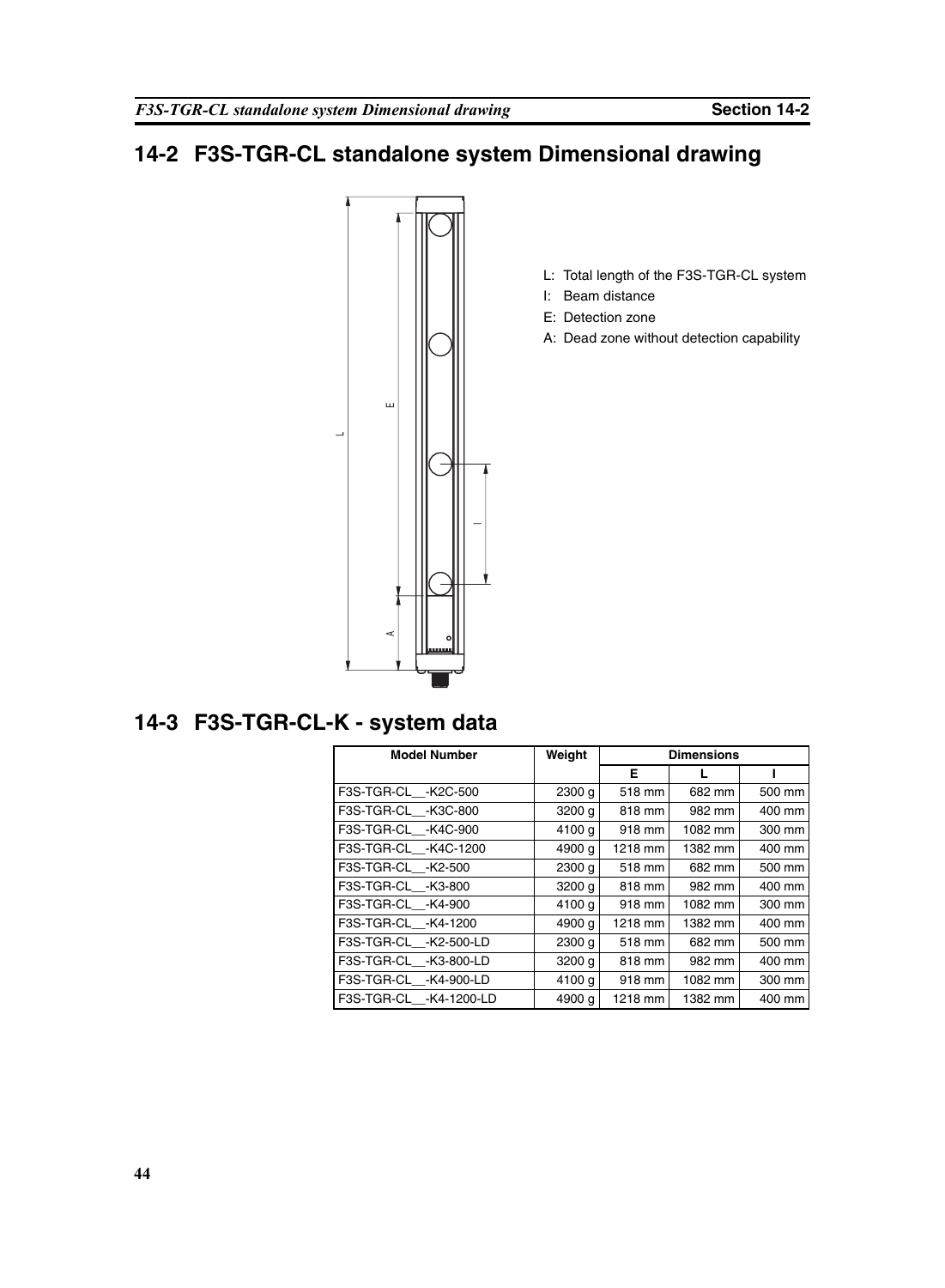## 14-2 F3S-TGR-CL standalone system Dimensional drawing

L: Total length of the F3S-TGR-CL system

I: Beam distance

E: Detection zone

A: Dead zone without detection capability

## 14-3 F3S-TGR-CL-K - system data

| Model Number | Weight | Dimensions | | |
|---|---|---|---|---|
| | | E | L | I |
| F3S-TGR-CL__-K2C-500 | 2300 g | 518 mm | 682 mm | 500 mm |
| F3S-TGR-CL__-K3C-800 | 3200 g | 818 mm | 982 mm | 400 mm |
| F3S-TGR-CL__-K4C-900 | 4100 g | 918 mm | 1082 mm | 300 mm |
| F3S-TGR-CL__-K4C-1200 | 4900 g | 1218 mm | 1382 mm | 400 mm |
| F3S-TGR-CL__-K2-500 | 2300 g | 518 mm | 682 mm | 500 mm |
| F3S-TGR-CL__-K3-800 | 3200 g | 818 mm | 982 mm | 400 mm |
| F3S-TGR-CL__-K4-900 | 4100 g | 918 mm | 1082 mm | 300 mm |
| F3S-TGR-CL__-K4-1200 | 4900 g | 1218 mm | 1382 mm | 400 mm |
| F3S-TGR-CL__-K2-500-LD | 2300 g | 518 mm | 682 mm | 500 mm |
| F3S-TGR-CL__-K3-800-LD | 3200 g | 818 mm | 982 mm | 400 mm |
| F3S-TGR-CL__-K4-900-LD | 4100 g | 918 mm | 1082 mm | 300 mm |
| F3S-TGR-CL__-K4-1200-LD | 4900 g | 1218 mm | 1382 mm | 400 mm |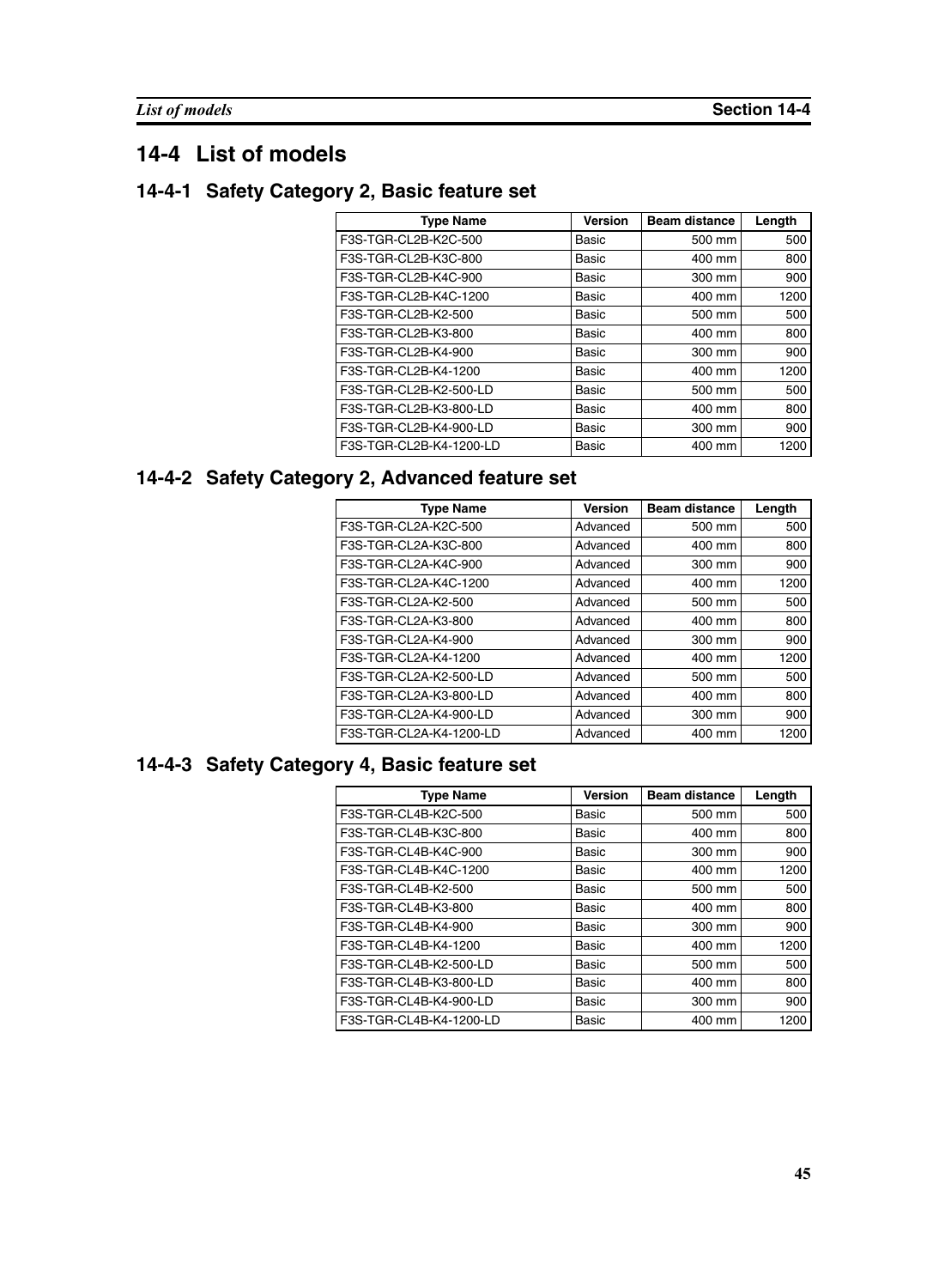# 14-4 List of models

## 14-4-1 Safety Category 2, Basic feature set

| Type Name | Version | Beam distance | Length |
|---|---|---|---|
| F3S-TGR-CL2B-K2C-500 | Basic | 500 mm | 500 |
| F3S-TGR-CL2B-K3C-800 | Basic | 400 mm | 800 |
| F3S-TGR-CL2B-K4C-900 | Basic | 300 mm | 900 |
| F3S-TGR-CL2B-K4C-1200 | Basic | 400 mm | 1200 |
| F3S-TGR-CL2B-K2-500 | Basic | 500 mm | 500 |
| F3S-TGR-CL2B-K3-800 | Basic | 400 mm | 800 |
| F3S-TGR-CL2B-K4-900 | Basic | 300 mm | 900 |
| F3S-TGR-CL2B-K4-1200 | Basic | 400 mm | 1200 |
| F3S-TGR-CL2B-K2-500-LD | Basic | 500 mm | 500 |
| F3S-TGR-CL2B-K3-800-LD | Basic | 400 mm | 800 |
| F3S-TGR-CL2B-K4-900-LD | Basic | 300 mm | 900 |
| F3S-TGR-CL2B-K4-1200-LD | Basic | 400 mm | 1200 |

## 14-4-2 Safety Category 2, Advanced feature set

| Type Name | Version | Beam distance | Length |
|---|---|---|---|
| F3S-TGR-CL2A-K2C-500 | Advanced | 500 mm | 500 |
| F3S-TGR-CL2A-K3C-800 | Advanced | 400 mm | 800 |
| F3S-TGR-CL2A-K4C-900 | Advanced | 300 mm | 900 |
| F3S-TGR-CL2A-K4C-1200 | Advanced | 400 mm | 1200 |
| F3S-TGR-CL2A-K2-500 | Advanced | 500 mm | 500 |
| F3S-TGR-CL2A-K3-800 | Advanced | 400 mm | 800 |
| F3S-TGR-CL2A-K4-900 | Advanced | 300 mm | 900 |
| F3S-TGR-CL2A-K4-1200 | Advanced | 400 mm | 1200 |
| F3S-TGR-CL2A-K2-500-LD | Advanced | 500 mm | 500 |
| F3S-TGR-CL2A-K3-800-LD | Advanced | 400 mm | 800 |
| F3S-TGR-CL2A-K4-900-LD | Advanced | 300 mm | 900 |
| F3S-TGR-CL2A-K4-1200-LD | Advanced | 400 mm | 1200 |

## 14-4-3 Safety Category 4, Basic feature set

| Type Name | Version | Beam distance | Length |
|---|---|---|---|
| F3S-TGR-CL4B-K2C-500 | Basic | 500 mm | 500 |
| F3S-TGR-CL4B-K3C-800 | Basic | 400 mm | 800 |
| F3S-TGR-CL4B-K4C-900 | Basic | 300 mm | 900 |
| F3S-TGR-CL4B-K4C-1200 | Basic | 400 mm | 1200 |
| F3S-TGR-CL4B-K2-500 | Basic | 500 mm | 500 |
| F3S-TGR-CL4B-K3-800 | Basic | 400 mm | 800 |
| F3S-TGR-CL4B-K4-900 | Basic | 300 mm | 900 |
| F3S-TGR-CL4B-K4-1200 | Basic | 400 mm | 1200 |
| F3S-TGR-CL4B-K2-500-LD | Basic | 500 mm | 500 |
| F3S-TGR-CL4B-K3-800-LD | Basic | 400 mm | 800 |
| F3S-TGR-CL4B-K4-900-LD | Basic | 300 mm | 900 |
| F3S-TGR-CL4B-K4-1200-LD | Basic | 400 mm | 1200 |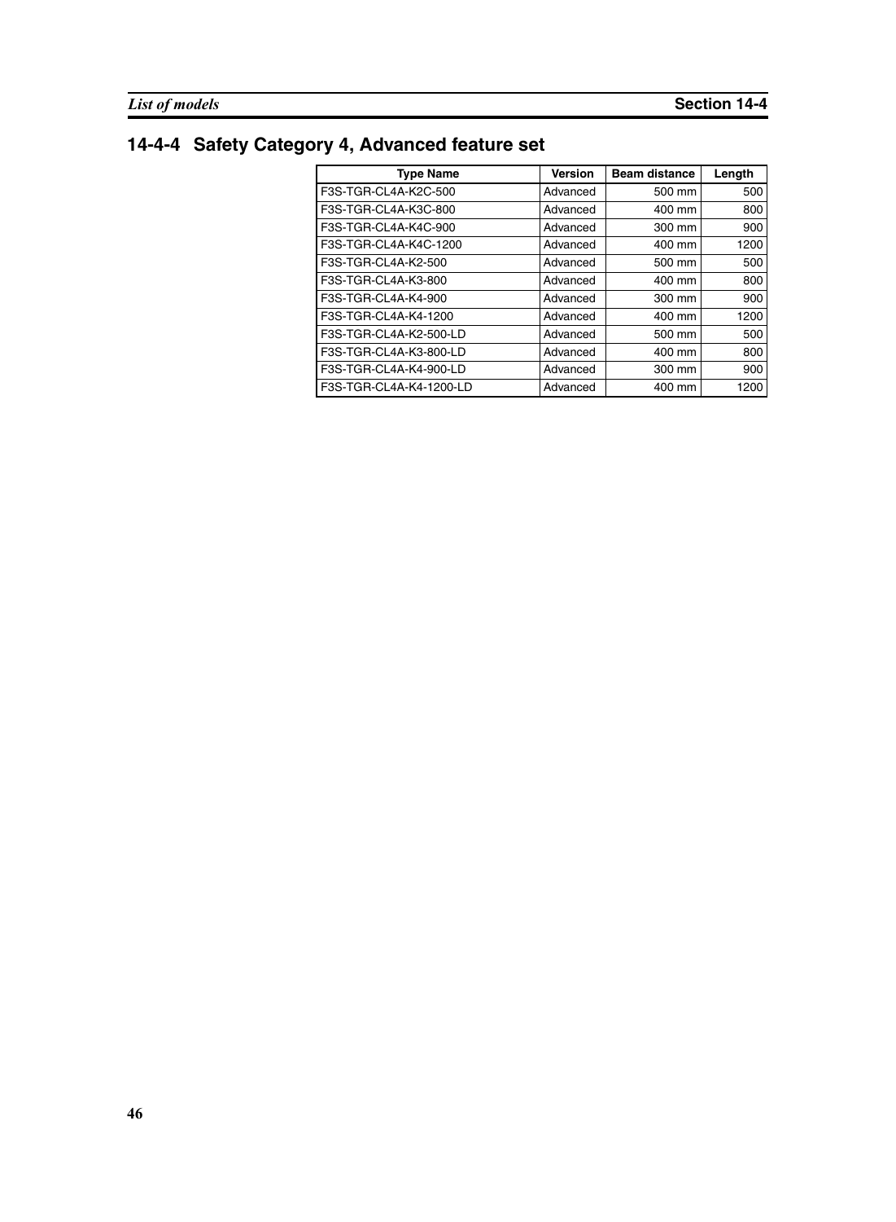## 14-4-4 Safety Category 4, Advanced feature set

| Type Name | Version | Beam distance | Length |
|---|---|---|---|
| F3S-TGR-CL4A-K2C-500 | Advanced | 500 mm | 500 |
| F3S-TGR-CL4A-K3C-800 | Advanced | 400 mm | 800 |
| F3S-TGR-CL4A-K4C-900 | Advanced | 300 mm | 900 |
| F3S-TGR-CL4A-K4C-1200 | Advanced | 400 mm | 1200 |
| F3S-TGR-CL4A-K2-500 | Advanced | 500 mm | 500 |
| F3S-TGR-CL4A-K3-800 | Advanced | 400 mm | 800 |
| F3S-TGR-CL4A-K4-900 | Advanced | 300 mm | 900 |
| F3S-TGR-CL4A-K4-1200 | Advanced | 400 mm | 1200 |
| F3S-TGR-CL4A-K2-500-LD | Advanced | 500 mm | 500 |
| F3S-TGR-CL4A-K3-800-LD | Advanced | 400 mm | 800 |
| F3S-TGR-CL4A-K4-900-LD | Advanced | 300 mm | 900 |
| F3S-TGR-CL4A-K4-1200-LD | Advanced | 400 mm | 1200 |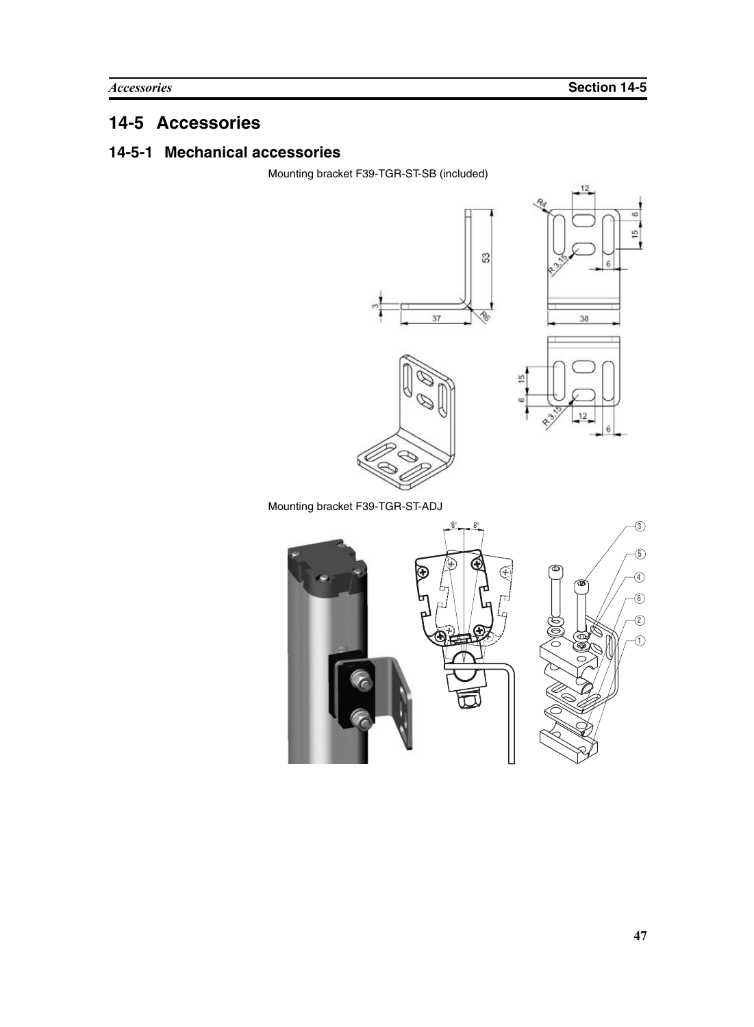# 14-5 Accessories

## 14-5-1 Mechanical accessories

Mounting bracket F39-TGR-ST-SB (included)

Mounting bracket F39-TGR-ST-ADJ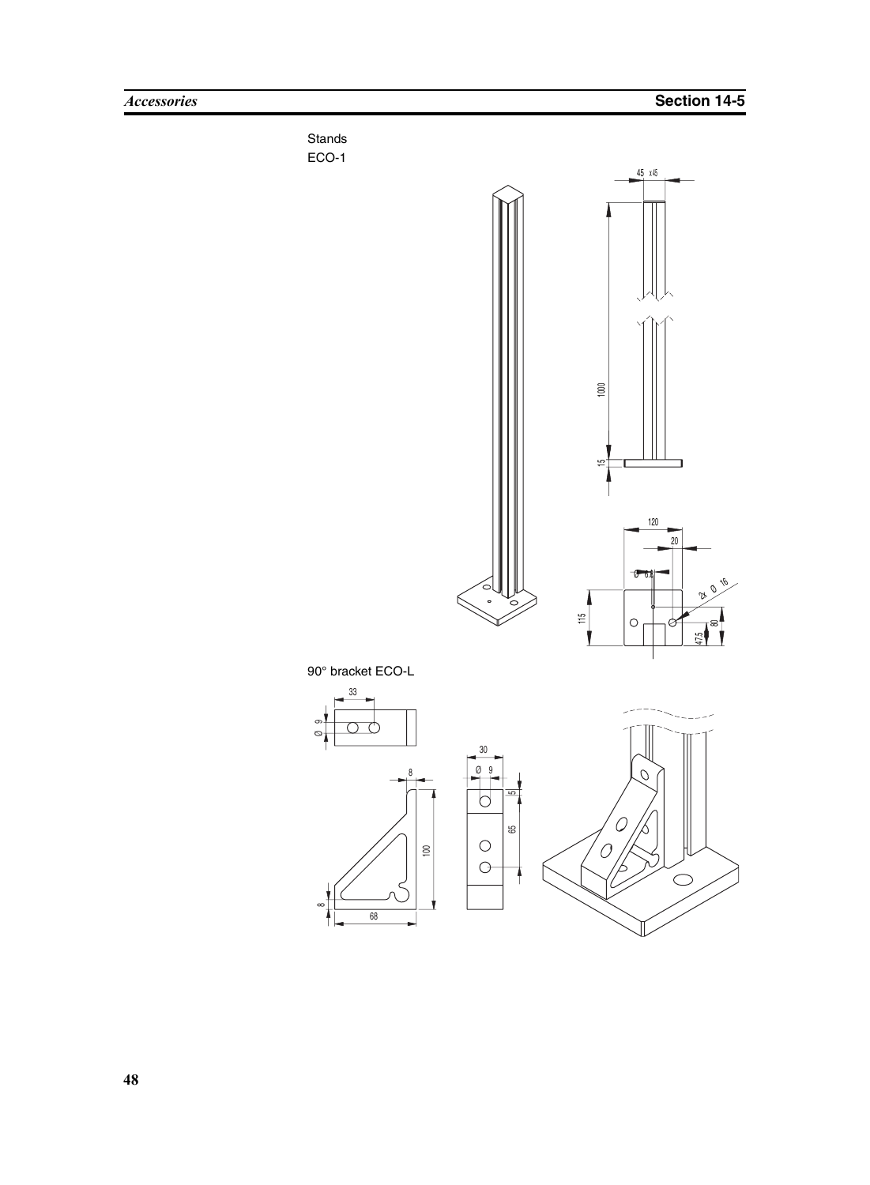Stands

ECO-1

90° bracket ECO-L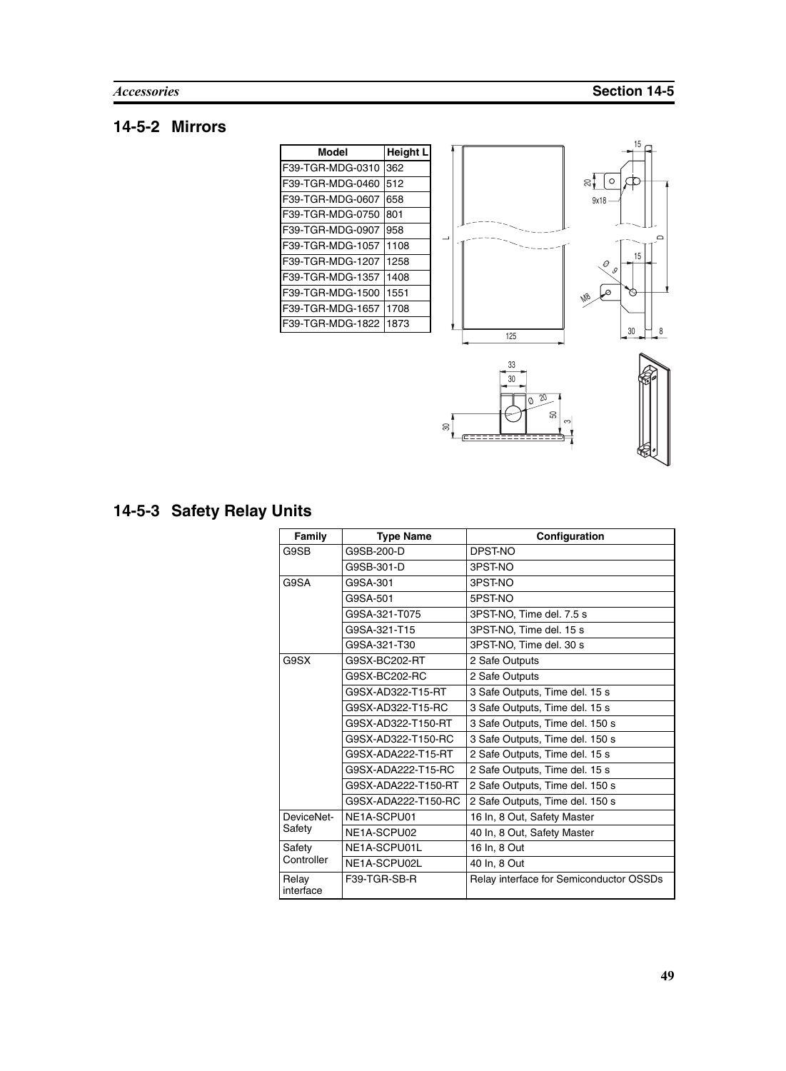## 14-5-2 Mirrors

| Model | Height L |
|---|---|
| F39-TGR-MDG-0310 | 362 |
| F39-TGR-MDG-0460 | 512 |
| F39-TGR-MDG-0607 | 658 |
| F39-TGR-MDG-0750 | 801 |
| F39-TGR-MDG-0907 | 958 |
| F39-TGR-MDG-1057 | 1108 |
| F39-TGR-MDG-1207 | 1258 |
| F39-TGR-MDG-1357 | 1408 |
| F39-TGR-MDG-1500 | 1551 |
| F39-TGR-MDG-1657 | 1708 |
| F39-TGR-MDG-1822 | 1873 |

## 14-5-3 Safety Relay Units

| Family | Type Name | Configuration |
|---|---|---|
| G9SB | G9SB-200-D | DPST-NO |
| | G9SB-301-D | 3PST-NO |
| G9SA | G9SA-301 | 3PST-NO |
| | G9SA-501 | 5PST-NO |
| | G9SA-321-T075 | 3PST-NO, Time del. 7.5 s |
| | G9SA-321-T15 | 3PST-NO, Time del. 15 s |
| | G9SA-321-T30 | 3PST-NO, Time del. 30 s |
| G9SX | G9SX-BC202-RT | 2 Safe Outputs |
| | G9SX-BC202-RC | 2 Safe Outputs |
| | G9SX-AD322-T15-RT | 3 Safe Outputs, Time del. 15 s |
| | G9SX-AD322-T15-RC | 3 Safe Outputs, Time del. 15 s |
| | G9SX-AD322-T150-RT | 3 Safe Outputs, Time del. 150 s |
| | G9SX-AD322-T150-RC | 3 Safe Outputs, Time del. 150 s |
| | G9SX-ADA222-T15-RT | 2 Safe Outputs, Time del. 15 s |
| | G9SX-ADA222-T15-RC | 2 Safe Outputs, Time del. 15 s |
| | G9SX-ADA222-T150-RT | 2 Safe Outputs, Time del. 150 s |
| | G9SX-ADA222-T150-RC | 2 Safe Outputs, Time del. 150 s |
| DeviceNet-Safety | NE1A-SCPU01 | 16 In, 8 Out, Safety Master |
| | NE1A-SCPU02 | 40 In, 8 Out, Safety Master |
| Safety Controller | NE1A-SCPU01L | 16 In, 8 Out |
| | NE1A-SCPU02L | 40 In, 8 Out |
| Relay interface | F39-TGR-SB-R | Relay interface for Semiconductor OSSDs |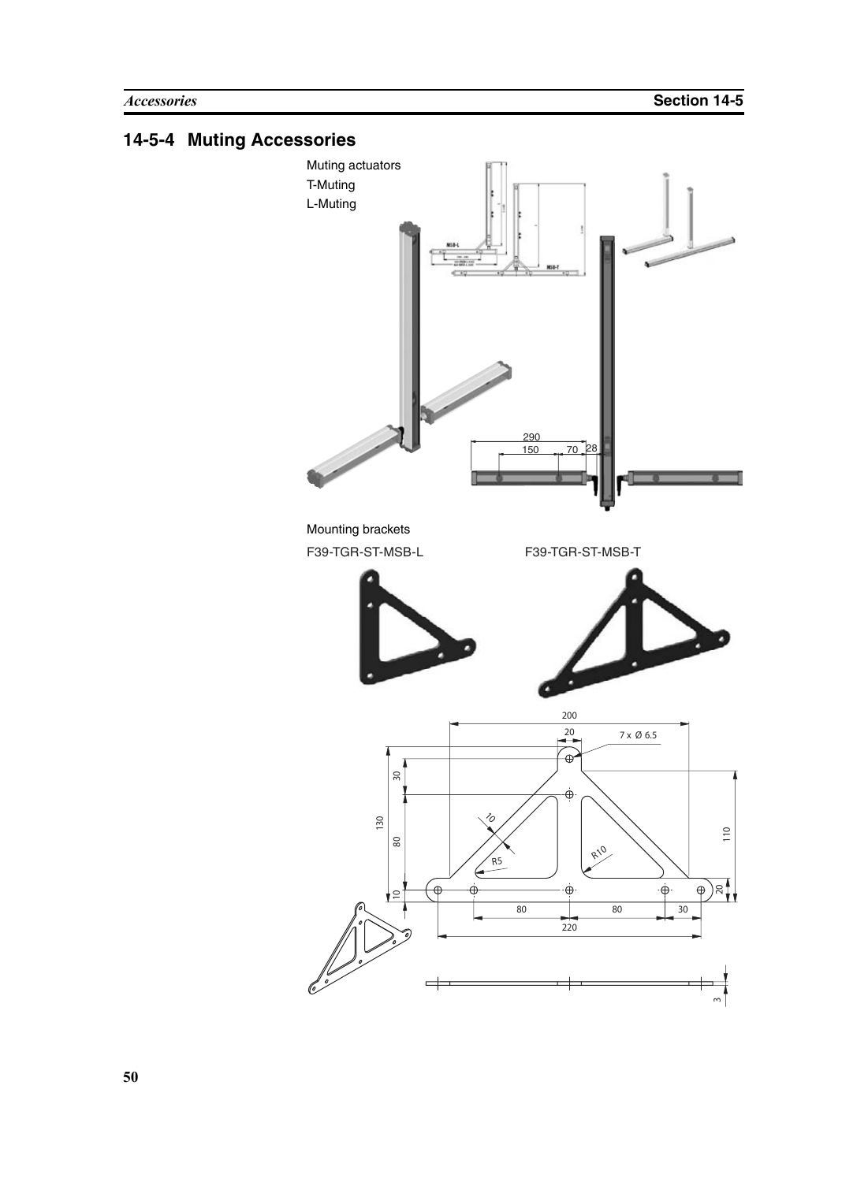## 14-5-4 Muting Accessories

Muting actuators

T-Muting

L-Muting

Mounting brackets

F39-TGR-ST-MSB-L

F39-TGR-ST-MSB-T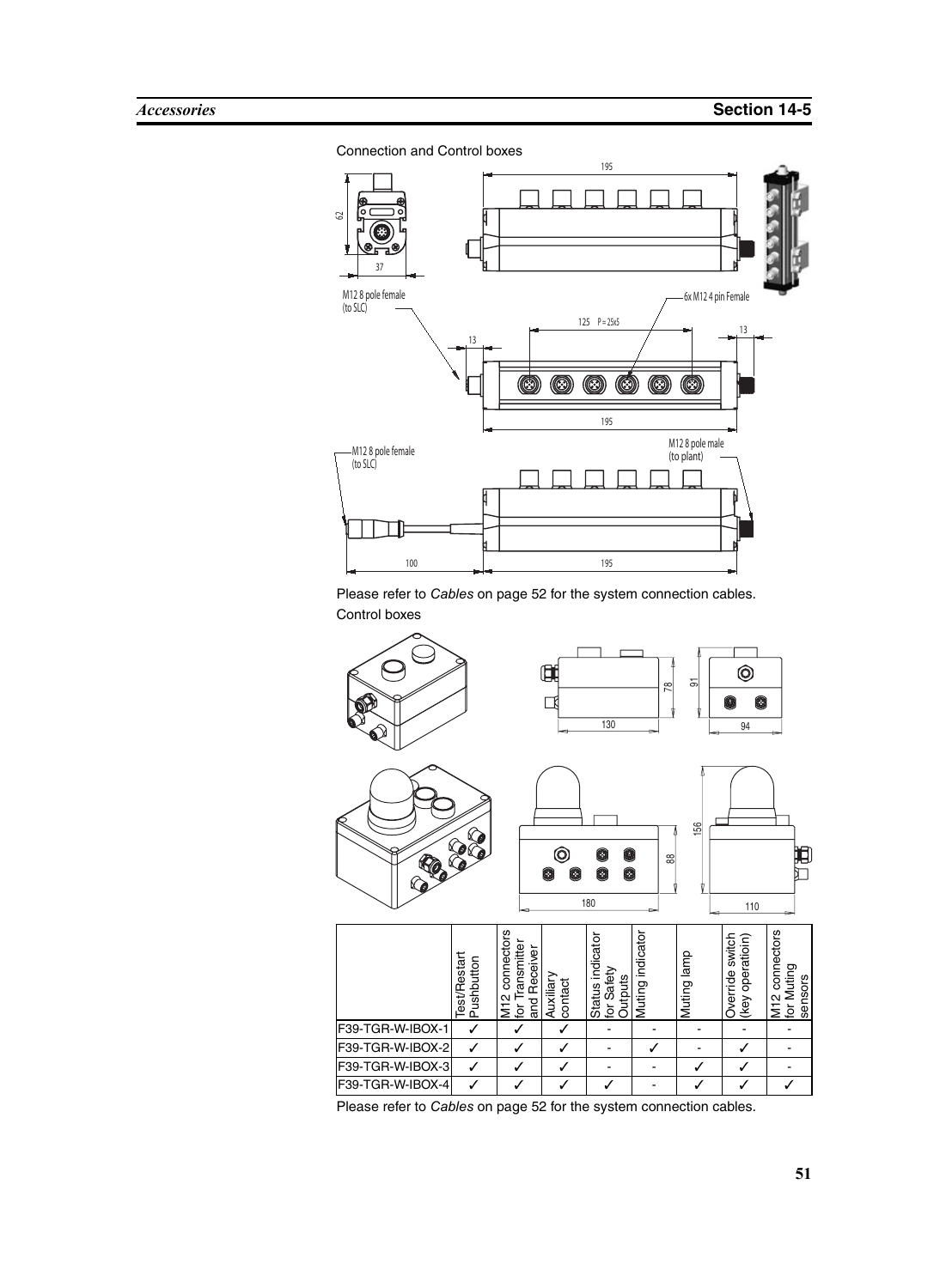Connection and Control boxes

195

62

37

M12 8 pole female (to SLC)

6x M12 4 pin Female

125 P = 25x5

13

13

195

M12 8 pole male (to plant)

M12 8 pole female (to SLC)

100

195

Please refer to *Cables* on page 52 for the system connection cables.

Control boxes

130

78

91

94

180

88

156

110

| | Test/Restart Pushbutton | M12 connectors for Transmitter and Receiver | Auxiliary contact | Status indicator for Safety Outputs | Muting indicator | Muting lamp | Override switch (key operatioin) | M12 connectors for Muting sensors |
|---|---|---|---|---|---|---|---|---|
| F39-TGR-W-IBOX-1 | ✓ | ✓ | ✓ | - | - | - | - | - |
| F39-TGR-W-IBOX-2 | ✓ | ✓ | ✓ | - | ✓ | - | ✓ | - |
| F39-TGR-W-IBOX-3 | ✓ | ✓ | ✓ | - | - | ✓ | ✓ | - |
| F39-TGR-W-IBOX-4 | ✓ | ✓ | ✓ | ✓ | - | ✓ | ✓ | ✓ |

Please refer to *Cables* on page 52 for the system connection cables.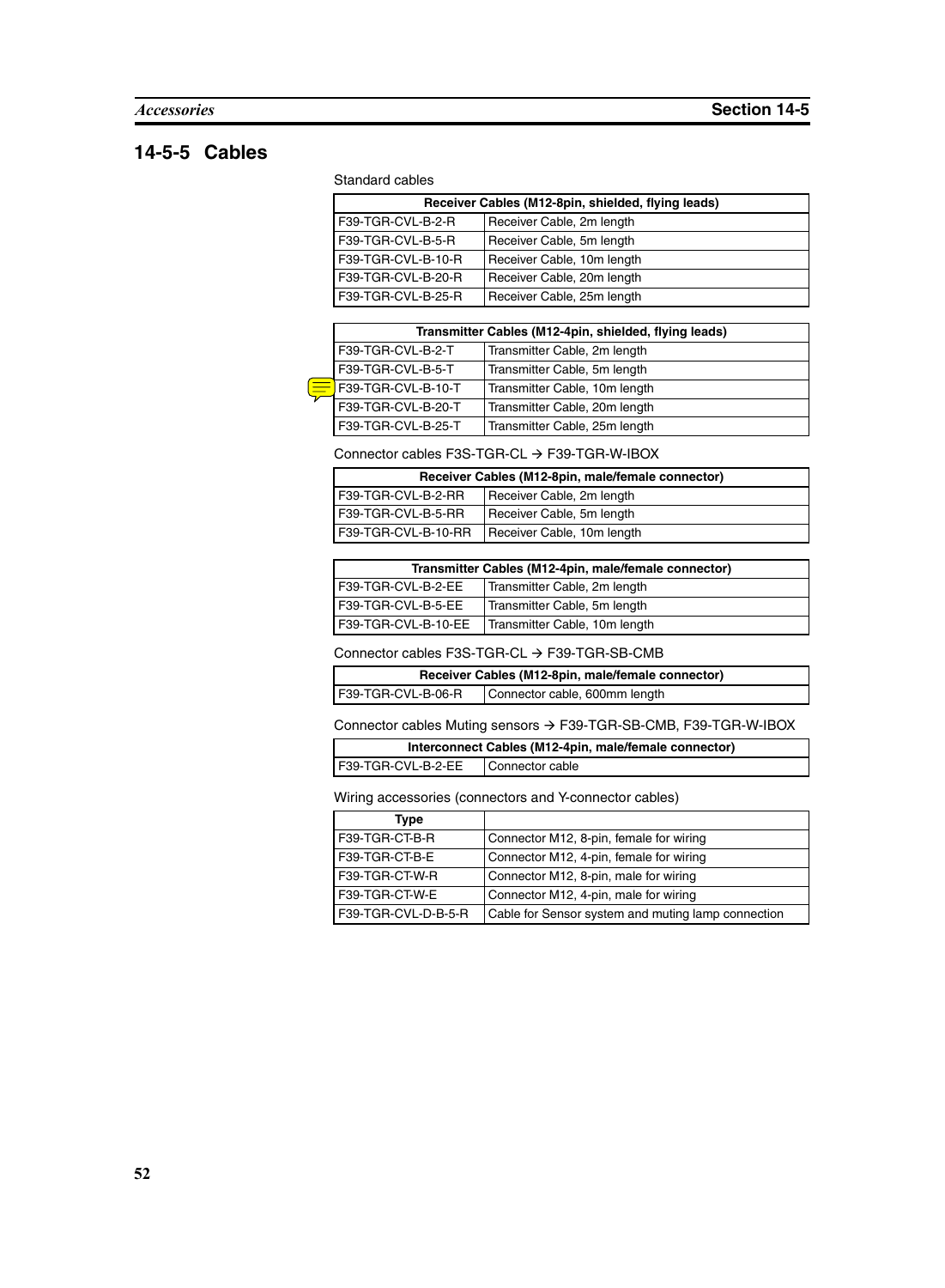## 14-5-5 Cables

Standard cables

| Receiver Cables (M12-8pin, shielded, flying leads) | |
|---|---|
| F39-TGR-CVL-B-2-R | Receiver Cable, 2m length |
| F39-TGR-CVL-B-5-R | Receiver Cable, 5m length |
| F39-TGR-CVL-B-10-R | Receiver Cable, 10m length |
| F39-TGR-CVL-B-20-R | Receiver Cable, 20m length |
| F39-TGR-CVL-B-25-R | Receiver Cable, 25m length |

| Transmitter Cables (M12-4pin, shielded, flying leads) | |
|---|---|
| F39-TGR-CVL-B-2-T | Transmitter Cable, 2m length |
| F39-TGR-CVL-B-5-T | Transmitter Cable, 5m length |
| F39-TGR-CVL-B-10-T | Transmitter Cable, 10m length |
| F39-TGR-CVL-B-20-T | Transmitter Cable, 20m length |
| F39-TGR-CVL-B-25-T | Transmitter Cable, 25m length |

Connector cables F3S-TGR-CL → F39-TGR-W-IBOX

| Receiver Cables (M12-8pin, male/female connector) | |
|---|---|
| F39-TGR-CVL-B-2-RR | Receiver Cable, 2m length |
| F39-TGR-CVL-B-5-RR | Receiver Cable, 5m length |
| F39-TGR-CVL-B-10-RR | Receiver Cable, 10m length |

| Transmitter Cables (M12-4pin, male/female connector) | |
|---|---|
| F39-TGR-CVL-B-2-EE | Transmitter Cable, 2m length |
| F39-TGR-CVL-B-5-EE | Transmitter Cable, 5m length |
| F39-TGR-CVL-B-10-EE | Transmitter Cable, 10m length |

Connector cables F3S-TGR-CL → F39-TGR-SB-CMB

| Receiver Cables (M12-8pin, male/female connector) | |
|---|---|
| F39-TGR-CVL-B-06-R | Connector cable, 600mm length |

Connector cables Muting sensors → F39-TGR-SB-CMB, F39-TGR-W-IBOX

| Interconnect Cables (M12-4pin, male/female connector) | |
|---|---|
| F39-TGR-CVL-B-2-EE | Connector cable |

Wiring accessories (connectors and Y-connector cables)

| Type | |
|---|---|
| F39-TGR-CT-B-R | Connector M12, 8-pin, female for wiring |
| F39-TGR-CT-B-E | Connector M12, 4-pin, female for wiring |
| F39-TGR-CT-W-R | Connector M12, 8-pin, male for wiring |
| F39-TGR-CT-W-E | Connector M12, 4-pin, male for wiring |
| F39-TGR-CVL-D-B-5-R | Cable for Sensor system and muting lamp connection |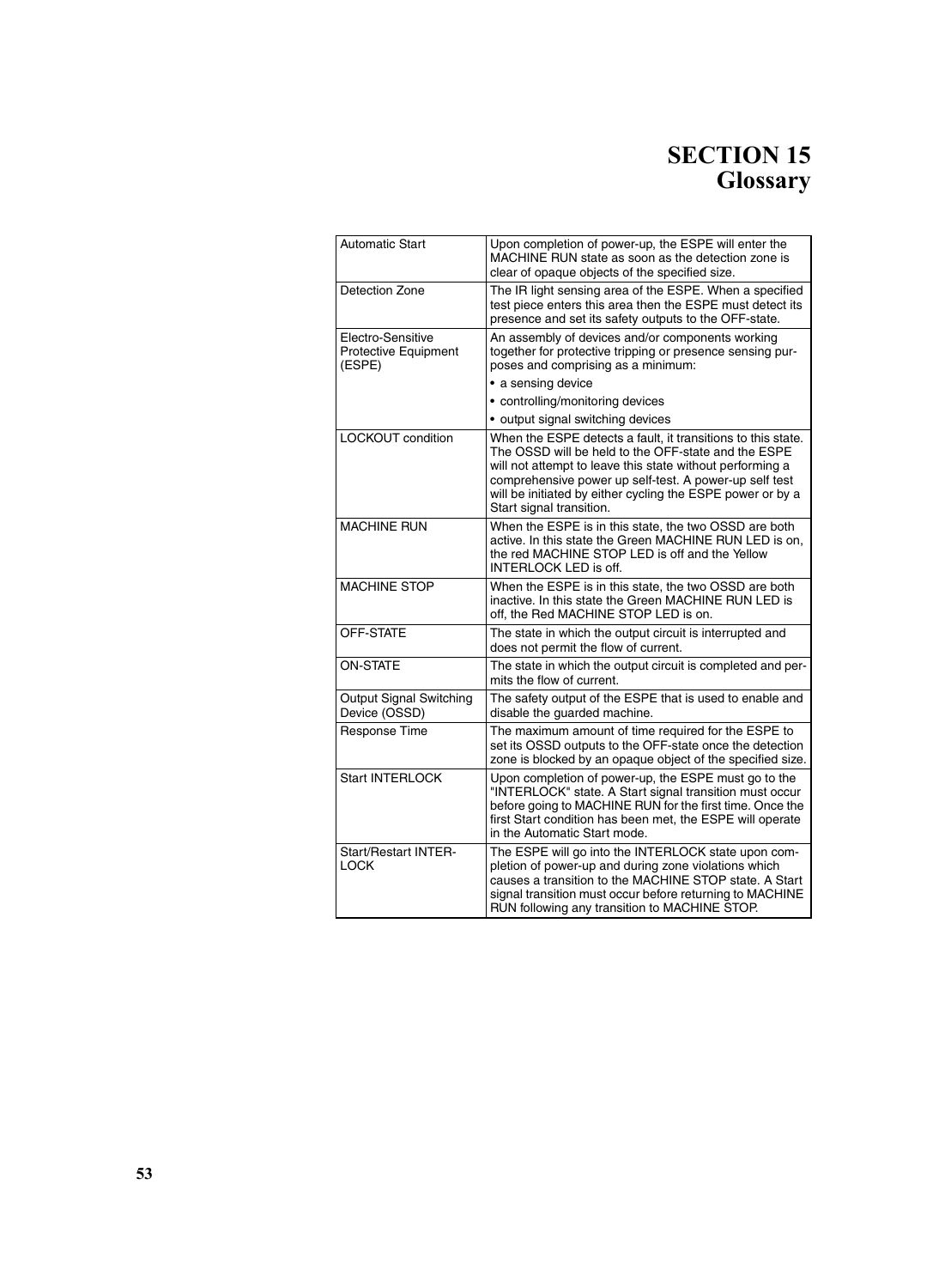# SECTION 15 Glossary

| | |
|---|---|
| Automatic Start | Upon completion of power-up, the ESPE will enter the MACHINE RUN state as soon as the detection zone is clear of opaque objects of the specified size. |
| Detection Zone | The IR light sensing area of the ESPE. When a specified test piece enters this area then the ESPE must detect its presence and set its safety outputs to the OFF-state. |
| Electro-Sensitive Protective Equipment (ESPE) | An assembly of devices and/or components working together for protective tripping or presence sensing purposes and comprising as a minimum: <br>• a sensing device <br>• controlling/monitoring devices <br>• output signal switching devices |
| LOCKOUT condition | When the ESPE detects a fault, it transitions to this state. The OSSD will be held to the OFF-state and the ESPE will not attempt to leave this state without performing a comprehensive power up self-test. A power-up self test will be initiated by either cycling the ESPE power or by a Start signal transition. |
| MACHINE RUN | When the ESPE is in this state, the two OSSD are both active. In this state the Green MACHINE RUN LED is on, the red MACHINE STOP LED is off and the Yellow INTERLOCK LED is off. |
| MACHINE STOP | When the ESPE is in this state, the two OSSD are both inactive. In this state the Green MACHINE RUN LED is off, the Red MACHINE STOP LED is on. |
| OFF-STATE | The state in which the output circuit is interrupted and does not permit the flow of current. |
| ON-STATE | The state in which the output circuit is completed and permits the flow of current. |
| Output Signal Switching Device (OSSD) | The safety output of the ESPE that is used to enable and disable the guarded machine. |
| Response Time | The maximum amount of time required for the ESPE to set its OSSD outputs to the OFF-state once the detection zone is blocked by an opaque object of the specified size. |
| Start INTERLOCK | Upon completion of power-up, the ESPE must go to the "INTERLOCK" state. A Start signal transition must occur before going to MACHINE RUN for the first time. Once the first Start condition has been met, the ESPE will operate in the Automatic Start mode. |
| Start/Restart INTERLOCK | The ESPE will go into the INTERLOCK state upon completion of power-up and during zone violations which causes a transition to the MACHINE STOP state. A Start signal transition must occur before returning to MACHINE RUN following any transition to MACHINE STOP. |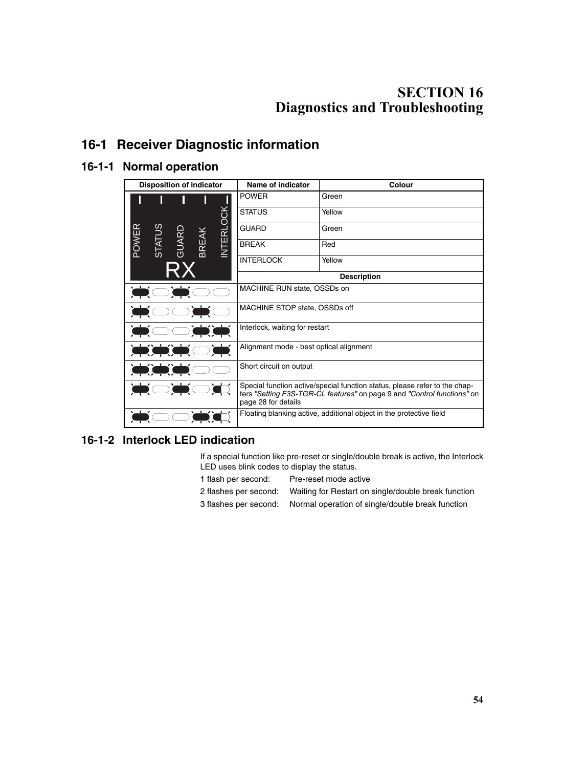# SECTION 16
# Diagnostics and Troubleshooting

## 16-1 Receiver Diagnostic information

### 16-1-1 Normal operation

| Disposition of indicator | Name of indicator | Colour |
|---|---|---|
| POWER, STATUS, GUARD, BREAK, INTERLOCK (RX) | POWER | Green |
| | STATUS | Yellow |
| | GUARD | Green |
| | BREAK | Red |
| | INTERLOCK | Yellow |
| | **Description** | |
| | MACHINE RUN state, OSSDs on | |
| | MACHINE STOP state, OSSDs off | |
| | Interlock, waiting for restart | |
| | Alignment mode - best optical alignment | |
| | Short circuit on output | |
| | Special function active/special function status, please refer to the chapters *"Setting F3S-TGR-CL features"* on page 9 and *"Control functions"* on page 28 for details | |
| | Floating blanking active, additional object in the protective field | |

### 16-1-2 Interlock LED indication

If a special function like pre-reset or single/double break is active, the Interlock LED uses blink codes to display the status.

1 flash per second: Pre-reset mode active

2 flashes per second: Waiting for Restart on single/double break function

3 flashes per second: Normal operation of single/double break function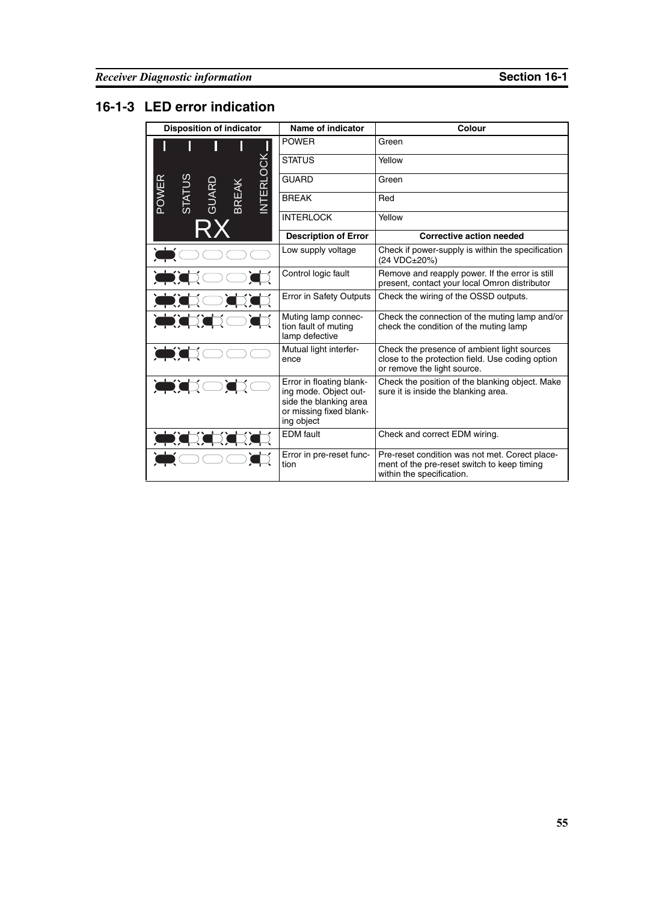## 16-1-3 LED error indication

| Disposition of indicator | Name of indicator | Colour |
|---|---|---|
| POWER STATUS GUARD BREAK INTERLOCK RX | POWER | Green |
| | STATUS | Yellow |
| | GUARD | Green |
| | BREAK | Red |
| | INTERLOCK | Yellow |
| | **Description of Error** | **Corrective action needed** |
| | Low supply voltage | Check if power-supply is within the specification (24 VDC±20%) |
| | Control logic fault | Remove and reapply power. If the error is still present, contact your local Omron distributor |
| | Error in Safety Outputs | Check the wiring of the OSSD outputs. |
| | Muting lamp connection fault of muting lamp defective | Check the connection of the muting lamp and/or check the condition of the muting lamp |
| | Mutual light interference | Check the presence of ambient light sources close to the protection field. Use coding option or remove the light source. |
| | Error in floating blanking mode. Object outside the blanking area or missing fixed blanking object | Check the position of the blanking object. Make sure it is inside the blanking area. |
| | EDM fault | Check and correct EDM wiring. |
| | Error in pre-reset function | Pre-reset condition was not met. Corect placement of the pre-reset switch to keep timing within the specification. |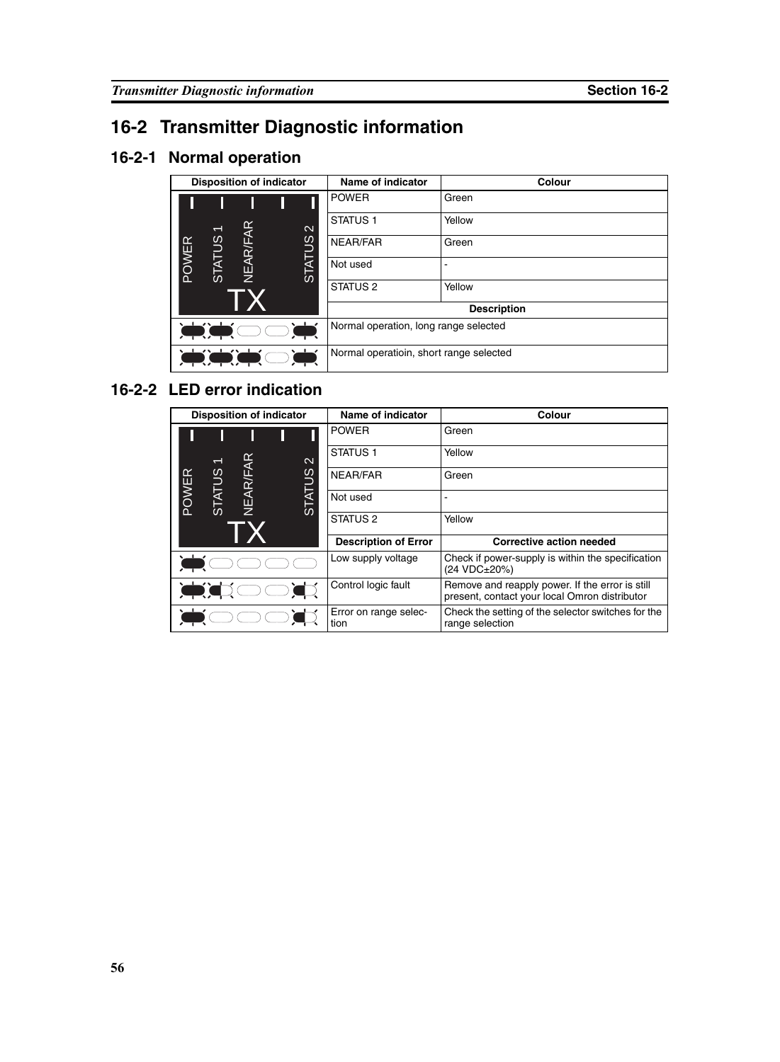# 16-2 Transmitter Diagnostic information

## 16-2-1 Normal operation

| Disposition of indicator | Name of indicator | Colour |
|---|---|---|
| POWER, STATUS 1, NEAR/FAR, STATUS 2 — TX | POWER | Green |
| | STATUS 1 | Yellow |
| | NEAR/FAR | Green |
| | Not used | - |
| | STATUS 2 | Yellow |
| | **Description** | |
| | Normal operation, long range selected | |
| | Normal operatioin, short range selected | |

## 16-2-2 LED error indication

| Disposition of indicator | Name of indicator | Colour |
|---|---|---|
| POWER, STATUS 1, NEAR/FAR, STATUS 2 — TX | POWER | Green |
| | STATUS 1 | Yellow |
| | NEAR/FAR | Green |
| | Not used | - |
| | STATUS 2 | Yellow |
| | **Description of Error** | **Corrective action needed** |
| | Low supply voltage | Check if power-supply is within the specification (24 VDC±20%) |
| | Control logic fault | Remove and reapply power. If the error is still present, contact your local Omron distributor |
| | Error on range selection | Check the setting of the selector switches for the range selection |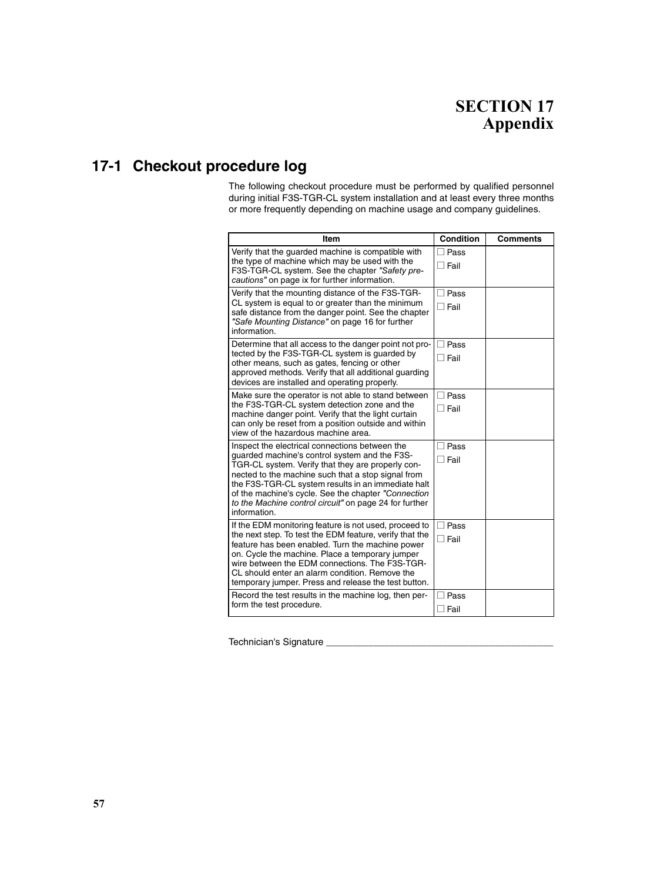# SECTION 17 Appendix

## 17-1 Checkout procedure log

The following checkout procedure must be performed by qualified personnel during initial F3S-TGR-CL system installation and at least every three months or more frequently depending on machine usage and company guidelines.

| Item | Condition | Comments |
|---|---|---|
| Verify that the guarded machine is compatible with the type of machine which may be used with the F3S-TGR-CL system. See the chapter *"Safety precautions"* on page ix for further information. | ☐ Pass<br>☐ Fail | |
| Verify that the mounting distance of the F3S-TGR-CL system is equal to or greater than the minimum safe distance from the danger point. See the chapter *"Safe Mounting Distance"* on page 16 for further information. | ☐ Pass<br>☐ Fail | |
| Determine that all access to the danger point not protected by the F3S-TGR-CL system is guarded by other means, such as gates, fencing or other approved methods. Verify that all additional guarding devices are installed and operating properly. | ☐ Pass<br>☐ Fail | |
| Make sure the operator is not able to stand between the F3S-TGR-CL system detection zone and the machine danger point. Verify that the light curtain can only be reset from a position outside and within view of the hazardous machine area. | ☐ Pass<br>☐ Fail | |
| Inspect the electrical connections between the guarded machine's control system and the F3S-TGR-CL system. Verify that they are properly connected to the machine such that a stop signal from the F3S-TGR-CL system results in an immediate halt of the machine's cycle. See the chapter *"Connection to the Machine control circuit"* on page 24 for further information. | ☐ Pass<br>☐ Fail | |
| If the EDM monitoring feature is not used, proceed to the next step. To test the EDM feature, verify that the feature has been enabled. Turn the machine power on. Cycle the machine. Place a temporary jumper wire between the EDM connections. The F3S-TGR-CL should enter an alarm condition. Remove the temporary jumper. Press and release the test button. | ☐ Pass<br>☐ Fail | |
| Record the test results in the machine log, then perform the test procedure. | ☐ Pass<br>☐ Fail | |

Technician's Signature ___________________________________________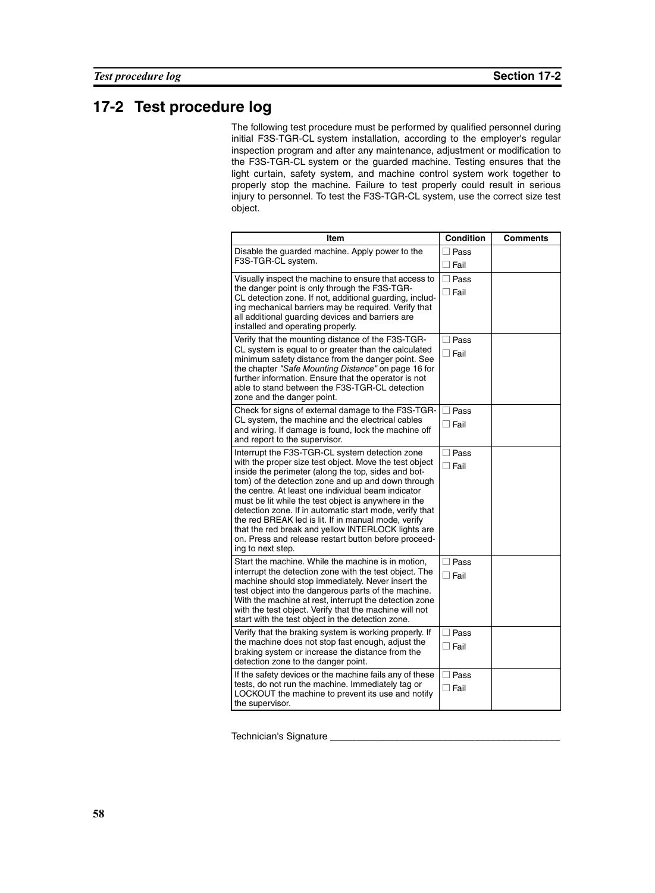## 17-2 Test procedure log

The following test procedure must be performed by qualified personnel during initial F3S-TGR-CL system installation, according to the employer's regular inspection program and after any maintenance, adjustment or modification to the F3S-TGR-CL system or the guarded machine. Testing ensures that the light curtain, safety system, and machine control system work together to properly stop the machine. Failure to test properly could result in serious injury to personnel. To test the F3S-TGR-CL system, use the correct size test object.

| Item | Condition | Comments |
|---|---|---|
| Disable the guarded machine. Apply power to the F3S-TGR-CL system. | ☐ Pass<br>☐ Fail | |
| Visually inspect the machine to ensure that access to the danger point is only through the F3S-TGR-CL detection zone. If not, additional guarding, including mechanical barriers may be required. Verify that all additional guarding devices and barriers are installed and operating properly. | ☐ Pass<br>☐ Fail | |
| Verify that the mounting distance of the F3S-TGR-CL system is equal to or greater than the calculated minimum safety distance from the danger point. See the chapter *"Safe Mounting Distance"* on page 16 for further information. Ensure that the operator is not able to stand between the F3S-TGR-CL detection zone and the danger point. | ☐ Pass<br>☐ Fail | |
| Check for signs of external damage to the F3S-TGR-CL system, the machine and the electrical cables and wiring. If damage is found, lock the machine off and report to the supervisor. | ☐ Pass<br>☐ Fail | |
| Interrupt the F3S-TGR-CL system detection zone with the proper size test object. Move the test object inside the perimeter (along the top, sides and bottom) of the detection zone and up and down through the centre. At least one individual beam indicator must be lit while the test object is anywhere in the detection zone. If in automatic start mode, verify that the red BREAK led is lit. If in manual mode, verify that the red break and yellow INTERLOCK lights are on. Press and release restart button before proceeding to next step. | ☐ Pass<br>☐ Fail | |
| Start the machine. While the machine is in motion, interrupt the detection zone with the test object. The machine should stop immediately. Never insert the test object into the dangerous parts of the machine. With the machine at rest, interrupt the detection zone with the test object. Verify that the machine will not start with the test object in the detection zone. | ☐ Pass<br>☐ Fail | |
| Verify that the braking system is working properly. If the machine does not stop fast enough, adjust the braking system or increase the distance from the detection zone to the danger point. | ☐ Pass<br>☐ Fail | |
| If the safety devices or the machine fails any of these tests, do not run the machine. Immediately tag or LOCKOUT the machine to prevent its use and notify the supervisor. | ☐ Pass<br>☐ Fail | |

Technician's Signature ________________________________________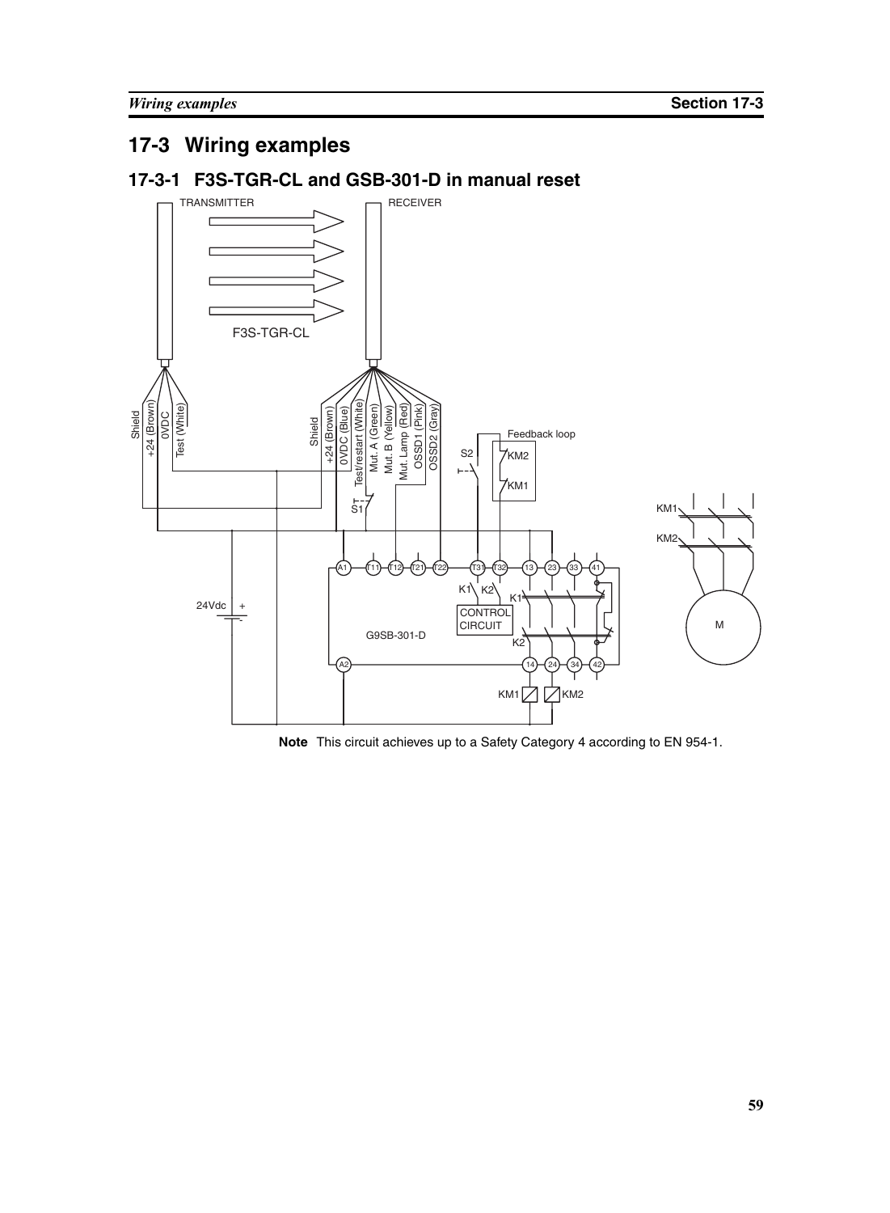# 17-3 Wiring examples

## 17-3-1 F3S-TGR-CL and GSB-301-D in manual reset

TRANSMITTER

RECEIVER

F3S-TGR-CL

Shield

+24 (Brown)

0VDC

Test (White)

Shield

+24 (Brown)

0VDC (Blue)

Test/restart (White)

Mut. A (Green)

Mut. B (Yellow)

Mut. Lamp (Red)

OSSD1 (Pink)

OSSD2 (Gray)

S1

S2

Feedback loop

KM2

KM1

A1 T11 T12 T21 T22 T31 T32 13 23 33 41

K1 K2

K1

CONTROL CIRCUIT

G9SB-301-D

K2

A2 14 24 34 42

24Vdc + -

KM1 KM2

KM1

KM2

M

**Note** This circuit achieves up to a Safety Category 4 according to EN 954-1.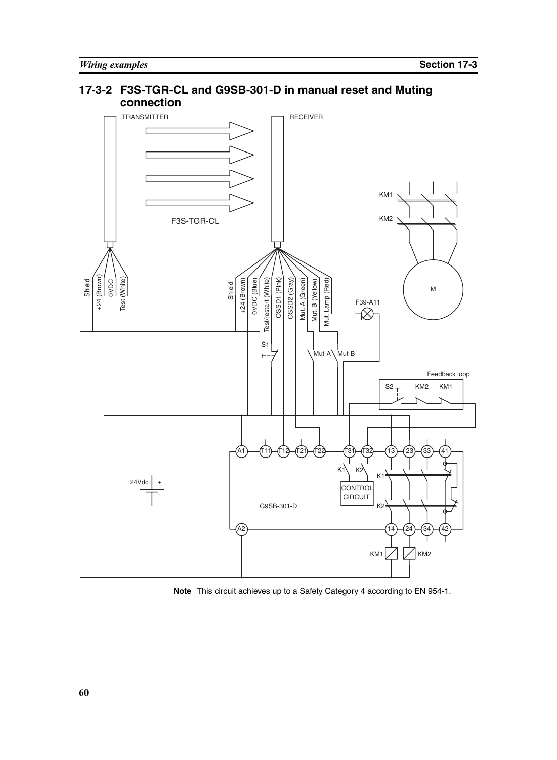## 17-3-2 F3S-TGR-CL and G9SB-301-D in manual reset and Muting connection

TRANSMITTER

RECEIVER

F3S-TGR-CL

Shield
+24 (Brown)
0VDC
Test (White)

Shield
+24 (Brown)
0VDC (Blue)
Test/restart (White)
OSSD1 (Pink)
OSSD2 (Gray)
Mut. A (Green)
Mut. B (Yellow)
Mut. Lamp (Red)

F39-A11

S1

Mut-A Mut-B

KM1

KM2

M

Feedback loop

S2 KM2 KM1

A1 T11 T12 T21 T22 T31 T32 13 23 33 41

K1 K2

K1

CONTROL CIRCUIT

24Vdc + -

G9SB-301-D

K2

A2 14 24 34 42

KM1 KM2

**Note** This circuit achieves up to a Safety Category 4 according to EN 954-1.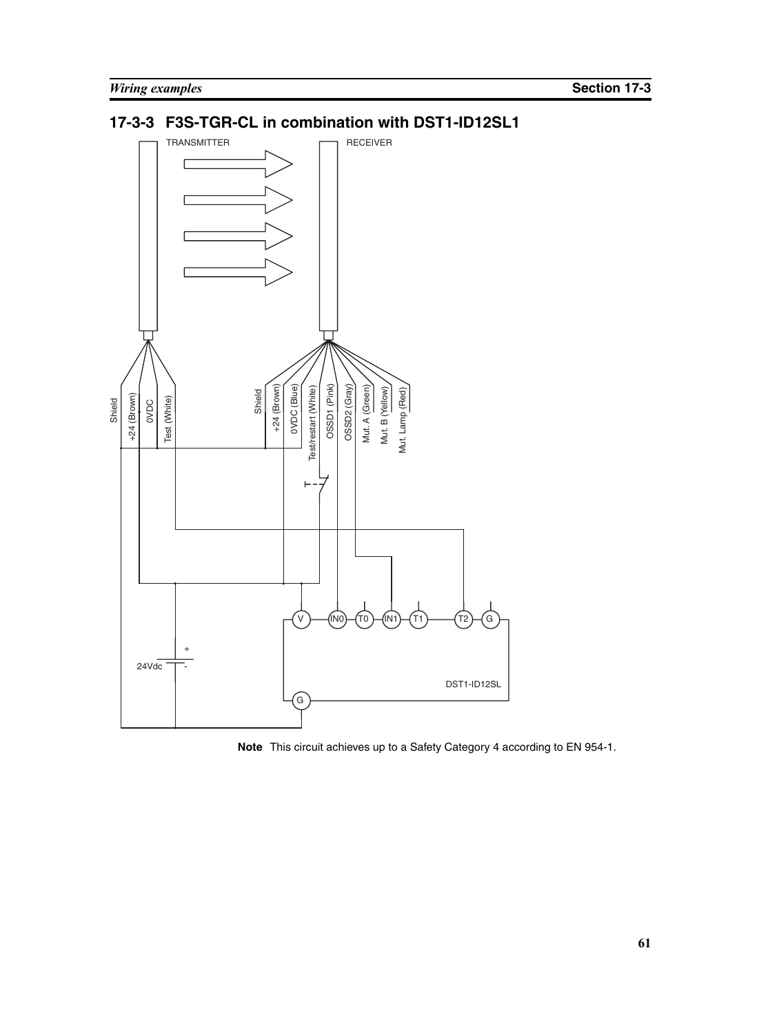### 17-3-3 F3S-TGR-CL in combination with DST1-ID12SL1

TRANSMITTER

RECEIVER

Shield

+24 (Brown)

0VDC

Test (White)

Shield

+24 (Brown)

0VDC (Blue)

Test/restart (White)

OSSD1 (Pink)

OSSD2 (Gray)

Mut. A (Green)

Mut. B (Yellow)

Mut. Lamp (Red)

V IN0 T0 IN1 T1 T2 G

24Vdc

DST1-ID12SL

G

**Note** This circuit achieves up to a Safety Category 4 according to EN 954-1.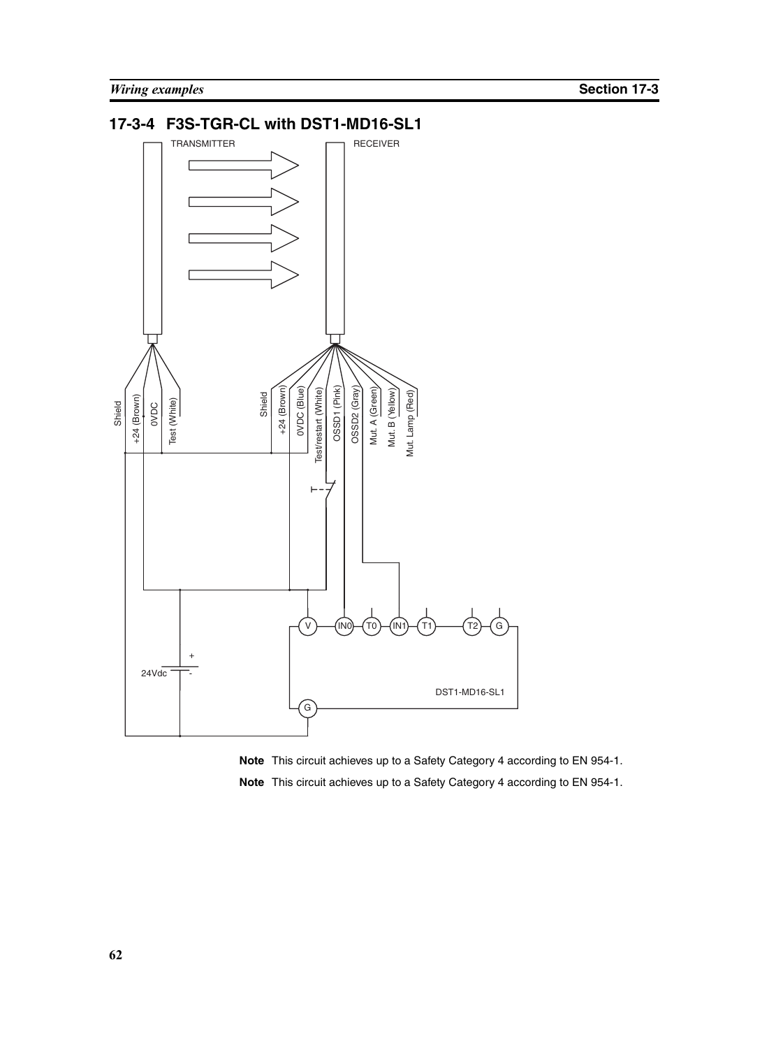## 17-3-4 F3S-TGR-CL with DST1-MD16-SL1

TRANSMITTER

RECEIVER

Shield

+24 (Brown)

0VDC

Test (White)

Shield

+24 (Brown)

0VDC (Blue)

Test/restart (White)

OSSD1 (Pink)

OSSD2 (Gray)

Mut. A (Green)

Mut. B (Yellow)

Mut. Lamp (Red)

V IN0 T0 IN1 T1 T2 G

24Vdc

DST1-MD16-SL1

G

**Note** This circuit achieves up to a Safety Category 4 according to EN 954-1.

**Note** This circuit achieves up to a Safety Category 4 according to EN 954-1.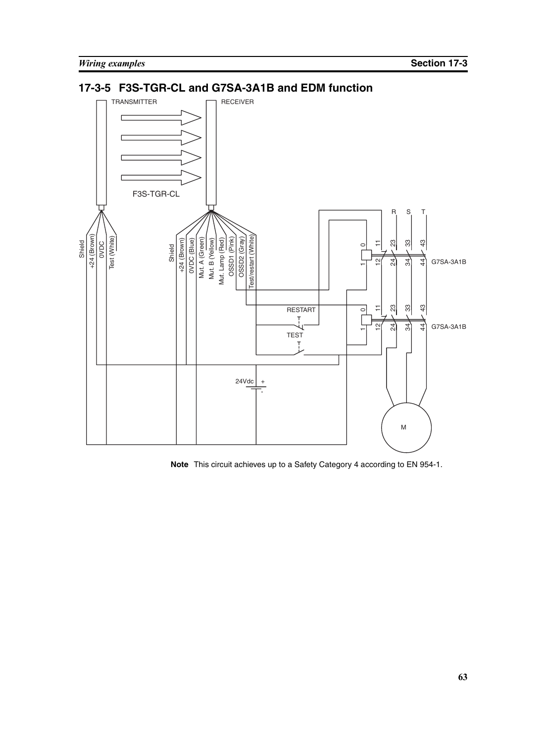## 17-3-5 F3S-TGR-CL and G7SA-3A1B and EDM function

TRANSMITTER

RECEIVER

F3S-TGR-CL

Shield

+24 (Brown)

0VDC

Test (White)

Shield

+24 (Brown)

0VDC (Blue)

Mut. A (Green)

Mut. B (Yellow)

Mut. Lamp (Red)

OSSD1 (Pink)

OSSD2 (Gray)

Test/restart (White)

R S T

0 1 11 12 23 24 33 34 43 44 G7SA-3A1B

0 1 11 12 23 24 33 34 43 44 G7SA-3A1B

RESTART

TEST

24Vdc + -

M

**Note** This circuit achieves up to a Safety Category 4 according to EN 954-1.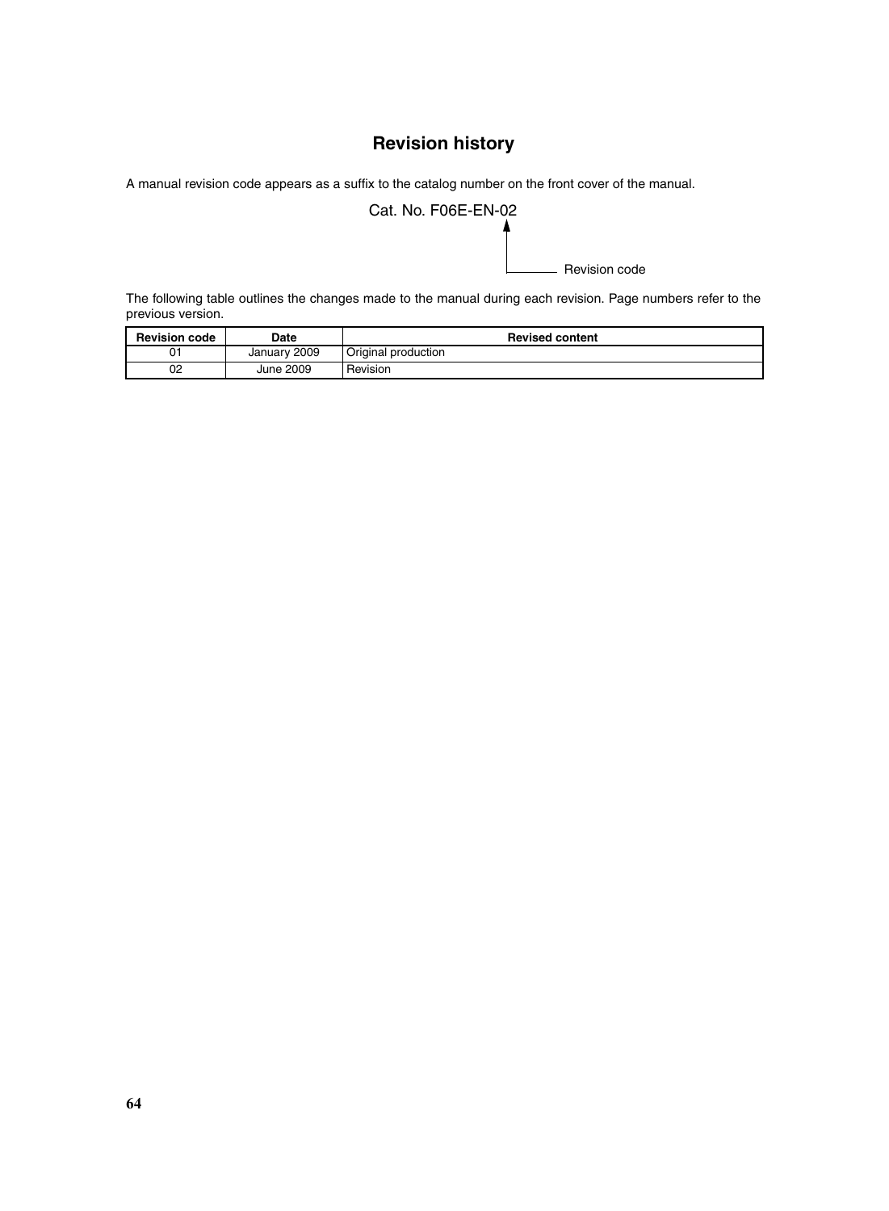## Revision history

A manual revision code appears as a suffix to the catalog number on the front cover of the manual.

Cat. No. F06E-EN-02

Revision code

The following table outlines the changes made to the manual during each revision. Page numbers refer to the previous version.

| Revision code | Date | Revised content |
|---|---|---|
| 01 | January 2009 | Original production |
| 02 | June 2009 | Revision |